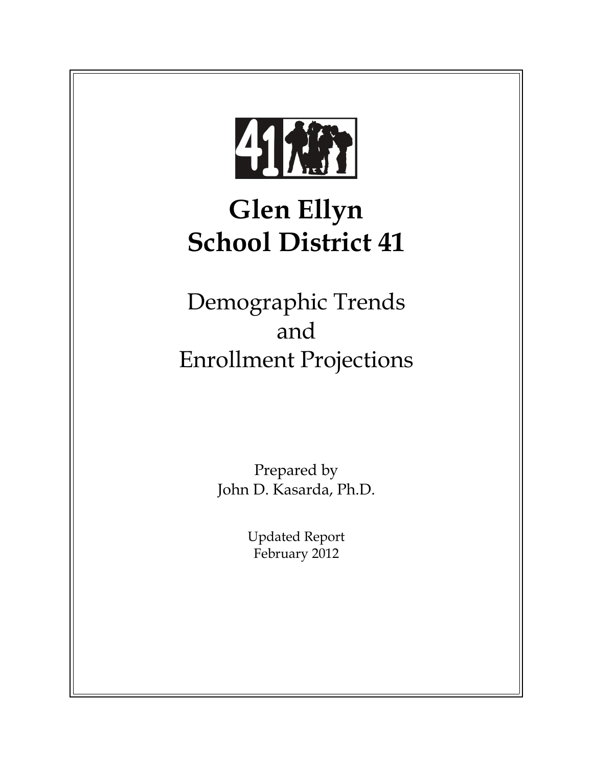# Glen Ellyn School District 41

## Demographic Trends and Enrollment Projections

Prepared by
John D. Kasarda, Ph.D.

Updated Report
February 2012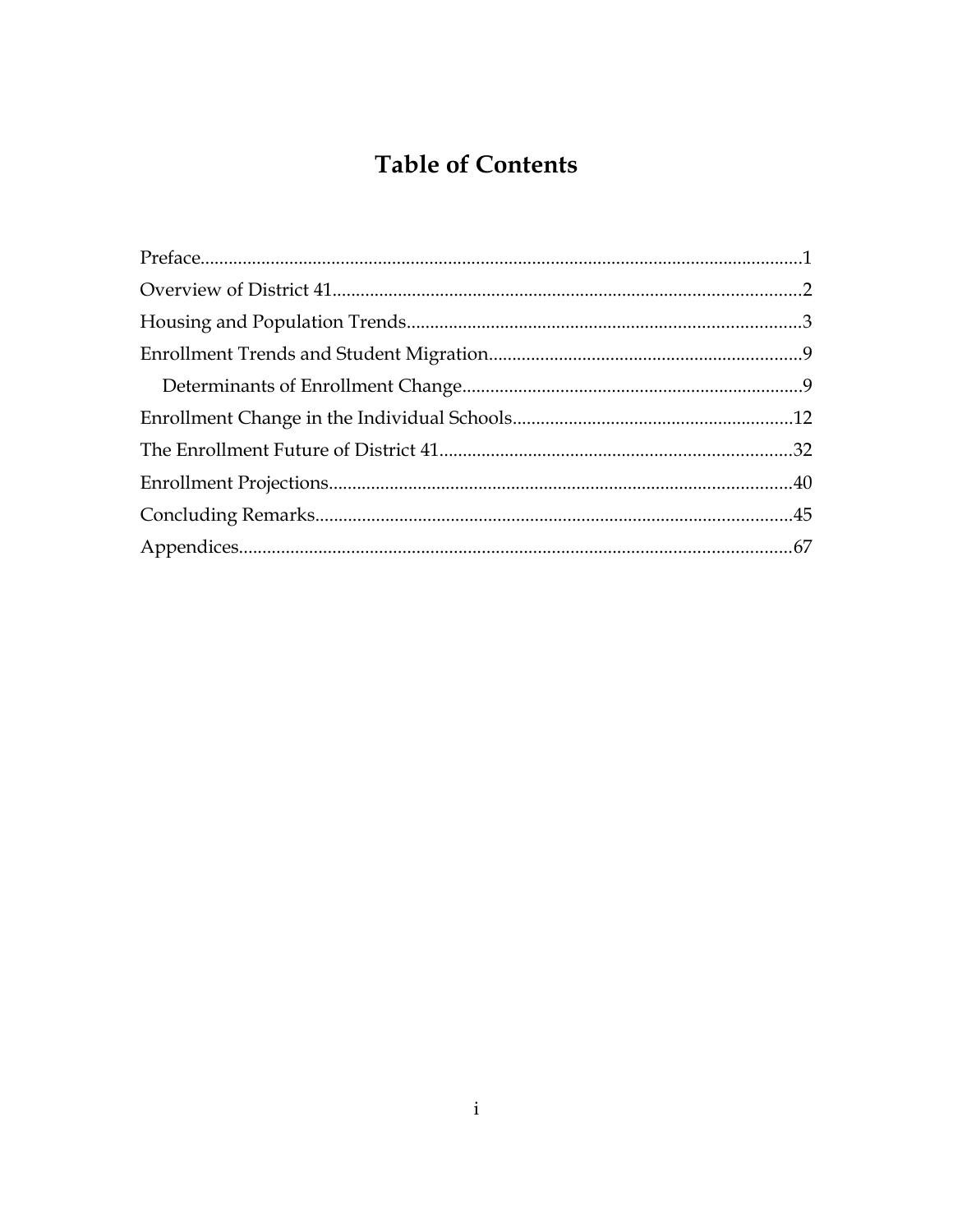# Table of Contents

Preface.....1
Overview of District 41.....2
Housing and Population Trends.....3
Enrollment Trends and Student Migration.....9
    Determinants of Enrollment Change.....9
Enrollment Change in the Individual Schools.....12
The Enrollment Future of District 41.....32
Enrollment Projections.....40
Concluding Remarks.....45
Appendices.....67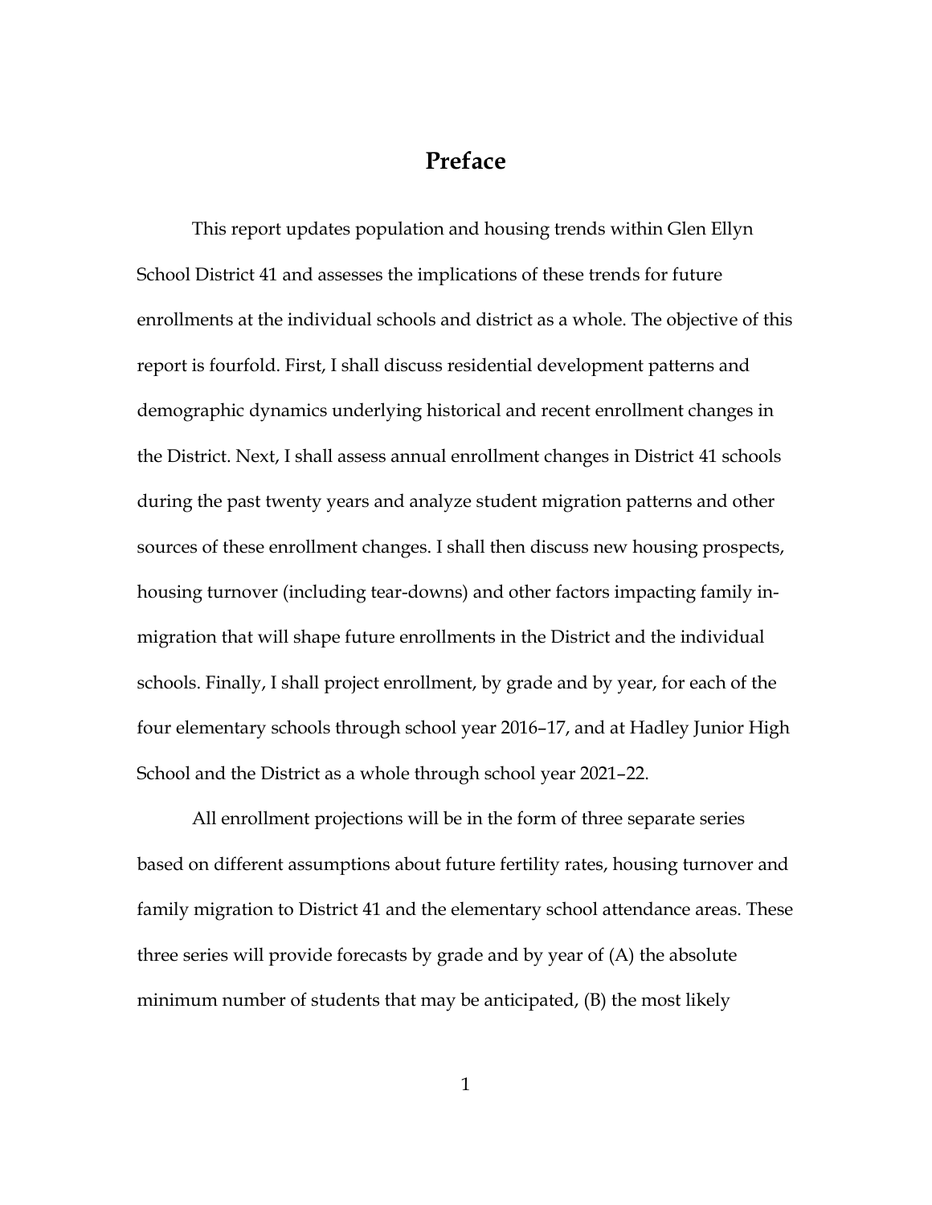# Preface

This report updates population and housing trends within Glen Ellyn School District 41 and assesses the implications of these trends for future enrollments at the individual schools and district as a whole. The objective of this report is fourfold. First, I shall discuss residential development patterns and demographic dynamics underlying historical and recent enrollment changes in the District. Next, I shall assess annual enrollment changes in District 41 schools during the past twenty years and analyze student migration patterns and other sources of these enrollment changes. I shall then discuss new housing prospects, housing turnover (including tear-downs) and other factors impacting family in-migration that will shape future enrollments in the District and the individual schools. Finally, I shall project enrollment, by grade and by year, for each of the four elementary schools through school year 2016–17, and at Hadley Junior High School and the District as a whole through school year 2021–22.

All enrollment projections will be in the form of three separate series based on different assumptions about future fertility rates, housing turnover and family migration to District 41 and the elementary school attendance areas. These three series will provide forecasts by grade and by year of (A) the absolute minimum number of students that may be anticipated, (B) the most likely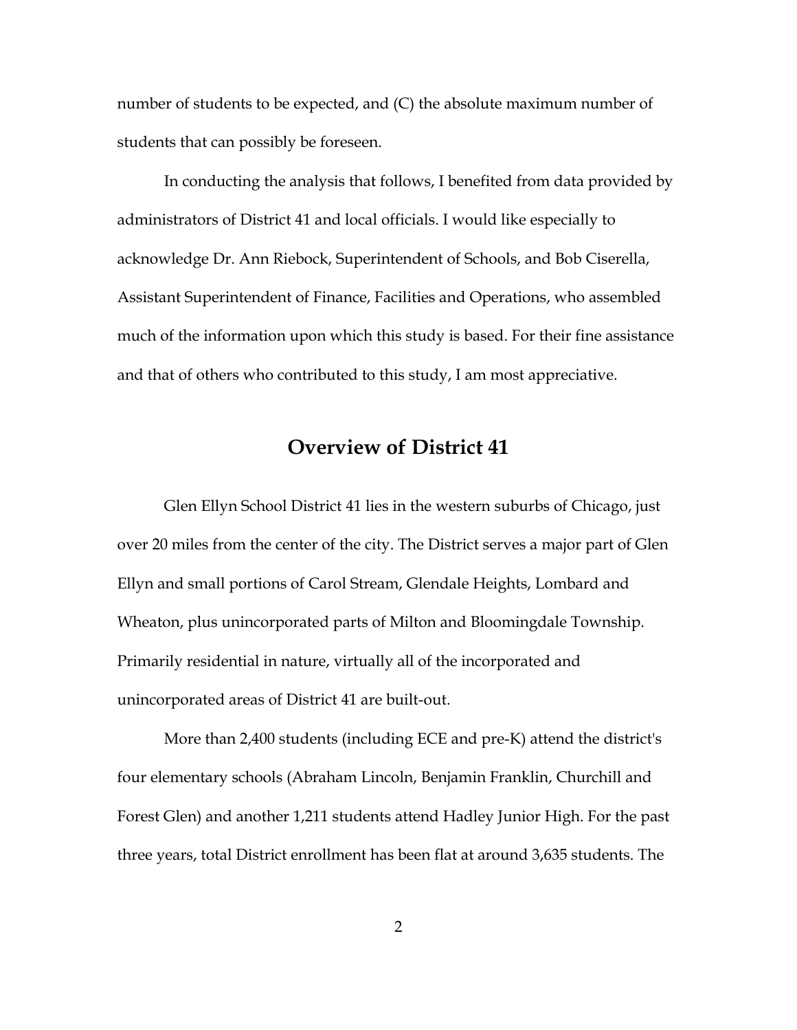number of students to be expected, and (C) the absolute maximum number of students that can possibly be foreseen.

In conducting the analysis that follows, I benefited from data provided by administrators of District 41 and local officials. I would like especially to acknowledge Dr. Ann Riebock, Superintendent of Schools, and Bob Ciserella, Assistant Superintendent of Finance, Facilities and Operations, who assembled much of the information upon which this study is based. For their fine assistance and that of others who contributed to this study, I am most appreciative.

## Overview of District 41

Glen Ellyn School District 41 lies in the western suburbs of Chicago, just over 20 miles from the center of the city. The District serves a major part of Glen Ellyn and small portions of Carol Stream, Glendale Heights, Lombard and Wheaton, plus unincorporated parts of Milton and Bloomingdale Township. Primarily residential in nature, virtually all of the incorporated and unincorporated areas of District 41 are built-out.

More than 2,400 students (including ECE and pre-K) attend the district's four elementary schools (Abraham Lincoln, Benjamin Franklin, Churchill and Forest Glen) and another 1,211 students attend Hadley Junior High. For the past three years, total District enrollment has been flat at around 3,635 students. The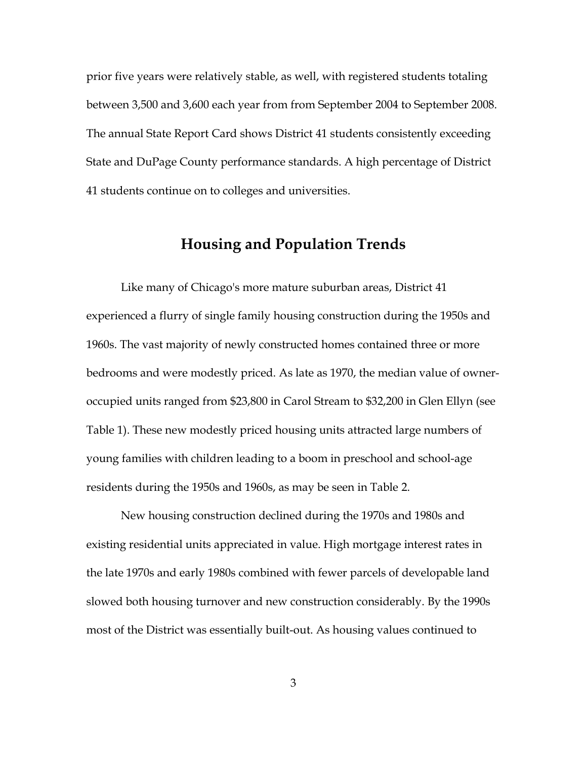prior five years were relatively stable, as well, with registered students totaling between 3,500 and 3,600 each year from from September 2004 to September 2008. The annual State Report Card shows District 41 students consistently exceeding State and DuPage County performance standards. A high percentage of District 41 students continue on to colleges and universities.

## Housing and Population Trends

Like many of Chicago's more mature suburban areas, District 41 experienced a flurry of single family housing construction during the 1950s and 1960s. The vast majority of newly constructed homes contained three or more bedrooms and were modestly priced. As late as 1970, the median value of owner-occupied units ranged from $23,800 in Carol Stream to $32,200 in Glen Ellyn (see Table 1). These new modestly priced housing units attracted large numbers of young families with children leading to a boom in preschool and school-age residents during the 1950s and 1960s, as may be seen in Table 2.

New housing construction declined during the 1970s and 1980s and existing residential units appreciated in value. High mortgage interest rates in the late 1970s and early 1980s combined with fewer parcels of developable land slowed both housing turnover and new construction considerably. By the 1990s most of the District was essentially built-out. As housing values continued to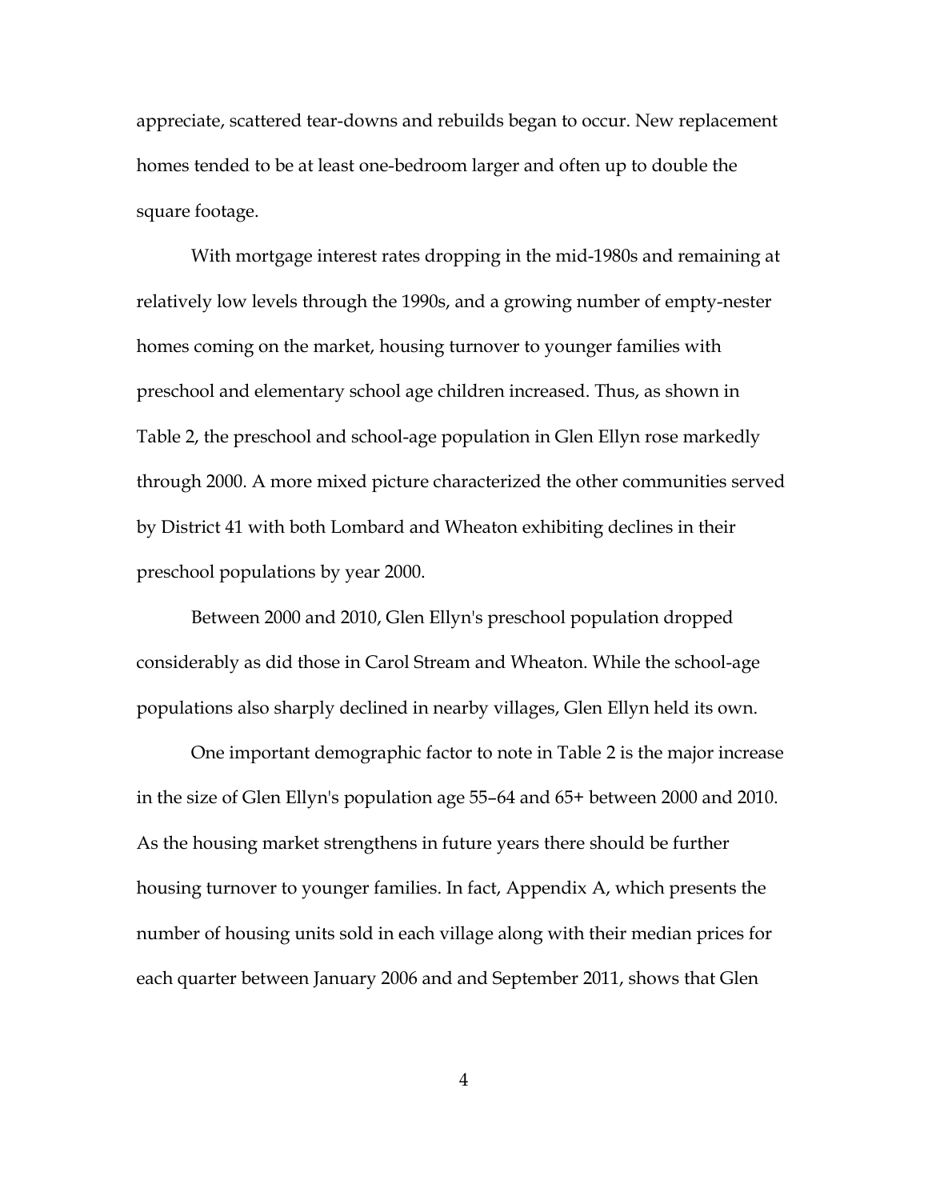appreciate, scattered tear-downs and rebuilds began to occur. New replacement homes tended to be at least one-bedroom larger and often up to double the square footage.

With mortgage interest rates dropping in the mid-1980s and remaining at relatively low levels through the 1990s, and a growing number of empty-nester homes coming on the market, housing turnover to younger families with preschool and elementary school age children increased. Thus, as shown in Table 2, the preschool and school-age population in Glen Ellyn rose markedly through 2000. A more mixed picture characterized the other communities served by District 41 with both Lombard and Wheaton exhibiting declines in their preschool populations by year 2000.

Between 2000 and 2010, Glen Ellyn's preschool population dropped considerably as did those in Carol Stream and Wheaton. While the school-age populations also sharply declined in nearby villages, Glen Ellyn held its own.

One important demographic factor to note in Table 2 is the major increase in the size of Glen Ellyn's population age 55–64 and 65+ between 2000 and 2010. As the housing market strengthens in future years there should be further housing turnover to younger families. In fact, Appendix A, which presents the number of housing units sold in each village along with their median prices for each quarter between January 2006 and and September 2011, shows that Glen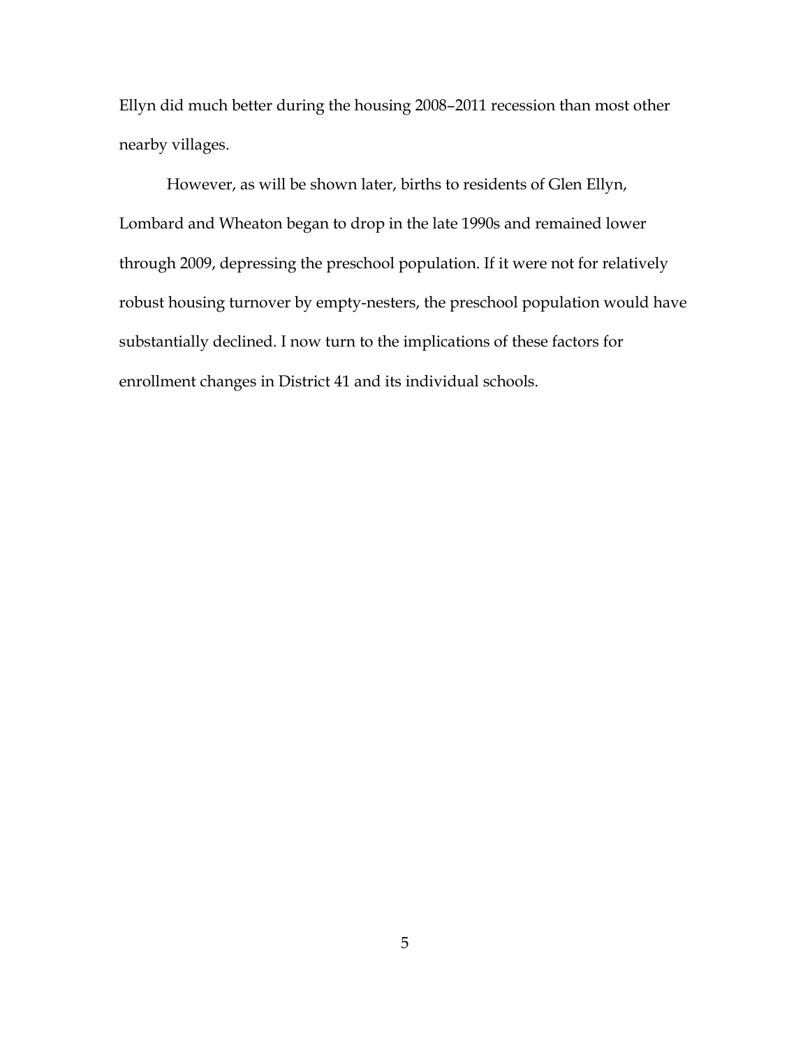Ellyn did much better during the housing 2008–2011 recession than most other nearby villages.

However, as will be shown later, births to residents of Glen Ellyn, Lombard and Wheaton began to drop in the late 1990s and remained lower through 2009, depressing the preschool population. If it were not for relatively robust housing turnover by empty-nesters, the preschool population would have substantially declined. I now turn to the implications of these factors for enrollment changes in District 41 and its individual schools.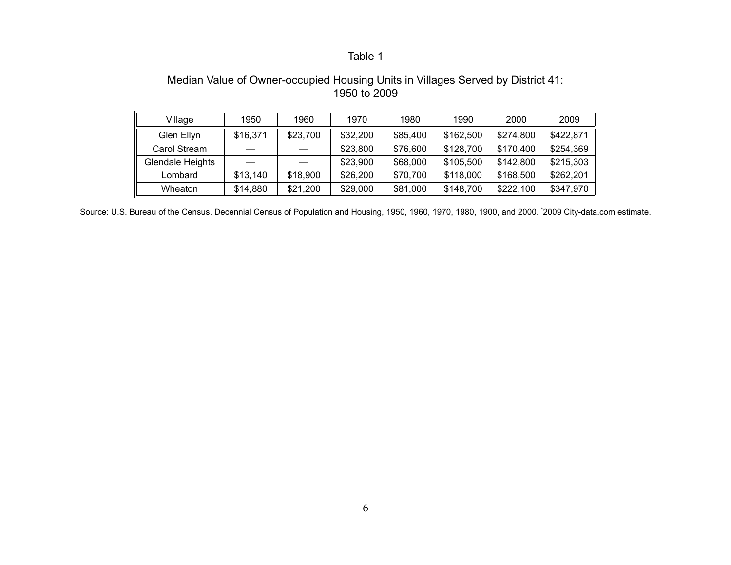Table 1

Median Value of Owner-occupied Housing Units in Villages Served by District 41: 1950 to 2009

| Village | 1950 | 1960 | 1970 | 1980 | 1990 | 2000 | 2009 |
|---|---|---|---|---|---|---|---|
| Glen Ellyn | $16,371 | $23,700 | $32,200 | $85,400 | $162,500 | $274,800 | $422,871 |
| Carol Stream | — | — | $23,800 | $76,600 | $128,700 | $170,400 | $254,369 |
| Glendale Heights | — | — | $23,900 | $68,000 | $105,500 | $142,800 | $215,303 |
| Lombard | $13,140 | $18,900 | $26,200 | $70,700 | $118,000 | $168,500 | $262,201 |
| Wheaton | $14,880 | $21,200 | $29,000 | $81,000 | $148,700 | $222,100 | $347,970 |

Source: U.S. Bureau of the Census. Decennial Census of Population and Housing, 1950, 1960, 1970, 1980, 1900, and 2000. *2009 City-data.com estimate.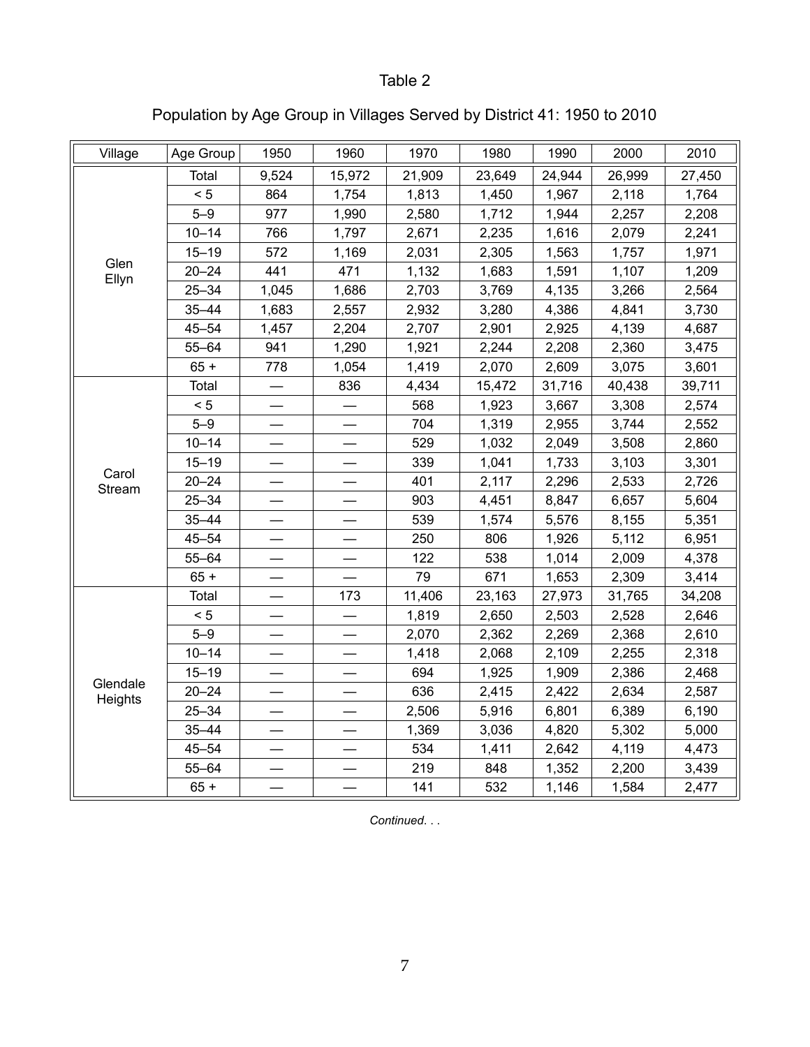Table 2

Population by Age Group in Villages Served by District 41: 1950 to 2010

| Village | Age Group | 1950 | 1960 | 1970 | 1980 | 1990 | 2000 | 2010 |
|---|---|---|---|---|---|---|---|---|
| Glen Ellyn | Total | 9,524 | 15,972 | 21,909 | 23,649 | 24,944 | 26,999 | 27,450 |
| | < 5 | 864 | 1,754 | 1,813 | 1,450 | 1,967 | 2,118 | 1,764 |
| | 5–9 | 977 | 1,990 | 2,580 | 1,712 | 1,944 | 2,257 | 2,208 |
| | 10–14 | 766 | 1,797 | 2,671 | 2,235 | 1,616 | 2,079 | 2,241 |
| | 15–19 | 572 | 1,169 | 2,031 | 2,305 | 1,563 | 1,757 | 1,971 |
| | 20–24 | 441 | 471 | 1,132 | 1,683 | 1,591 | 1,107 | 1,209 |
| | 25–34 | 1,045 | 1,686 | 2,703 | 3,769 | 4,135 | 3,266 | 2,564 |
| | 35–44 | 1,683 | 2,557 | 2,932 | 3,280 | 4,386 | 4,841 | 3,730 |
| | 45–54 | 1,457 | 2,204 | 2,707 | 2,901 | 2,925 | 4,139 | 4,687 |
| | 55–64 | 941 | 1,290 | 1,921 | 2,244 | 2,208 | 2,360 | 3,475 |
| | 65 + | 778 | 1,054 | 1,419 | 2,070 | 2,609 | 3,075 | 3,601 |
| Carol Stream | Total | — | 836 | 4,434 | 15,472 | 31,716 | 40,438 | 39,711 |
| | < 5 | — | — | 568 | 1,923 | 3,667 | 3,308 | 2,574 |
| | 5–9 | — | — | 704 | 1,319 | 2,955 | 3,744 | 2,552 |
| | 10–14 | — | — | 529 | 1,032 | 2,049 | 3,508 | 2,860 |
| | 15–19 | — | — | 339 | 1,041 | 1,733 | 3,103 | 3,301 |
| | 20–24 | — | — | 401 | 2,117 | 2,296 | 2,533 | 2,726 |
| | 25–34 | — | — | 903 | 4,451 | 8,847 | 6,657 | 5,604 |
| | 35–44 | — | — | 539 | 1,574 | 5,576 | 8,155 | 5,351 |
| | 45–54 | — | — | 250 | 806 | 1,926 | 5,112 | 6,951 |
| | 55–64 | — | — | 122 | 538 | 1,014 | 2,009 | 4,378 |
| | 65 + | — | — | 79 | 671 | 1,653 | 2,309 | 3,414 |
| Glendale Heights | Total | — | 173 | 11,406 | 23,163 | 27,973 | 31,765 | 34,208 |
| | < 5 | — | — | 1,819 | 2,650 | 2,503 | 2,528 | 2,646 |
| | 5–9 | — | — | 2,070 | 2,362 | 2,269 | 2,368 | 2,610 |
| | 10–14 | — | — | 1,418 | 2,068 | 2,109 | 2,255 | 2,318 |
| | 15–19 | — | — | 694 | 1,925 | 1,909 | 2,386 | 2,468 |
| | 20–24 | — | — | 636 | 2,415 | 2,422 | 2,634 | 2,587 |
| | 25–34 | — | — | 2,506 | 5,916 | 6,801 | 6,389 | 6,190 |
| | 35–44 | — | — | 1,369 | 3,036 | 4,820 | 5,302 | 5,000 |
| | 45–54 | — | — | 534 | 1,411 | 2,642 | 4,119 | 4,473 |
| | 55–64 | — | — | 219 | 848 | 1,352 | 2,200 | 3,439 |
| | 65 + | — | — | 141 | 532 | 1,146 | 1,584 | 2,477 |

*Continued. . .*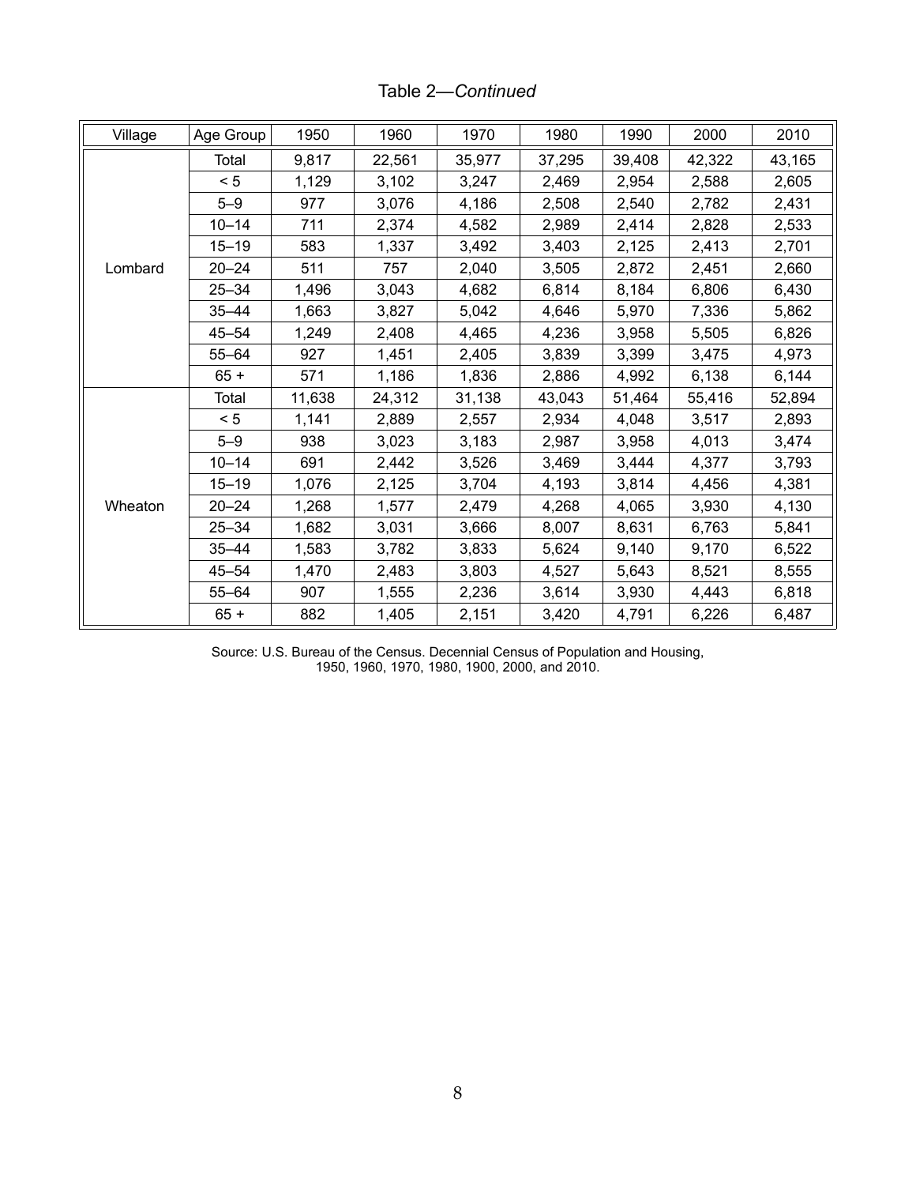Table 2—*Continued*

| Village | Age Group | 1950 | 1960 | 1970 | 1980 | 1990 | 2000 | 2010 |
|---|---|---|---|---|---|---|---|---|
| Lombard | Total | 9,817 | 22,561 | 35,977 | 37,295 | 39,408 | 42,322 | 43,165 |
| | < 5 | 1,129 | 3,102 | 3,247 | 2,469 | 2,954 | 2,588 | 2,605 |
| | 5–9 | 977 | 3,076 | 4,186 | 2,508 | 2,540 | 2,782 | 2,431 |
| | 10–14 | 711 | 2,374 | 4,582 | 2,989 | 2,414 | 2,828 | 2,533 |
| | 15–19 | 583 | 1,337 | 3,492 | 3,403 | 2,125 | 2,413 | 2,701 |
| | 20–24 | 511 | 757 | 2,040 | 3,505 | 2,872 | 2,451 | 2,660 |
| | 25–34 | 1,496 | 3,043 | 4,682 | 6,814 | 8,184 | 6,806 | 6,430 |
| | 35–44 | 1,663 | 3,827 | 5,042 | 4,646 | 5,970 | 7,336 | 5,862 |
| | 45–54 | 1,249 | 2,408 | 4,465 | 4,236 | 3,958 | 5,505 | 6,826 |
| | 55–64 | 927 | 1,451 | 2,405 | 3,839 | 3,399 | 3,475 | 4,973 |
| | 65 + | 571 | 1,186 | 1,836 | 2,886 | 4,992 | 6,138 | 6,144 |
| Wheaton | Total | 11,638 | 24,312 | 31,138 | 43,043 | 51,464 | 55,416 | 52,894 |
| | < 5 | 1,141 | 2,889 | 2,557 | 2,934 | 4,048 | 3,517 | 2,893 |
| | 5–9 | 938 | 3,023 | 3,183 | 2,987 | 3,958 | 4,013 | 3,474 |
| | 10–14 | 691 | 2,442 | 3,526 | 3,469 | 3,444 | 4,377 | 3,793 |
| | 15–19 | 1,076 | 2,125 | 3,704 | 4,193 | 3,814 | 4,456 | 4,381 |
| | 20–24 | 1,268 | 1,577 | 2,479 | 4,268 | 4,065 | 3,930 | 4,130 |
| | 25–34 | 1,682 | 3,031 | 3,666 | 8,007 | 8,631 | 6,763 | 5,841 |
| | 35–44 | 1,583 | 3,782 | 3,833 | 5,624 | 9,140 | 9,170 | 6,522 |
| | 45–54 | 1,470 | 2,483 | 3,803 | 4,527 | 5,643 | 8,521 | 8,555 |
| | 55–64 | 907 | 1,555 | 2,236 | 3,614 | 3,930 | 4,443 | 6,818 |
| | 65 + | 882 | 1,405 | 2,151 | 3,420 | 4,791 | 6,226 | 6,487 |

Source: U.S. Bureau of the Census. Decennial Census of Population and Housing, 1950, 1960, 1970, 1980, 1900, 2000, and 2010.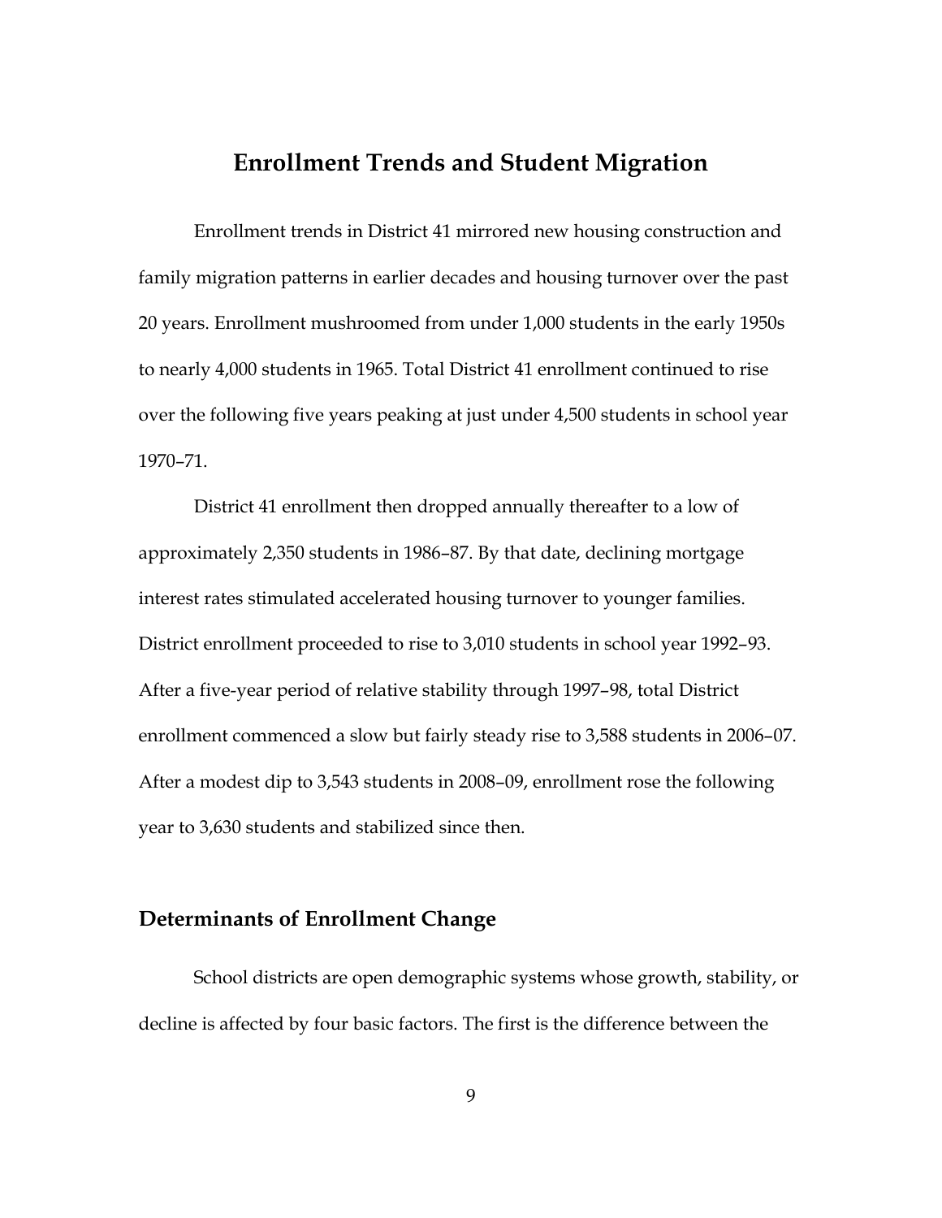# Enrollment Trends and Student Migration

Enrollment trends in District 41 mirrored new housing construction and family migration patterns in earlier decades and housing turnover over the past 20 years. Enrollment mushroomed from under 1,000 students in the early 1950s to nearly 4,000 students in 1965. Total District 41 enrollment continued to rise over the following five years peaking at just under 4,500 students in school year 1970–71.

District 41 enrollment then dropped annually thereafter to a low of approximately 2,350 students in 1986–87. By that date, declining mortgage interest rates stimulated accelerated housing turnover to younger families. District enrollment proceeded to rise to 3,010 students in school year 1992–93. After a five-year period of relative stability through 1997–98, total District enrollment commenced a slow but fairly steady rise to 3,588 students in 2006–07. After a modest dip to 3,543 students in 2008–09, enrollment rose the following year to 3,630 students and stabilized since then.

## Determinants of Enrollment Change

School districts are open demographic systems whose growth, stability, or decline is affected by four basic factors. The first is the difference between the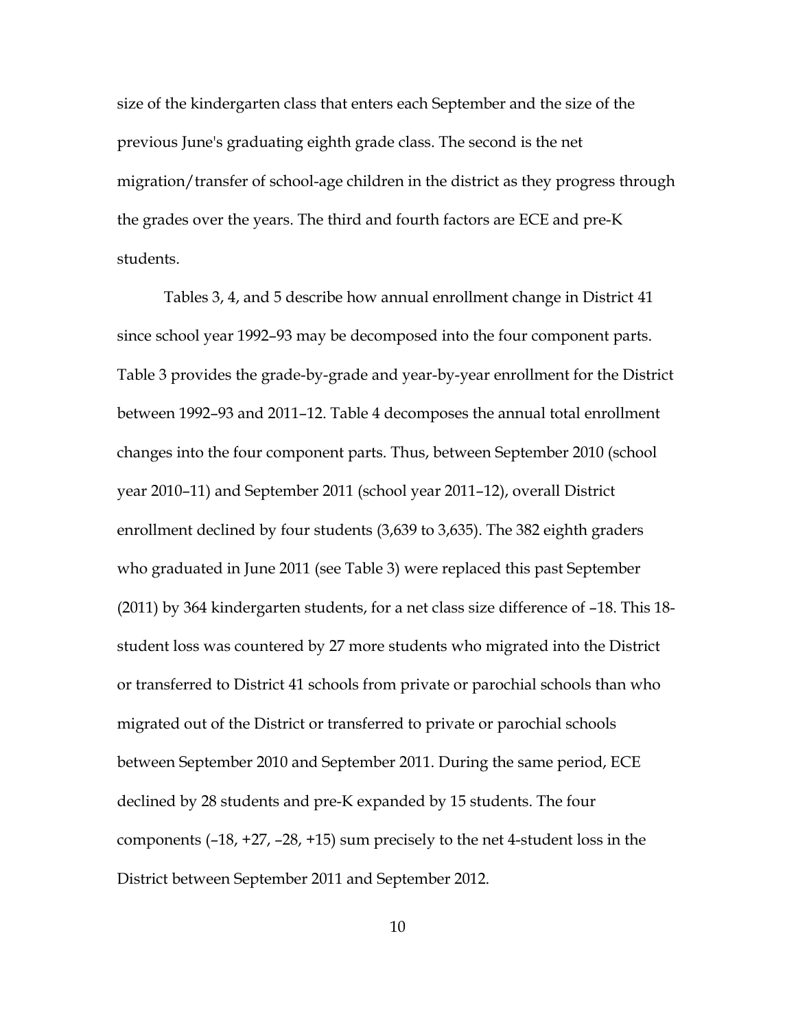size of the kindergarten class that enters each September and the size of the previous June's graduating eighth grade class. The second is the net migration/transfer of school-age children in the district as they progress through the grades over the years. The third and fourth factors are ECE and pre-K students.

Tables 3, 4, and 5 describe how annual enrollment change in District 41 since school year 1992–93 may be decomposed into the four component parts. Table 3 provides the grade-by-grade and year-by-year enrollment for the District between 1992–93 and 2011–12. Table 4 decomposes the annual total enrollment changes into the four component parts. Thus, between September 2010 (school year 2010–11) and September 2011 (school year 2011–12), overall District enrollment declined by four students (3,639 to 3,635). The 382 eighth graders who graduated in June 2011 (see Table 3) were replaced this past September (2011) by 364 kindergarten students, for a net class size difference of –18. This 18-student loss was countered by 27 more students who migrated into the District or transferred to District 41 schools from private or parochial schools than who migrated out of the District or transferred to private or parochial schools between September 2010 and September 2011. During the same period, ECE declined by 28 students and pre-K expanded by 15 students. The four components (–18, +27, –28, +15) sum precisely to the net 4-student loss in the District between September 2011 and September 2012.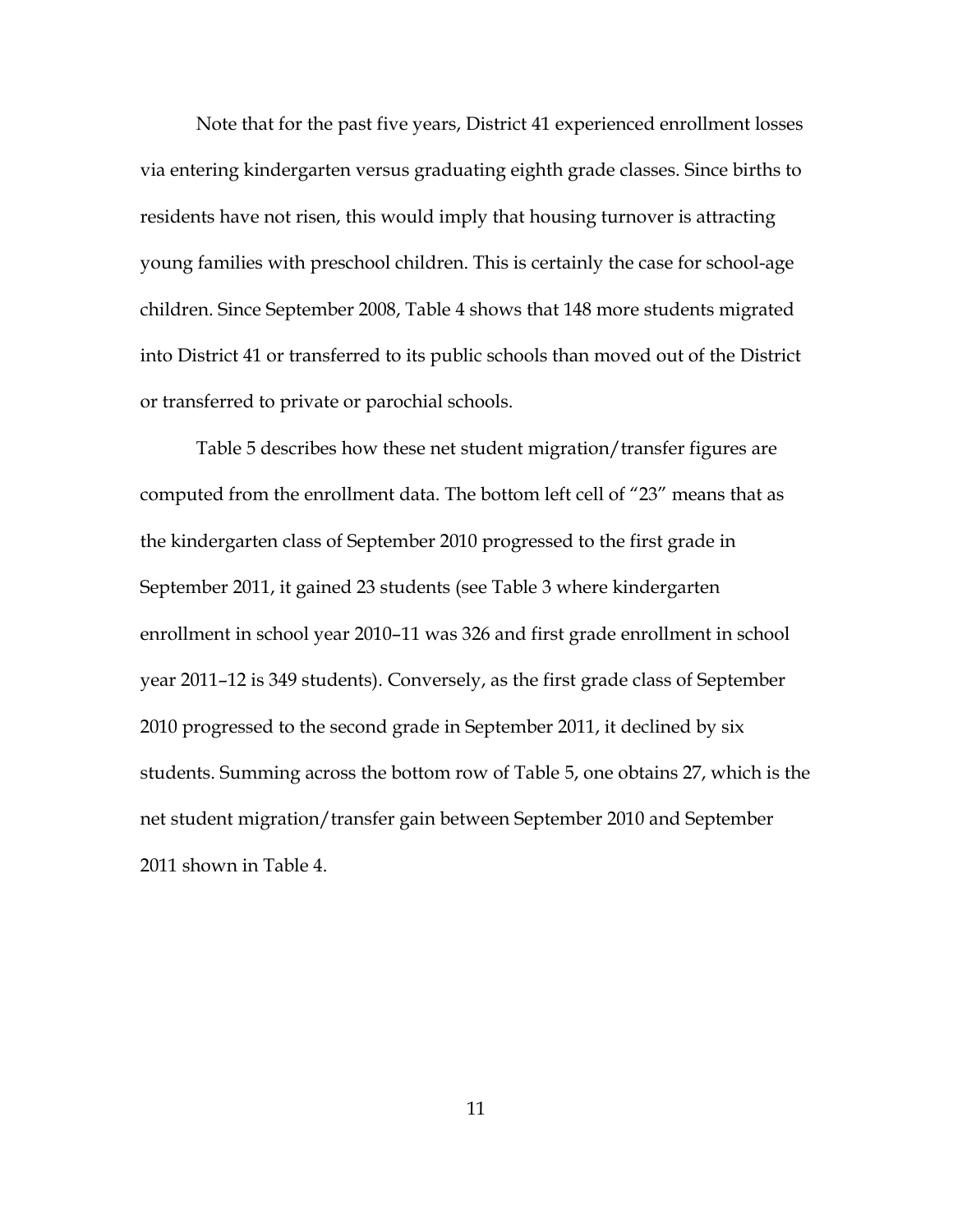Note that for the past five years, District 41 experienced enrollment losses via entering kindergarten versus graduating eighth grade classes. Since births to residents have not risen, this would imply that housing turnover is attracting young families with preschool children. This is certainly the case for school-age children. Since September 2008, Table 4 shows that 148 more students migrated into District 41 or transferred to its public schools than moved out of the District or transferred to private or parochial schools.

Table 5 describes how these net student migration/transfer figures are computed from the enrollment data. The bottom left cell of "23" means that as the kindergarten class of September 2010 progressed to the first grade in September 2011, it gained 23 students (see Table 3 where kindergarten enrollment in school year 2010–11 was 326 and first grade enrollment in school year 2011–12 is 349 students). Conversely, as the first grade class of September 2010 progressed to the second grade in September 2011, it declined by six students. Summing across the bottom row of Table 5, one obtains 27, which is the net student migration/transfer gain between September 2010 and September 2011 shown in Table 4.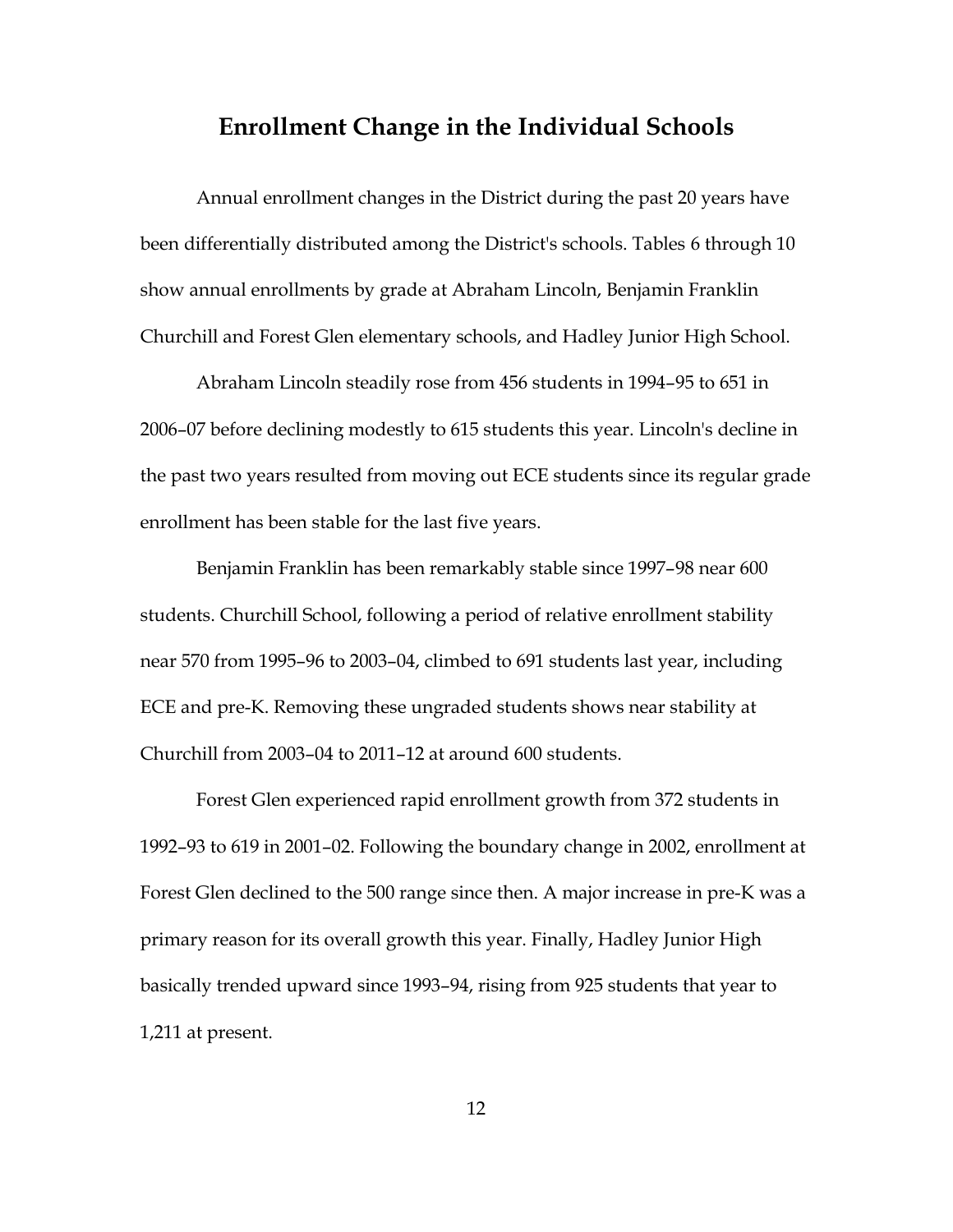## Enrollment Change in the Individual Schools

Annual enrollment changes in the District during the past 20 years have been differentially distributed among the District's schools. Tables 6 through 10 show annual enrollments by grade at Abraham Lincoln, Benjamin Franklin Churchill and Forest Glen elementary schools, and Hadley Junior High School.

Abraham Lincoln steadily rose from 456 students in 1994–95 to 651 in 2006–07 before declining modestly to 615 students this year. Lincoln's decline in the past two years resulted from moving out ECE students since its regular grade enrollment has been stable for the last five years.

Benjamin Franklin has been remarkably stable since 1997–98 near 600 students. Churchill School, following a period of relative enrollment stability near 570 from 1995–96 to 2003–04, climbed to 691 students last year, including ECE and pre-K. Removing these ungraded students shows near stability at Churchill from 2003–04 to 2011–12 at around 600 students.

Forest Glen experienced rapid enrollment growth from 372 students in 1992–93 to 619 in 2001–02. Following the boundary change in 2002, enrollment at Forest Glen declined to the 500 range since then. A major increase in pre-K was a primary reason for its overall growth this year. Finally, Hadley Junior High basically trended upward since 1993–94, rising from 925 students that year to 1,211 at present.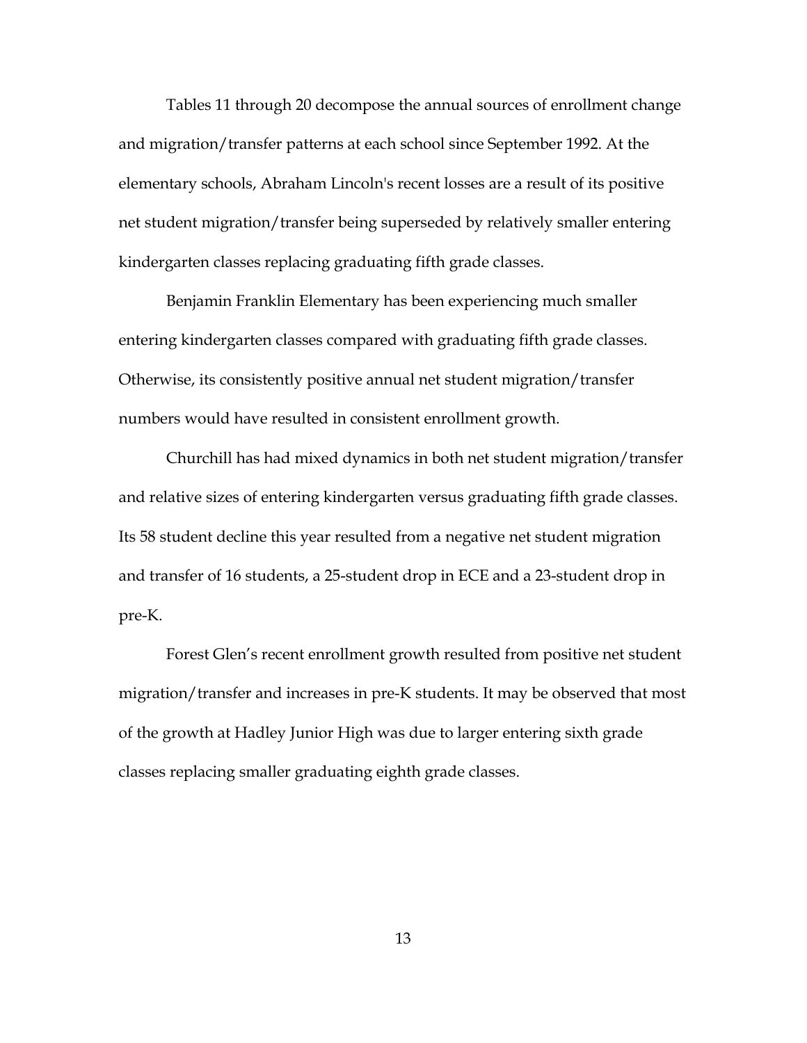Tables 11 through 20 decompose the annual sources of enrollment change and migration/transfer patterns at each school since September 1992. At the elementary schools, Abraham Lincoln's recent losses are a result of its positive net student migration/transfer being superseded by relatively smaller entering kindergarten classes replacing graduating fifth grade classes.

Benjamin Franklin Elementary has been experiencing much smaller entering kindergarten classes compared with graduating fifth grade classes. Otherwise, its consistently positive annual net student migration/transfer numbers would have resulted in consistent enrollment growth.

Churchill has had mixed dynamics in both net student migration/transfer and relative sizes of entering kindergarten versus graduating fifth grade classes. Its 58 student decline this year resulted from a negative net student migration and transfer of 16 students, a 25-student drop in ECE and a 23-student drop in pre-K.

Forest Glen's recent enrollment growth resulted from positive net student migration/transfer and increases in pre-K students. It may be observed that most of the growth at Hadley Junior High was due to larger entering sixth grade classes replacing smaller graduating eighth grade classes.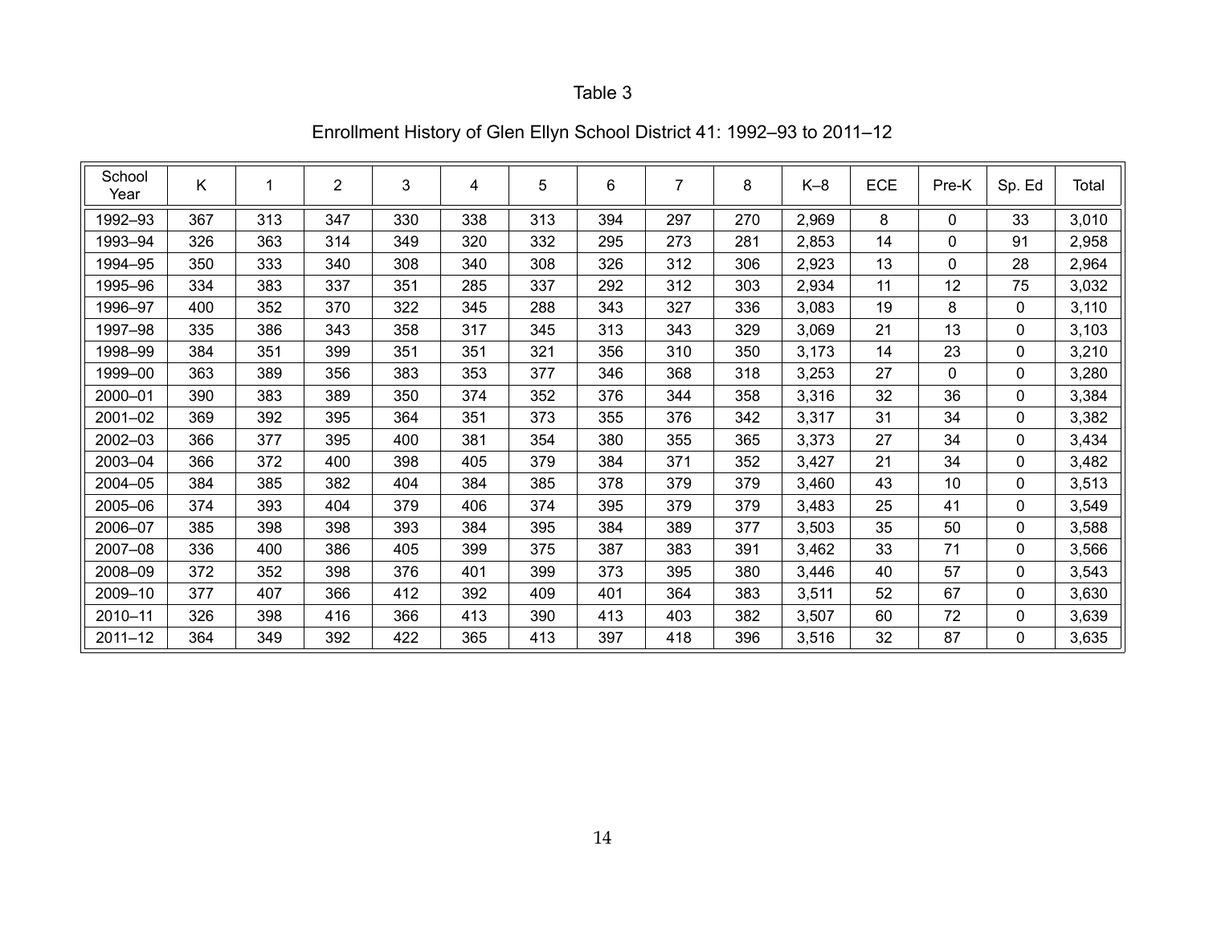Table 3

Enrollment History of Glen Ellyn School District 41: 1992–93 to 2011–12

| School Year | K | 1 | 2 | 3 | 4 | 5 | 6 | 7 | 8 | K–8 | ECE | Pre-K | Sp. Ed | Total |
|---|---|---|---|---|---|---|---|---|---|---|---|---|---|---|
| 1992–93 | 367 | 313 | 347 | 330 | 338 | 313 | 394 | 297 | 270 | 2,969 | 8 | 0 | 33 | 3,010 |
| 1993–94 | 326 | 363 | 314 | 349 | 320 | 332 | 295 | 273 | 281 | 2,853 | 14 | 0 | 91 | 2,958 |
| 1994–95 | 350 | 333 | 340 | 308 | 340 | 308 | 326 | 312 | 306 | 2,923 | 13 | 0 | 28 | 2,964 |
| 1995–96 | 334 | 383 | 337 | 351 | 285 | 337 | 292 | 312 | 303 | 2,934 | 11 | 12 | 75 | 3,032 |
| 1996–97 | 400 | 352 | 370 | 322 | 345 | 288 | 343 | 327 | 336 | 3,083 | 19 | 8 | 0 | 3,110 |
| 1997–98 | 335 | 386 | 343 | 358 | 317 | 345 | 313 | 343 | 329 | 3,069 | 21 | 13 | 0 | 3,103 |
| 1998–99 | 384 | 351 | 399 | 351 | 351 | 321 | 356 | 310 | 350 | 3,173 | 14 | 23 | 0 | 3,210 |
| 1999–00 | 363 | 389 | 356 | 383 | 353 | 377 | 346 | 368 | 318 | 3,253 | 27 | 0 | 0 | 3,280 |
| 2000–01 | 390 | 383 | 389 | 350 | 374 | 352 | 376 | 344 | 358 | 3,316 | 32 | 36 | 0 | 3,384 |
| 2001–02 | 369 | 392 | 395 | 364 | 351 | 373 | 355 | 376 | 342 | 3,317 | 31 | 34 | 0 | 3,382 |
| 2002–03 | 366 | 377 | 395 | 400 | 381 | 354 | 380 | 355 | 365 | 3,373 | 27 | 34 | 0 | 3,434 |
| 2003–04 | 366 | 372 | 400 | 398 | 405 | 379 | 384 | 371 | 352 | 3,427 | 21 | 34 | 0 | 3,482 |
| 2004–05 | 384 | 385 | 382 | 404 | 384 | 385 | 378 | 379 | 379 | 3,460 | 43 | 10 | 0 | 3,513 |
| 2005–06 | 374 | 393 | 404 | 379 | 406 | 374 | 395 | 379 | 379 | 3,483 | 25 | 41 | 0 | 3,549 |
| 2006–07 | 385 | 398 | 398 | 393 | 384 | 395 | 384 | 389 | 377 | 3,503 | 35 | 50 | 0 | 3,588 |
| 2007–08 | 336 | 400 | 386 | 405 | 399 | 375 | 387 | 383 | 391 | 3,462 | 33 | 71 | 0 | 3,566 |
| 2008–09 | 372 | 352 | 398 | 376 | 401 | 399 | 373 | 395 | 380 | 3,446 | 40 | 57 | 0 | 3,543 |
| 2009–10 | 377 | 407 | 366 | 412 | 392 | 409 | 401 | 364 | 383 | 3,511 | 52 | 67 | 0 | 3,630 |
| 2010–11 | 326 | 398 | 416 | 366 | 413 | 390 | 413 | 403 | 382 | 3,507 | 60 | 72 | 0 | 3,639 |
| 2011–12 | 364 | 349 | 392 | 422 | 365 | 413 | 397 | 418 | 396 | 3,516 | 32 | 87 | 0 | 3,635 |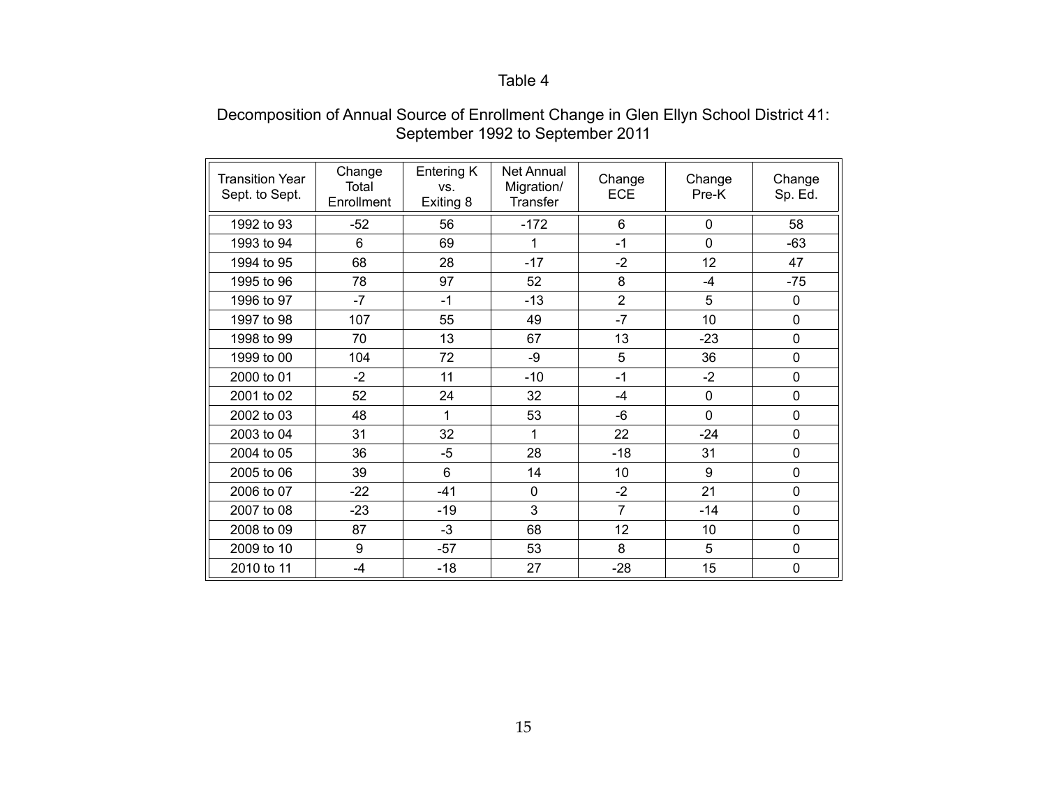Table 4

Decomposition of Annual Source of Enrollment Change in Glen Ellyn School District 41: September 1992 to September 2011

| Transition Year Sept. to Sept. | Change Total Enrollment | Entering K vs. Exiting 8 | Net Annual Migration/ Transfer | Change ECE | Change Pre-K | Change Sp. Ed. |
|---|---|---|---|---|---|---|
| 1992 to 93 | -52 | 56 | -172 | 6 | 0 | 58 |
| 1993 to 94 | 6 | 69 | 1 | -1 | 0 | -63 |
| 1994 to 95 | 68 | 28 | -17 | -2 | 12 | 47 |
| 1995 to 96 | 78 | 97 | 52 | 8 | -4 | -75 |
| 1996 to 97 | -7 | -1 | -13 | 2 | 5 | 0 |
| 1997 to 98 | 107 | 55 | 49 | -7 | 10 | 0 |
| 1998 to 99 | 70 | 13 | 67 | 13 | -23 | 0 |
| 1999 to 00 | 104 | 72 | -9 | 5 | 36 | 0 |
| 2000 to 01 | -2 | 11 | -10 | -1 | -2 | 0 |
| 2001 to 02 | 52 | 24 | 32 | -4 | 0 | 0 |
| 2002 to 03 | 48 | 1 | 53 | -6 | 0 | 0 |
| 2003 to 04 | 31 | 32 | 1 | 22 | -24 | 0 |
| 2004 to 05 | 36 | -5 | 28 | -18 | 31 | 0 |
| 2005 to 06 | 39 | 6 | 14 | 10 | 9 | 0 |
| 2006 to 07 | -22 | -41 | 0 | -2 | 21 | 0 |
| 2007 to 08 | -23 | -19 | 3 | 7 | -14 | 0 |
| 2008 to 09 | 87 | -3 | 68 | 12 | 10 | 0 |
| 2009 to 10 | 9 | -57 | 53 | 8 | 5 | 0 |
| 2010 to 11 | -4 | -18 | 27 | -28 | 15 | 0 |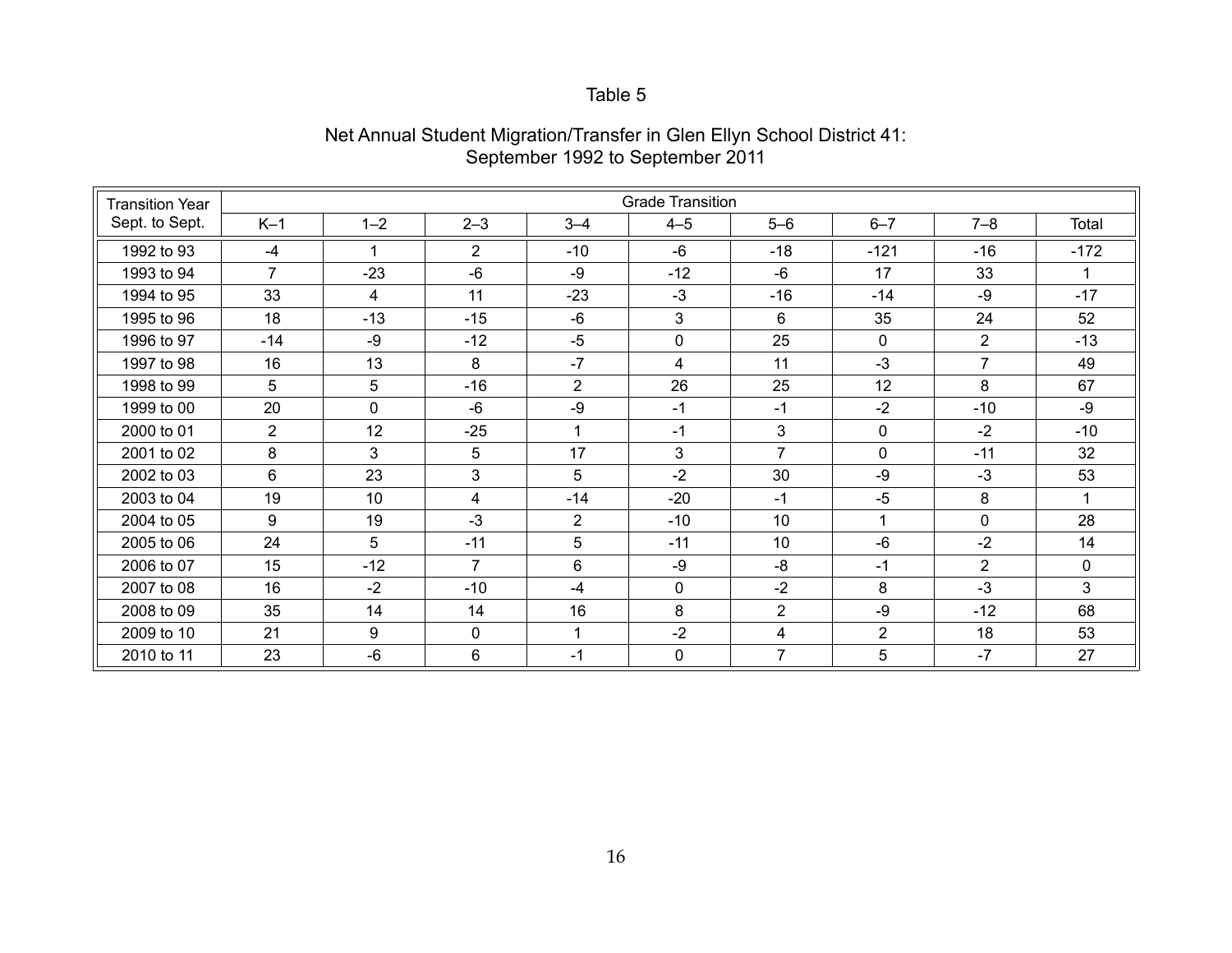Table 5

Net Annual Student Migration/Transfer in Glen Ellyn School District 41:
September 1992 to September 2011

| Transition Year Sept. to Sept. | Grade Transition | | | | | | | | |
|---|---|---|---|---|---|---|---|---|---|
| | K–1 | 1–2 | 2–3 | 3–4 | 4–5 | 5–6 | 6–7 | 7–8 | Total |
| 1992 to 93 | -4 | 1 | 2 | -10 | -6 | -18 | -121 | -16 | -172 |
| 1993 to 94 | 7 | -23 | -6 | -9 | -12 | -6 | 17 | 33 | 1 |
| 1994 to 95 | 33 | 4 | 11 | -23 | -3 | -16 | -14 | -9 | -17 |
| 1995 to 96 | 18 | -13 | -15 | -6 | 3 | 6 | 35 | 24 | 52 |
| 1996 to 97 | -14 | -9 | -12 | -5 | 0 | 25 | 0 | 2 | -13 |
| 1997 to 98 | 16 | 13 | 8 | -7 | 4 | 11 | -3 | 7 | 49 |
| 1998 to 99 | 5 | 5 | -16 | 2 | 26 | 25 | 12 | 8 | 67 |
| 1999 to 00 | 20 | 0 | -6 | -9 | -1 | -1 | -2 | -10 | -9 |
| 2000 to 01 | 2 | 12 | -25 | 1 | -1 | 3 | 0 | -2 | -10 |
| 2001 to 02 | 8 | 3 | 5 | 17 | 3 | 7 | 0 | -11 | 32 |
| 2002 to 03 | 6 | 23 | 3 | 5 | -2 | 30 | -9 | -3 | 53 |
| 2003 to 04 | 19 | 10 | 4 | -14 | -20 | -1 | -5 | 8 | 1 |
| 2004 to 05 | 9 | 19 | -3 | 2 | -10 | 10 | 1 | 0 | 28 |
| 2005 to 06 | 24 | 5 | -11 | 5 | -11 | 10 | -6 | -2 | 14 |
| 2006 to 07 | 15 | -12 | 7 | 6 | -9 | -8 | -1 | 2 | 0 |
| 2007 to 08 | 16 | -2 | -10 | -4 | 0 | -2 | 8 | -3 | 3 |
| 2008 to 09 | 35 | 14 | 14 | 16 | 8 | 2 | -9 | -12 | 68 |
| 2009 to 10 | 21 | 9 | 0 | 1 | -2 | 4 | 2 | 18 | 53 |
| 2010 to 11 | 23 | -6 | 6 | -1 | 0 | 7 | 5 | -7 | 27 |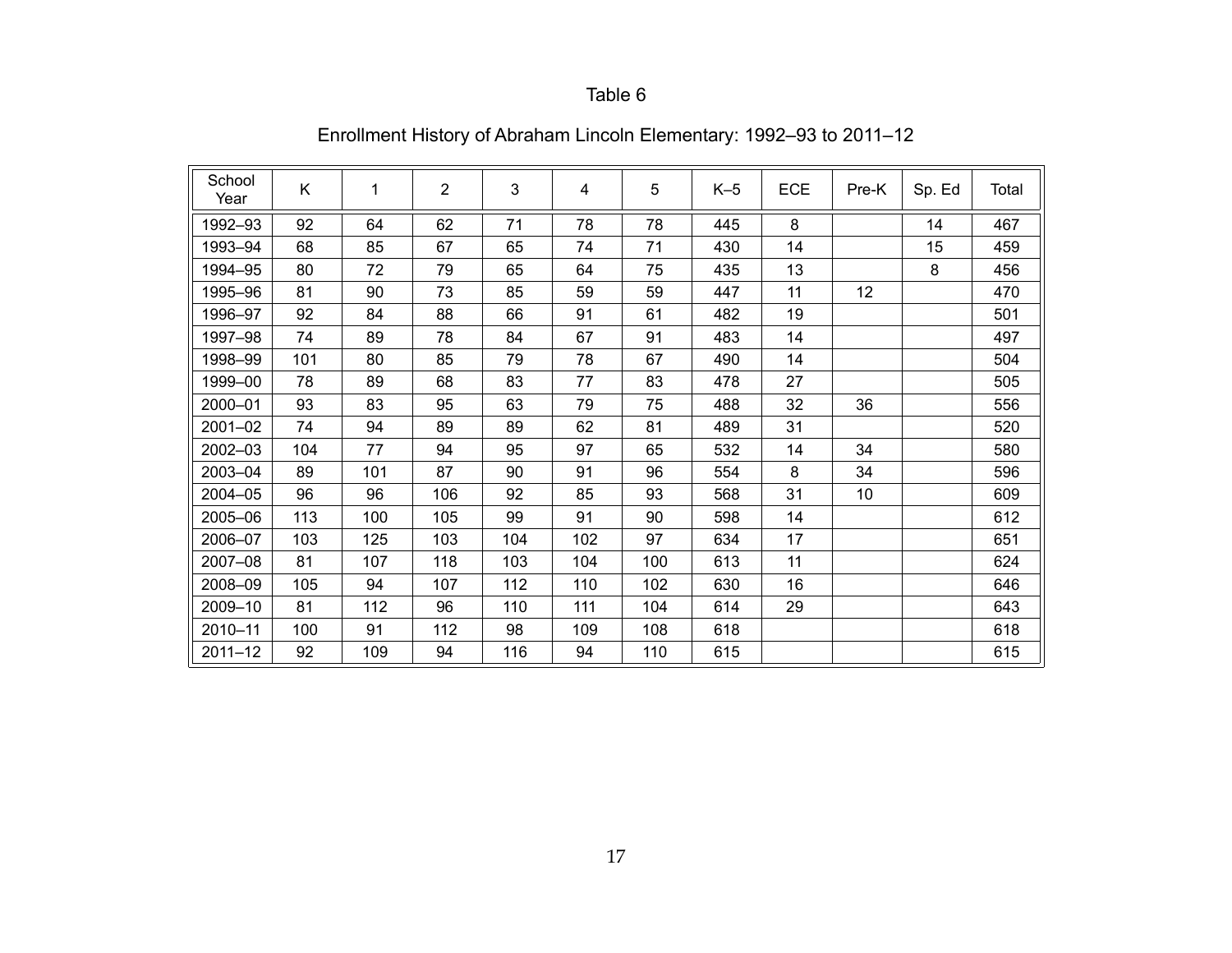Table 6

Enrollment History of Abraham Lincoln Elementary: 1992–93 to 2011–12

| School Year | K | 1 | 2 | 3 | 4 | 5 | K–5 | ECE | Pre-K | Sp. Ed | Total |
|---|---|---|---|---|---|---|---|---|---|---|---|
| 1992–93 | 92 | 64 | 62 | 71 | 78 | 78 | 445 | 8 | | 14 | 467 |
| 1993–94 | 68 | 85 | 67 | 65 | 74 | 71 | 430 | 14 | | 15 | 459 |
| 1994–95 | 80 | 72 | 79 | 65 | 64 | 75 | 435 | 13 | | 8 | 456 |
| 1995–96 | 81 | 90 | 73 | 85 | 59 | 59 | 447 | 11 | 12 | | 470 |
| 1996–97 | 92 | 84 | 88 | 66 | 91 | 61 | 482 | 19 | | | 501 |
| 1997–98 | 74 | 89 | 78 | 84 | 67 | 91 | 483 | 14 | | | 497 |
| 1998–99 | 101 | 80 | 85 | 79 | 78 | 67 | 490 | 14 | | | 504 |
| 1999–00 | 78 | 89 | 68 | 83 | 77 | 83 | 478 | 27 | | | 505 |
| 2000–01 | 93 | 83 | 95 | 63 | 79 | 75 | 488 | 32 | 36 | | 556 |
| 2001–02 | 74 | 94 | 89 | 89 | 62 | 81 | 489 | 31 | | | 520 |
| 2002–03 | 104 | 77 | 94 | 95 | 97 | 65 | 532 | 14 | 34 | | 580 |
| 2003–04 | 89 | 101 | 87 | 90 | 91 | 96 | 554 | 8 | 34 | | 596 |
| 2004–05 | 96 | 96 | 106 | 92 | 85 | 93 | 568 | 31 | 10 | | 609 |
| 2005–06 | 113 | 100 | 105 | 99 | 91 | 90 | 598 | 14 | | | 612 |
| 2006–07 | 103 | 125 | 103 | 104 | 102 | 97 | 634 | 17 | | | 651 |
| 2007–08 | 81 | 107 | 118 | 103 | 104 | 100 | 613 | 11 | | | 624 |
| 2008–09 | 105 | 94 | 107 | 112 | 110 | 102 | 630 | 16 | | | 646 |
| 2009–10 | 81 | 112 | 96 | 110 | 111 | 104 | 614 | 29 | | | 643 |
| 2010–11 | 100 | 91 | 112 | 98 | 109 | 108 | 618 | | | | 618 |
| 2011–12 | 92 | 109 | 94 | 116 | 94 | 110 | 615 | | | | 615 |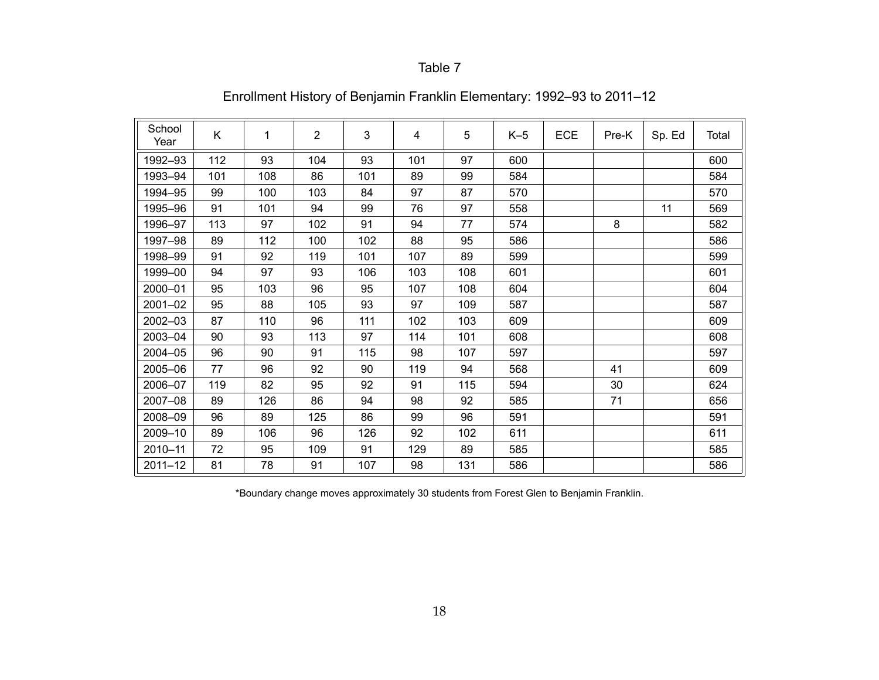Table 7

Enrollment History of Benjamin Franklin Elementary: 1992–93 to 2011–12

| School Year | K | 1 | 2 | 3 | 4 | 5 | K–5 | ECE | Pre-K | Sp. Ed | Total |
|---|---|---|---|---|---|---|---|---|---|---|---|
| 1992–93 | 112 | 93 | 104 | 93 | 101 | 97 | 600 | | | | 600 |
| 1993–94 | 101 | 108 | 86 | 101 | 89 | 99 | 584 | | | | 584 |
| 1994–95 | 99 | 100 | 103 | 84 | 97 | 87 | 570 | | | | 570 |
| 1995–96 | 91 | 101 | 94 | 99 | 76 | 97 | 558 | | | 11 | 569 |
| 1996–97 | 113 | 97 | 102 | 91 | 94 | 77 | 574 | | 8 | | 582 |
| 1997–98 | 89 | 112 | 100 | 102 | 88 | 95 | 586 | | | | 586 |
| 1998–99 | 91 | 92 | 119 | 101 | 107 | 89 | 599 | | | | 599 |
| 1999–00 | 94 | 97 | 93 | 106 | 103 | 108 | 601 | | | | 601 |
| 2000–01 | 95 | 103 | 96 | 95 | 107 | 108 | 604 | | | | 604 |
| 2001–02 | 95 | 88 | 105 | 93 | 97 | 109 | 587 | | | | 587 |
| 2002–03 | 87 | 110 | 96 | 111 | 102 | 103 | 609 | | | | 609 |
| 2003–04 | 90 | 93 | 113 | 97 | 114 | 101 | 608 | | | | 608 |
| 2004–05 | 96 | 90 | 91 | 115 | 98 | 107 | 597 | | | | 597 |
| 2005–06 | 77 | 96 | 92 | 90 | 119 | 94 | 568 | | 41 | | 609 |
| 2006–07 | 119 | 82 | 95 | 92 | 91 | 115 | 594 | | 30 | | 624 |
| 2007–08 | 89 | 126 | 86 | 94 | 98 | 92 | 585 | | 71 | | 656 |
| 2008–09 | 96 | 89 | 125 | 86 | 99 | 96 | 591 | | | | 591 |
| 2009–10 | 89 | 106 | 96 | 126 | 92 | 102 | 611 | | | | 611 |
| 2010–11 | 72 | 95 | 109 | 91 | 129 | 89 | 585 | | | | 585 |
| 2011–12 | 81 | 78 | 91 | 107 | 98 | 131 | 586 | | | | 586 |

*Boundary change moves approximately 30 students from Forest Glen to Benjamin Franklin.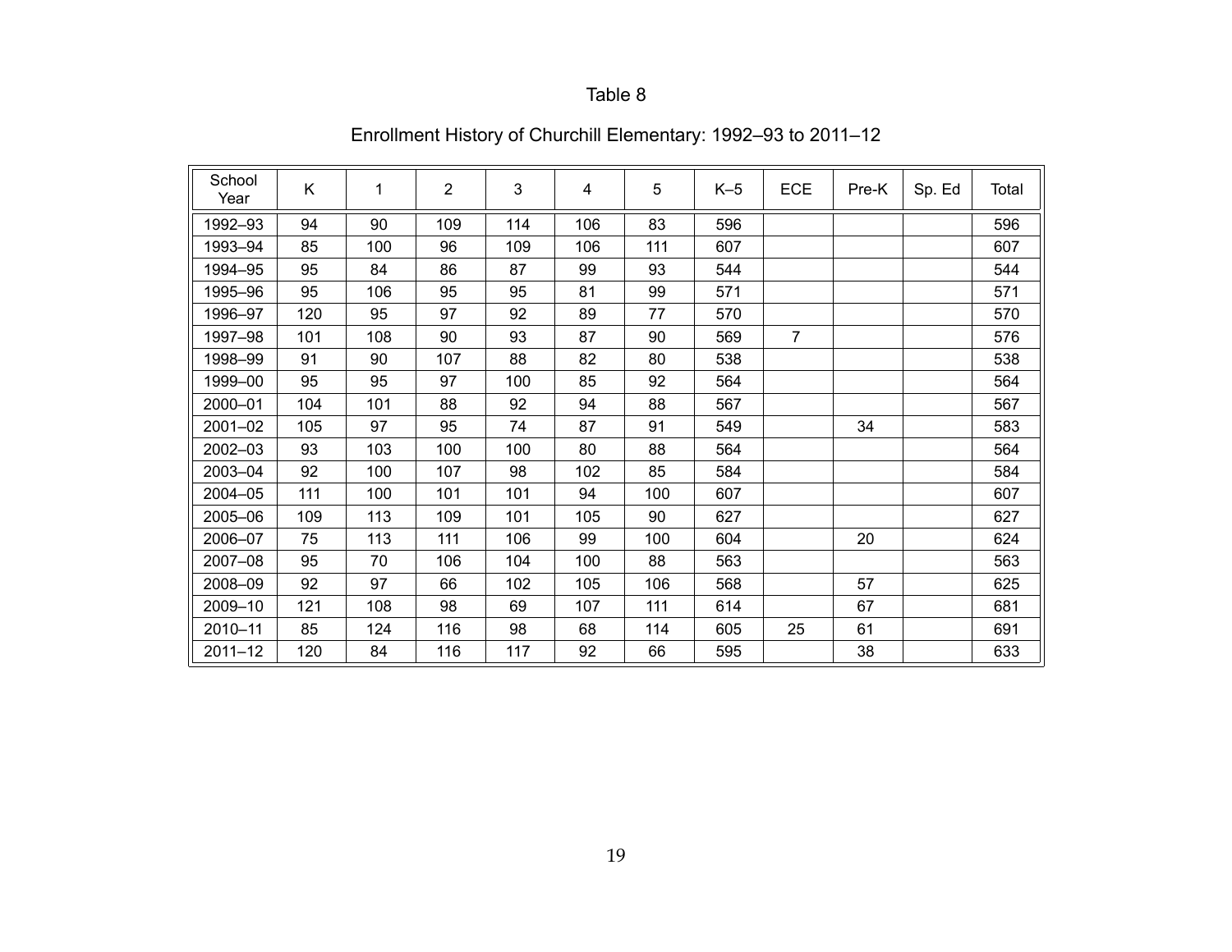Table 8

Enrollment History of Churchill Elementary: 1992–93 to 2011–12

| School Year | K | 1 | 2 | 3 | 4 | 5 | K–5 | ECE | Pre-K | Sp. Ed | Total |
|---|---|---|---|---|---|---|---|---|---|---|---|
| 1992–93 | 94 | 90 | 109 | 114 | 106 | 83 | 596 | | | | 596 |
| 1993–94 | 85 | 100 | 96 | 109 | 106 | 111 | 607 | | | | 607 |
| 1994–95 | 95 | 84 | 86 | 87 | 99 | 93 | 544 | | | | 544 |
| 1995–96 | 95 | 106 | 95 | 95 | 81 | 99 | 571 | | | | 571 |
| 1996–97 | 120 | 95 | 97 | 92 | 89 | 77 | 570 | | | | 570 |
| 1997–98 | 101 | 108 | 90 | 93 | 87 | 90 | 569 | 7 | | | 576 |
| 1998–99 | 91 | 90 | 107 | 88 | 82 | 80 | 538 | | | | 538 |
| 1999–00 | 95 | 95 | 97 | 100 | 85 | 92 | 564 | | | | 564 |
| 2000–01 | 104 | 101 | 88 | 92 | 94 | 88 | 567 | | | | 567 |
| 2001–02 | 105 | 97 | 95 | 74 | 87 | 91 | 549 | | 34 | | 583 |
| 2002–03 | 93 | 103 | 100 | 100 | 80 | 88 | 564 | | | | 564 |
| 2003–04 | 92 | 100 | 107 | 98 | 102 | 85 | 584 | | | | 584 |
| 2004–05 | 111 | 100 | 101 | 101 | 94 | 100 | 607 | | | | 607 |
| 2005–06 | 109 | 113 | 109 | 101 | 105 | 90 | 627 | | | | 627 |
| 2006–07 | 75 | 113 | 111 | 106 | 99 | 100 | 604 | | 20 | | 624 |
| 2007–08 | 95 | 70 | 106 | 104 | 100 | 88 | 563 | | | | 563 |
| 2008–09 | 92 | 97 | 66 | 102 | 105 | 106 | 568 | | 57 | | 625 |
| 2009–10 | 121 | 108 | 98 | 69 | 107 | 111 | 614 | | 67 | | 681 |
| 2010–11 | 85 | 124 | 116 | 98 | 68 | 114 | 605 | 25 | 61 | | 691 |
| 2011–12 | 120 | 84 | 116 | 117 | 92 | 66 | 595 | | 38 | | 633 |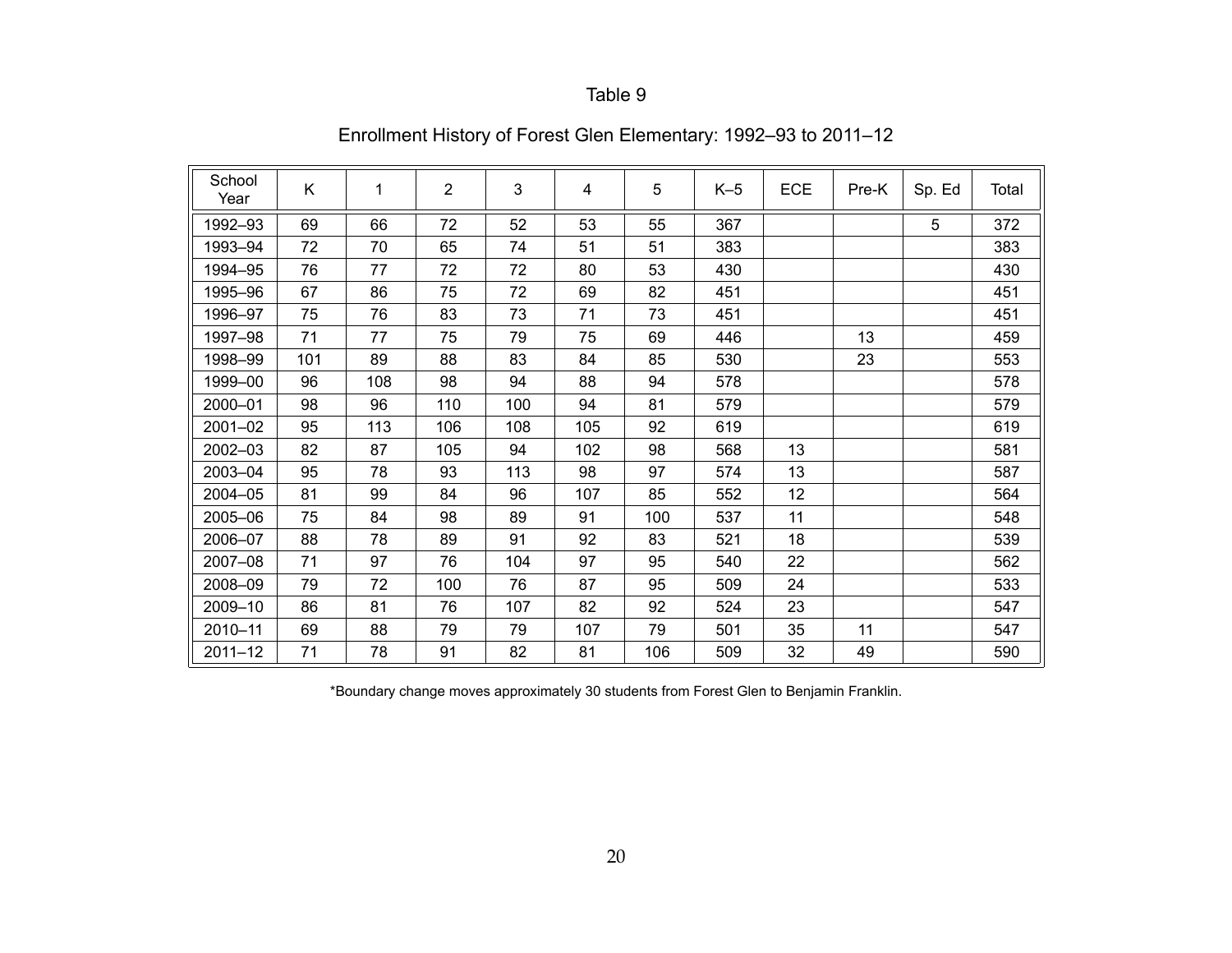Table 9

Enrollment History of Forest Glen Elementary: 1992–93 to 2011–12

| School Year | K | 1 | 2 | 3 | 4 | 5 | K–5 | ECE | Pre-K | Sp. Ed | Total |
|---|---|---|---|---|---|---|---|---|---|---|---|
| 1992–93 | 69 | 66 | 72 | 52 | 53 | 55 | 367 | | | 5 | 372 |
| 1993–94 | 72 | 70 | 65 | 74 | 51 | 51 | 383 | | | | 383 |
| 1994–95 | 76 | 77 | 72 | 72 | 80 | 53 | 430 | | | | 430 |
| 1995–96 | 67 | 86 | 75 | 72 | 69 | 82 | 451 | | | | 451 |
| 1996–97 | 75 | 76 | 83 | 73 | 71 | 73 | 451 | | | | 451 |
| 1997–98 | 71 | 77 | 75 | 79 | 75 | 69 | 446 | | 13 | | 459 |
| 1998–99 | 101 | 89 | 88 | 83 | 84 | 85 | 530 | | 23 | | 553 |
| 1999–00 | 96 | 108 | 98 | 94 | 88 | 94 | 578 | | | | 578 |
| 2000–01 | 98 | 96 | 110 | 100 | 94 | 81 | 579 | | | | 579 |
| 2001–02 | 95 | 113 | 106 | 108 | 105 | 92 | 619 | | | | 619 |
| 2002–03 | 82 | 87 | 105 | 94 | 102 | 98 | 568 | 13 | | | 581 |
| 2003–04 | 95 | 78 | 93 | 113 | 98 | 97 | 574 | 13 | | | 587 |
| 2004–05 | 81 | 99 | 84 | 96 | 107 | 85 | 552 | 12 | | | 564 |
| 2005–06 | 75 | 84 | 98 | 89 | 91 | 100 | 537 | 11 | | | 548 |
| 2006–07 | 88 | 78 | 89 | 91 | 92 | 83 | 521 | 18 | | | 539 |
| 2007–08 | 71 | 97 | 76 | 104 | 97 | 95 | 540 | 22 | | | 562 |
| 2008–09 | 79 | 72 | 100 | 76 | 87 | 95 | 509 | 24 | | | 533 |
| 2009–10 | 86 | 81 | 76 | 107 | 82 | 92 | 524 | 23 | | | 547 |
| 2010–11 | 69 | 88 | 79 | 79 | 107 | 79 | 501 | 35 | 11 | | 547 |
| 2011–12 | 71 | 78 | 91 | 82 | 81 | 106 | 509 | 32 | 49 | | 590 |

*Boundary change moves approximately 30 students from Forest Glen to Benjamin Franklin.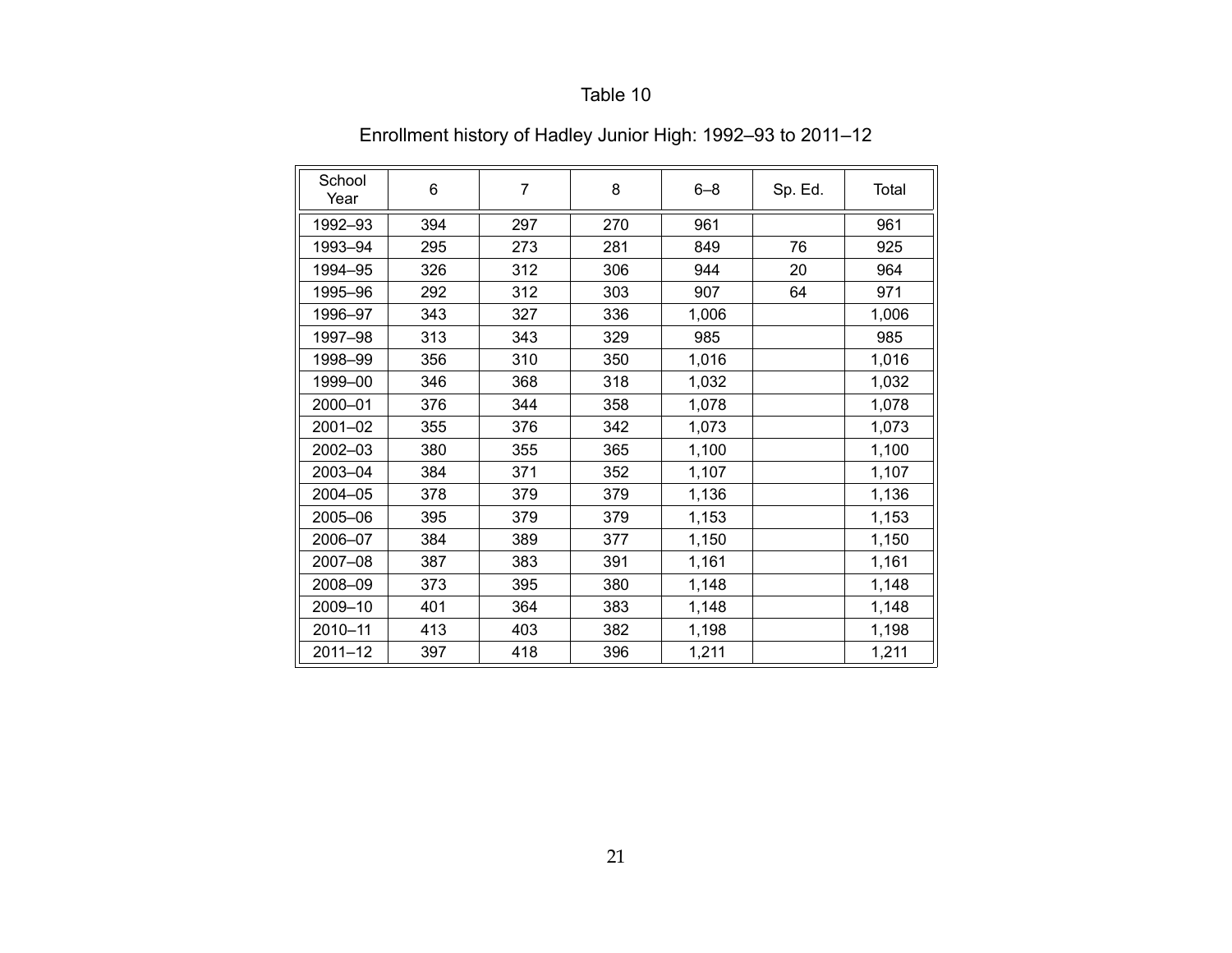Table 10

Enrollment history of Hadley Junior High: 1992–93 to 2011–12

| School Year | 6 | 7 | 8 | 6–8 | Sp. Ed. | Total |
|---|---|---|---|---|---|---|
| 1992–93 | 394 | 297 | 270 | 961 | | 961 |
| 1993–94 | 295 | 273 | 281 | 849 | 76 | 925 |
| 1994–95 | 326 | 312 | 306 | 944 | 20 | 964 |
| 1995–96 | 292 | 312 | 303 | 907 | 64 | 971 |
| 1996–97 | 343 | 327 | 336 | 1,006 | | 1,006 |
| 1997–98 | 313 | 343 | 329 | 985 | | 985 |
| 1998–99 | 356 | 310 | 350 | 1,016 | | 1,016 |
| 1999–00 | 346 | 368 | 318 | 1,032 | | 1,032 |
| 2000–01 | 376 | 344 | 358 | 1,078 | | 1,078 |
| 2001–02 | 355 | 376 | 342 | 1,073 | | 1,073 |
| 2002–03 | 380 | 355 | 365 | 1,100 | | 1,100 |
| 2003–04 | 384 | 371 | 352 | 1,107 | | 1,107 |
| 2004–05 | 378 | 379 | 379 | 1,136 | | 1,136 |
| 2005–06 | 395 | 379 | 379 | 1,153 | | 1,153 |
| 2006–07 | 384 | 389 | 377 | 1,150 | | 1,150 |
| 2007–08 | 387 | 383 | 391 | 1,161 | | 1,161 |
| 2008–09 | 373 | 395 | 380 | 1,148 | | 1,148 |
| 2009–10 | 401 | 364 | 383 | 1,148 | | 1,148 |
| 2010–11 | 413 | 403 | 382 | 1,198 | | 1,198 |
| 2011–12 | 397 | 418 | 396 | 1,211 | | 1,211 |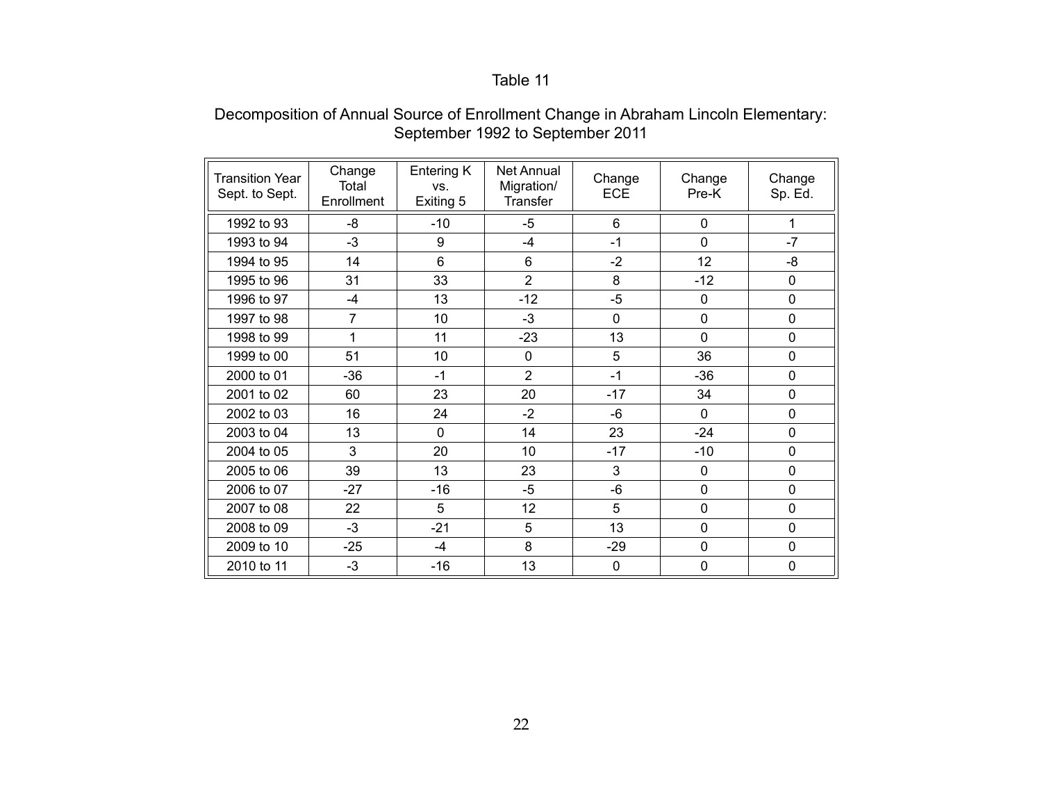Table 11

Decomposition of Annual Source of Enrollment Change in Abraham Lincoln Elementary: September 1992 to September 2011

| Transition Year Sept. to Sept. | Change Total Enrollment | Entering K vs. Exiting 5 | Net Annual Migration/ Transfer | Change ECE | Change Pre-K | Change Sp. Ed. |
|---|---|---|---|---|---|---|
| 1992 to 93 | -8 | -10 | -5 | 6 | 0 | 1 |
| 1993 to 94 | -3 | 9 | -4 | -1 | 0 | -7 |
| 1994 to 95 | 14 | 6 | 6 | -2 | 12 | -8 |
| 1995 to 96 | 31 | 33 | 2 | 8 | -12 | 0 |
| 1996 to 97 | -4 | 13 | -12 | -5 | 0 | 0 |
| 1997 to 98 | 7 | 10 | -3 | 0 | 0 | 0 |
| 1998 to 99 | 1 | 11 | -23 | 13 | 0 | 0 |
| 1999 to 00 | 51 | 10 | 0 | 5 | 36 | 0 |
| 2000 to 01 | -36 | -1 | 2 | -1 | -36 | 0 |
| 2001 to 02 | 60 | 23 | 20 | -17 | 34 | 0 |
| 2002 to 03 | 16 | 24 | -2 | -6 | 0 | 0 |
| 2003 to 04 | 13 | 0 | 14 | 23 | -24 | 0 |
| 2004 to 05 | 3 | 20 | 10 | -17 | -10 | 0 |
| 2005 to 06 | 39 | 13 | 23 | 3 | 0 | 0 |
| 2006 to 07 | -27 | -16 | -5 | -6 | 0 | 0 |
| 2007 to 08 | 22 | 5 | 12 | 5 | 0 | 0 |
| 2008 to 09 | -3 | -21 | 5 | 13 | 0 | 0 |
| 2009 to 10 | -25 | -4 | 8 | -29 | 0 | 0 |
| 2010 to 11 | -3 | -16 | 13 | 0 | 0 | 0 |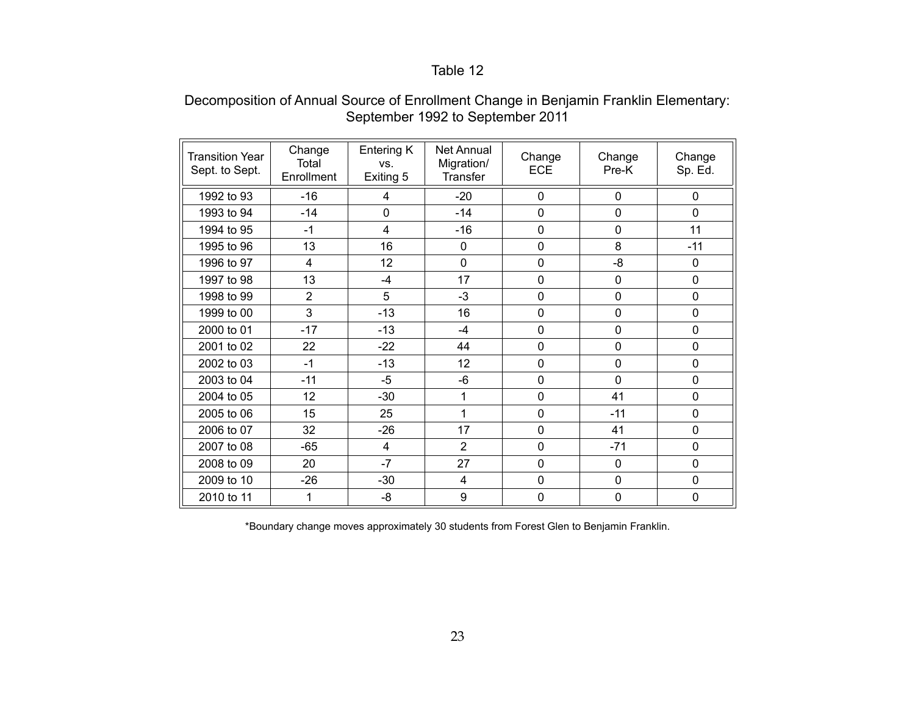Table 12

Decomposition of Annual Source of Enrollment Change in Benjamin Franklin Elementary: September 1992 to September 2011

| Transition Year Sept. to Sept. | Change Total Enrollment | Entering K vs. Exiting 5 | Net Annual Migration/ Transfer | Change ECE | Change Pre-K | Change Sp. Ed. |
|---|---|---|---|---|---|---|
| 1992 to 93 | -16 | 4 | -20 | 0 | 0 | 0 |
| 1993 to 94 | -14 | 0 | -14 | 0 | 0 | 0 |
| 1994 to 95 | -1 | 4 | -16 | 0 | 0 | 11 |
| 1995 to 96 | 13 | 16 | 0 | 0 | 8 | -11 |
| 1996 to 97 | 4 | 12 | 0 | 0 | -8 | 0 |
| 1997 to 98 | 13 | -4 | 17 | 0 | 0 | 0 |
| 1998 to 99 | 2 | 5 | -3 | 0 | 0 | 0 |
| 1999 to 00 | 3 | -13 | 16 | 0 | 0 | 0 |
| 2000 to 01 | -17 | -13 | -4 | 0 | 0 | 0 |
| 2001 to 02 | 22 | -22 | 44 | 0 | 0 | 0 |
| 2002 to 03 | -1 | -13 | 12 | 0 | 0 | 0 |
| 2003 to 04 | -11 | -5 | -6 | 0 | 0 | 0 |
| 2004 to 05 | 12 | -30 | 1 | 0 | 41 | 0 |
| 2005 to 06 | 15 | 25 | 1 | 0 | -11 | 0 |
| 2006 to 07 | 32 | -26 | 17 | 0 | 41 | 0 |
| 2007 to 08 | -65 | 4 | 2 | 0 | -71 | 0 |
| 2008 to 09 | 20 | -7 | 27 | 0 | 0 | 0 |
| 2009 to 10 | -26 | -30 | 4 | 0 | 0 | 0 |
| 2010 to 11 | 1 | -8 | 9 | 0 | 0 | 0 |

*Boundary change moves approximately 30 students from Forest Glen to Benjamin Franklin.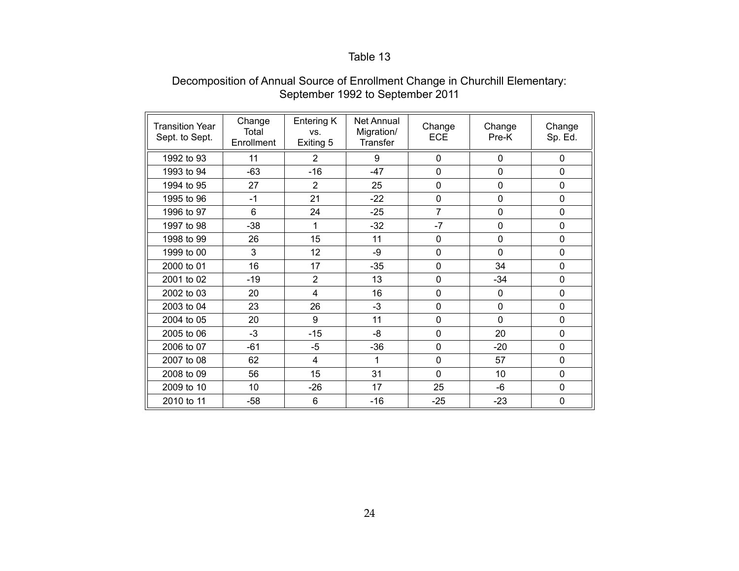Table 13

Decomposition of Annual Source of Enrollment Change in Churchill Elementary: September 1992 to September 2011

| Transition Year Sept. to Sept. | Change Total Enrollment | Entering K vs. Exiting 5 | Net Annual Migration/ Transfer | Change ECE | Change Pre-K | Change Sp. Ed. |
|---|---|---|---|---|---|---|
| 1992 to 93 | 11 | 2 | 9 | 0 | 0 | 0 |
| 1993 to 94 | -63 | -16 | -47 | 0 | 0 | 0 |
| 1994 to 95 | 27 | 2 | 25 | 0 | 0 | 0 |
| 1995 to 96 | -1 | 21 | -22 | 0 | 0 | 0 |
| 1996 to 97 | 6 | 24 | -25 | 7 | 0 | 0 |
| 1997 to 98 | -38 | 1 | -32 | -7 | 0 | 0 |
| 1998 to 99 | 26 | 15 | 11 | 0 | 0 | 0 |
| 1999 to 00 | 3 | 12 | -9 | 0 | 0 | 0 |
| 2000 to 01 | 16 | 17 | -35 | 0 | 34 | 0 |
| 2001 to 02 | -19 | 2 | 13 | 0 | -34 | 0 |
| 2002 to 03 | 20 | 4 | 16 | 0 | 0 | 0 |
| 2003 to 04 | 23 | 26 | -3 | 0 | 0 | 0 |
| 2004 to 05 | 20 | 9 | 11 | 0 | 0 | 0 |
| 2005 to 06 | -3 | -15 | -8 | 0 | 20 | 0 |
| 2006 to 07 | -61 | -5 | -36 | 0 | -20 | 0 |
| 2007 to 08 | 62 | 4 | 1 | 0 | 57 | 0 |
| 2008 to 09 | 56 | 15 | 31 | 0 | 10 | 0 |
| 2009 to 10 | 10 | -26 | 17 | 25 | -6 | 0 |
| 2010 to 11 | -58 | 6 | -16 | -25 | -23 | 0 |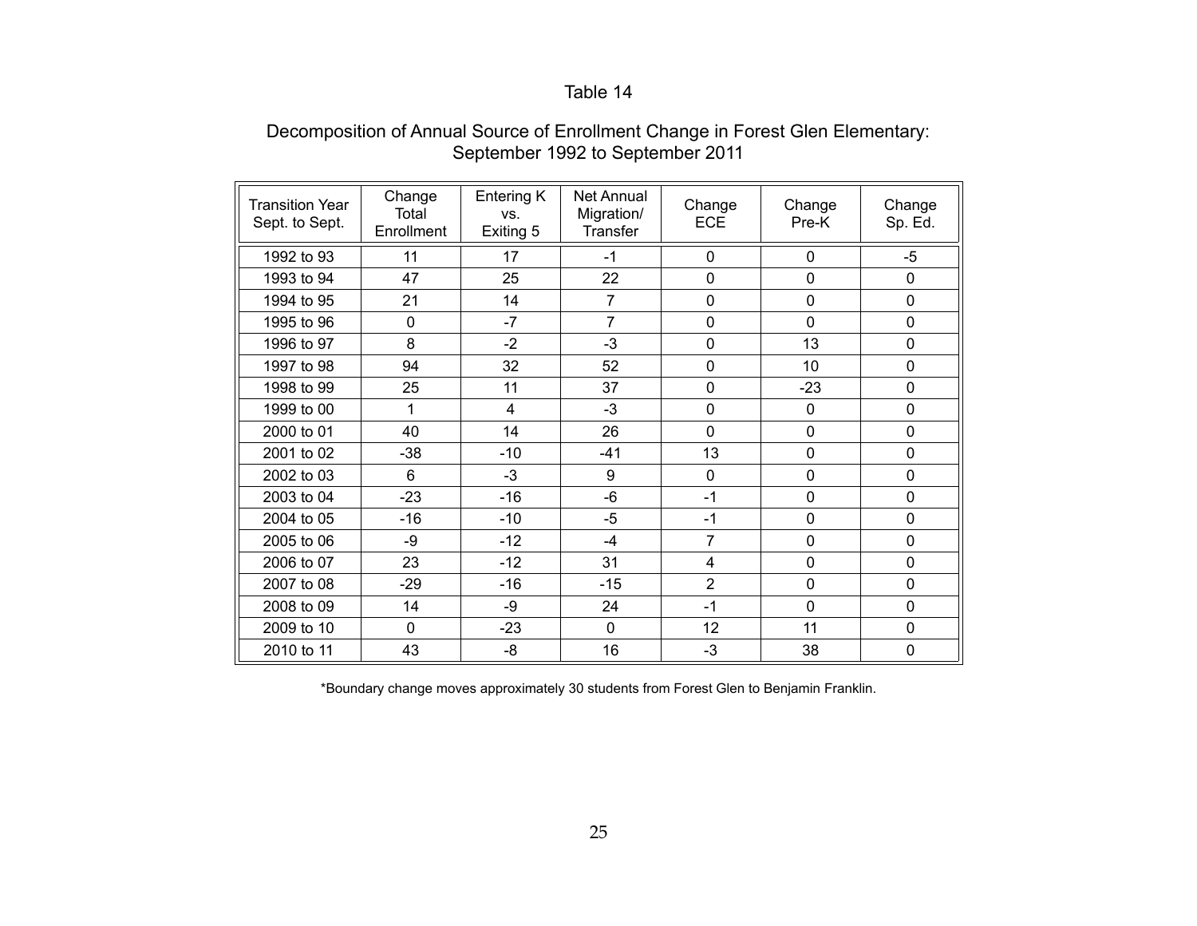Table 14

Decomposition of Annual Source of Enrollment Change in Forest Glen Elementary: September 1992 to September 2011

| Transition Year Sept. to Sept. | Change Total Enrollment | Entering K vs. Exiting 5 | Net Annual Migration/ Transfer | Change ECE | Change Pre-K | Change Sp. Ed. |
|---|---|---|---|---|---|---|
| 1992 to 93 | 11 | 17 | -1 | 0 | 0 | -5 |
| 1993 to 94 | 47 | 25 | 22 | 0 | 0 | 0 |
| 1994 to 95 | 21 | 14 | 7 | 0 | 0 | 0 |
| 1995 to 96 | 0 | -7 | 7 | 0 | 0 | 0 |
| 1996 to 97 | 8 | -2 | -3 | 0 | 13 | 0 |
| 1997 to 98 | 94 | 32 | 52 | 0 | 10 | 0 |
| 1998 to 99 | 25 | 11 | 37 | 0 | -23 | 0 |
| 1999 to 00 | 1 | 4 | -3 | 0 | 0 | 0 |
| 2000 to 01 | 40 | 14 | 26 | 0 | 0 | 0 |
| 2001 to 02 | -38 | -10 | -41 | 13 | 0 | 0 |
| 2002 to 03 | 6 | -3 | 9 | 0 | 0 | 0 |
| 2003 to 04 | -23 | -16 | -6 | -1 | 0 | 0 |
| 2004 to 05 | -16 | -10 | -5 | -1 | 0 | 0 |
| 2005 to 06 | -9 | -12 | -4 | 7 | 0 | 0 |
| 2006 to 07 | 23 | -12 | 31 | 4 | 0 | 0 |
| 2007 to 08 | -29 | -16 | -15 | 2 | 0 | 0 |
| 2008 to 09 | 14 | -9 | 24 | -1 | 0 | 0 |
| 2009 to 10 | 0 | -23 | 0 | 12 | 11 | 0 |
| 2010 to 11 | 43 | -8 | 16 | -3 | 38 | 0 |

*Boundary change moves approximately 30 students from Forest Glen to Benjamin Franklin.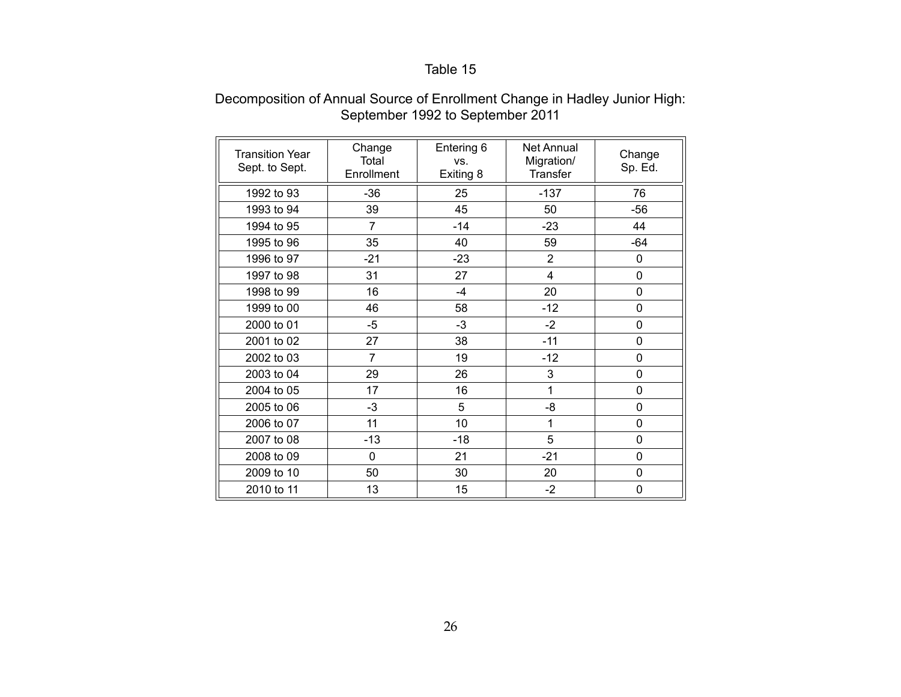Table 15

Decomposition of Annual Source of Enrollment Change in Hadley Junior High: September 1992 to September 2011

| Transition Year Sept. to Sept. | Change Total Enrollment | Entering 6 vs. Exiting 8 | Net Annual Migration/ Transfer | Change Sp. Ed. |
|---|---|---|---|---|
| 1992 to 93 | -36 | 25 | -137 | 76 |
| 1993 to 94 | 39 | 45 | 50 | -56 |
| 1994 to 95 | 7 | -14 | -23 | 44 |
| 1995 to 96 | 35 | 40 | 59 | -64 |
| 1996 to 97 | -21 | -23 | 2 | 0 |
| 1997 to 98 | 31 | 27 | 4 | 0 |
| 1998 to 99 | 16 | -4 | 20 | 0 |
| 1999 to 00 | 46 | 58 | -12 | 0 |
| 2000 to 01 | -5 | -3 | -2 | 0 |
| 2001 to 02 | 27 | 38 | -11 | 0 |
| 2002 to 03 | 7 | 19 | -12 | 0 |
| 2003 to 04 | 29 | 26 | 3 | 0 |
| 2004 to 05 | 17 | 16 | 1 | 0 |
| 2005 to 06 | -3 | 5 | -8 | 0 |
| 2006 to 07 | 11 | 10 | 1 | 0 |
| 2007 to 08 | -13 | -18 | 5 | 0 |
| 2008 to 09 | 0 | 21 | -21 | 0 |
| 2009 to 10 | 50 | 30 | 20 | 0 |
| 2010 to 11 | 13 | 15 | -2 | 0 |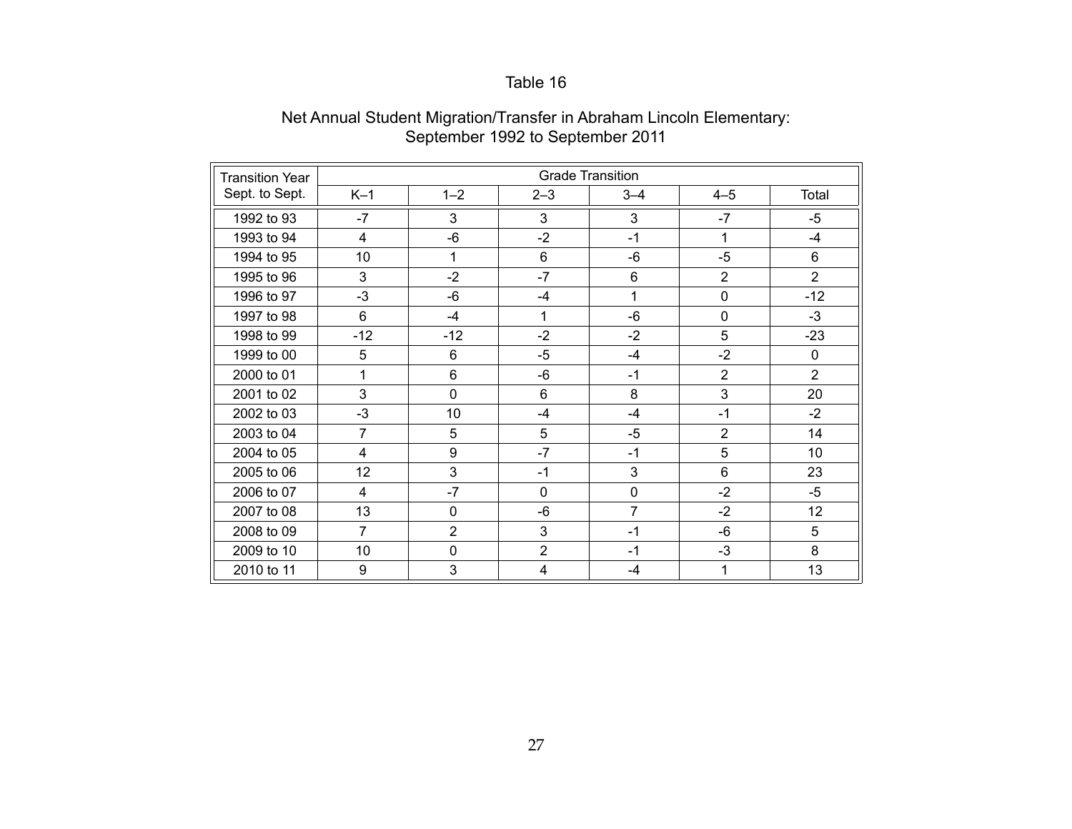Table 16

Net Annual Student Migration/Transfer in Abraham Lincoln Elementary: September 1992 to September 2011

| Transition Year Sept. to Sept. | Grade Transition | | | | | |
|---|---|---|---|---|---|---|
| | K–1 | 1–2 | 2–3 | 3–4 | 4–5 | Total |
| 1992 to 93 | -7 | 3 | 3 | 3 | -7 | -5 |
| 1993 to 94 | 4 | -6 | -2 | -1 | 1 | -4 |
| 1994 to 95 | 10 | 1 | 6 | -6 | -5 | 6 |
| 1995 to 96 | 3 | -2 | -7 | 6 | 2 | 2 |
| 1996 to 97 | -3 | -6 | -4 | 1 | 0 | -12 |
| 1997 to 98 | 6 | -4 | 1 | -6 | 0 | -3 |
| 1998 to 99 | -12 | -12 | -2 | -2 | 5 | -23 |
| 1999 to 00 | 5 | 6 | -5 | -4 | -2 | 0 |
| 2000 to 01 | 1 | 6 | -6 | -1 | 2 | 2 |
| 2001 to 02 | 3 | 0 | 6 | 8 | 3 | 20 |
| 2002 to 03 | -3 | 10 | -4 | -4 | -1 | -2 |
| 2003 to 04 | 7 | 5 | 5 | -5 | 2 | 14 |
| 2004 to 05 | 4 | 9 | -7 | -1 | 5 | 10 |
| 2005 to 06 | 12 | 3 | -1 | 3 | 6 | 23 |
| 2006 to 07 | 4 | -7 | 0 | 0 | -2 | -5 |
| 2007 to 08 | 13 | 0 | -6 | 7 | -2 | 12 |
| 2008 to 09 | 7 | 2 | 3 | -1 | -6 | 5 |
| 2009 to 10 | 10 | 0 | 2 | -1 | -3 | 8 |
| 2010 to 11 | 9 | 3 | 4 | -4 | 1 | 13 |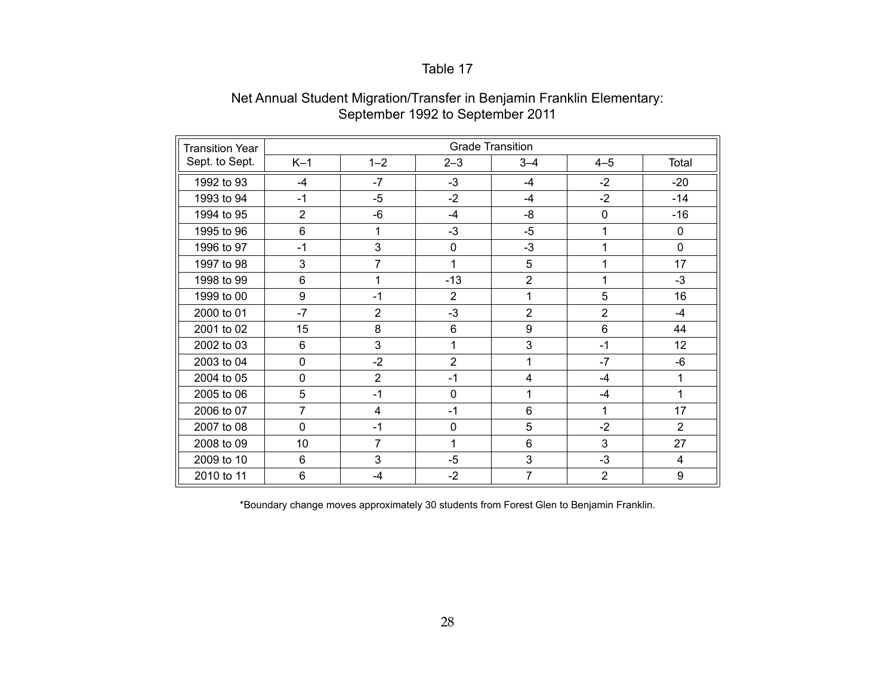Table 17

Net Annual Student Migration/Transfer in Benjamin Franklin Elementary: September 1992 to September 2011

| Transition Year | Grade Transition | | | | | |
|---|---|---|---|---|---|---|
| Sept. to Sept. | K–1 | 1–2 | 2–3 | 3–4 | 4–5 | Total |
| 1992 to 93 | -4 | -7 | -3 | -4 | -2 | -20 |
| 1993 to 94 | -1 | -5 | -2 | -4 | -2 | -14 |
| 1994 to 95 | 2 | -6 | -4 | -8 | 0 | -16 |
| 1995 to 96 | 6 | 1 | -3 | -5 | 1 | 0 |
| 1996 to 97 | -1 | 3 | 0 | -3 | 1 | 0 |
| 1997 to 98 | 3 | 7 | 1 | 5 | 1 | 17 |
| 1998 to 99 | 6 | 1 | -13 | 2 | 1 | -3 |
| 1999 to 00 | 9 | -1 | 2 | 1 | 5 | 16 |
| 2000 to 01 | -7 | 2 | -3 | 2 | 2 | -4 |
| 2001 to 02 | 15 | 8 | 6 | 9 | 6 | 44 |
| 2002 to 03 | 6 | 3 | 1 | 3 | -1 | 12 |
| 2003 to 04 | 0 | -2 | 2 | 1 | -7 | -6 |
| 2004 to 05 | 0 | 2 | -1 | 4 | -4 | 1 |
| 2005 to 06 | 5 | -1 | 0 | 1 | -4 | 1 |
| 2006 to 07 | 7 | 4 | -1 | 6 | 1 | 17 |
| 2007 to 08 | 0 | -1 | 0 | 5 | -2 | 2 |
| 2008 to 09 | 10 | 7 | 1 | 6 | 3 | 27 |
| 2009 to 10 | 6 | 3 | -5 | 3 | -3 | 4 |
| 2010 to 11 | 6 | -4 | -2 | 7 | 2 | 9 |

*Boundary change moves approximately 30 students from Forest Glen to Benjamin Franklin.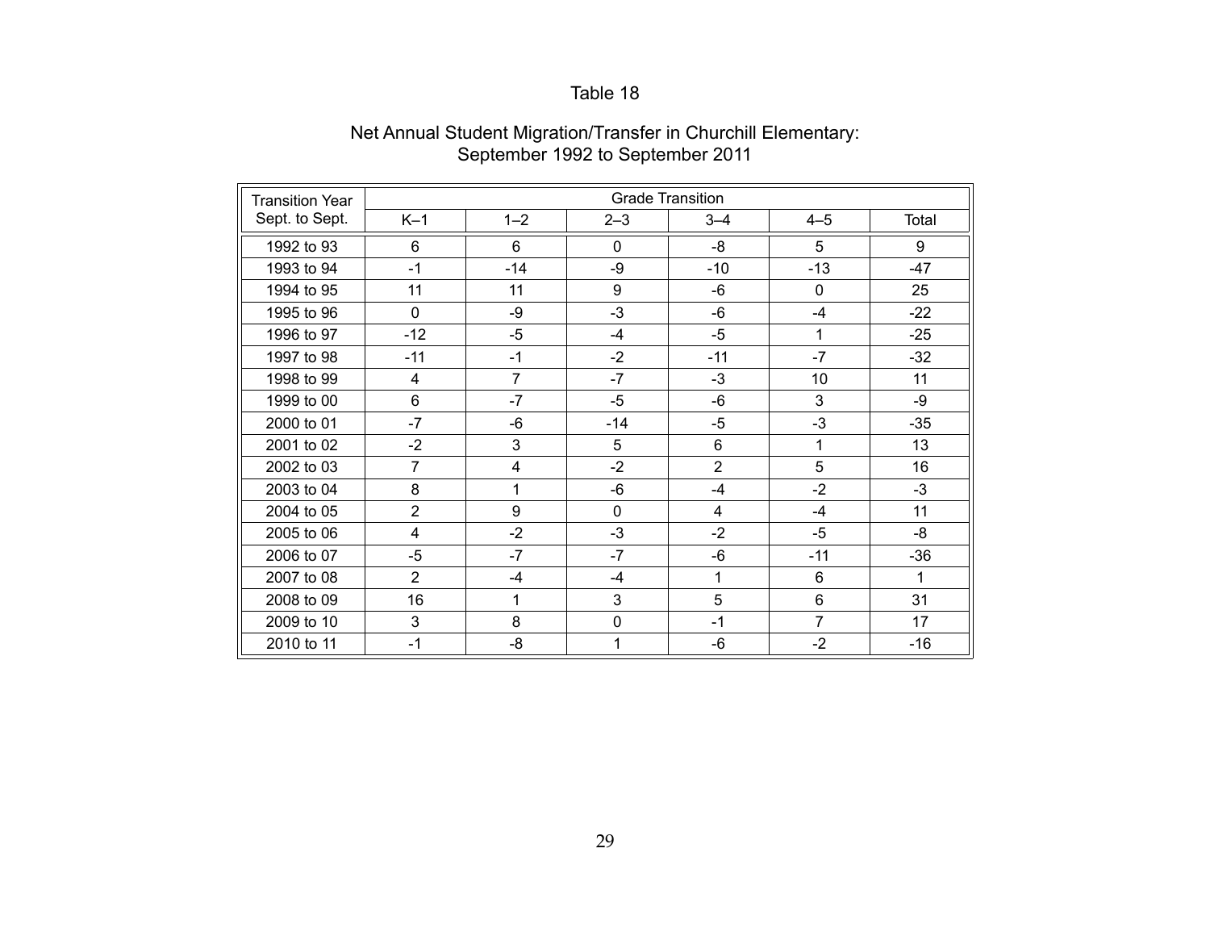Table 18

Net Annual Student Migration/Transfer in Churchill Elementary:
September 1992 to September 2011

| Transition Year Sept. to Sept. | Grade Transition | | | | | |
|---|---|---|---|---|---|---|
| | K–1 | 1–2 | 2–3 | 3–4 | 4–5 | Total |
| 1992 to 93 | 6 | 6 | 0 | -8 | 5 | 9 |
| 1993 to 94 | -1 | -14 | -9 | -10 | -13 | -47 |
| 1994 to 95 | 11 | 11 | 9 | -6 | 0 | 25 |
| 1995 to 96 | 0 | -9 | -3 | -6 | -4 | -22 |
| 1996 to 97 | -12 | -5 | -4 | -5 | 1 | -25 |
| 1997 to 98 | -11 | -1 | -2 | -11 | -7 | -32 |
| 1998 to 99 | 4 | 7 | -7 | -3 | 10 | 11 |
| 1999 to 00 | 6 | -7 | -5 | -6 | 3 | -9 |
| 2000 to 01 | -7 | -6 | -14 | -5 | -3 | -35 |
| 2001 to 02 | -2 | 3 | 5 | 6 | 1 | 13 |
| 2002 to 03 | 7 | 4 | -2 | 2 | 5 | 16 |
| 2003 to 04 | 8 | 1 | -6 | -4 | -2 | -3 |
| 2004 to 05 | 2 | 9 | 0 | 4 | -4 | 11 |
| 2005 to 06 | 4 | -2 | -3 | -2 | -5 | -8 |
| 2006 to 07 | -5 | -7 | -7 | -6 | -11 | -36 |
| 2007 to 08 | 2 | -4 | -4 | 1 | 6 | 1 |
| 2008 to 09 | 16 | 1 | 3 | 5 | 6 | 31 |
| 2009 to 10 | 3 | 8 | 0 | -1 | 7 | 17 |
| 2010 to 11 | -1 | -8 | 1 | -6 | -2 | -16 |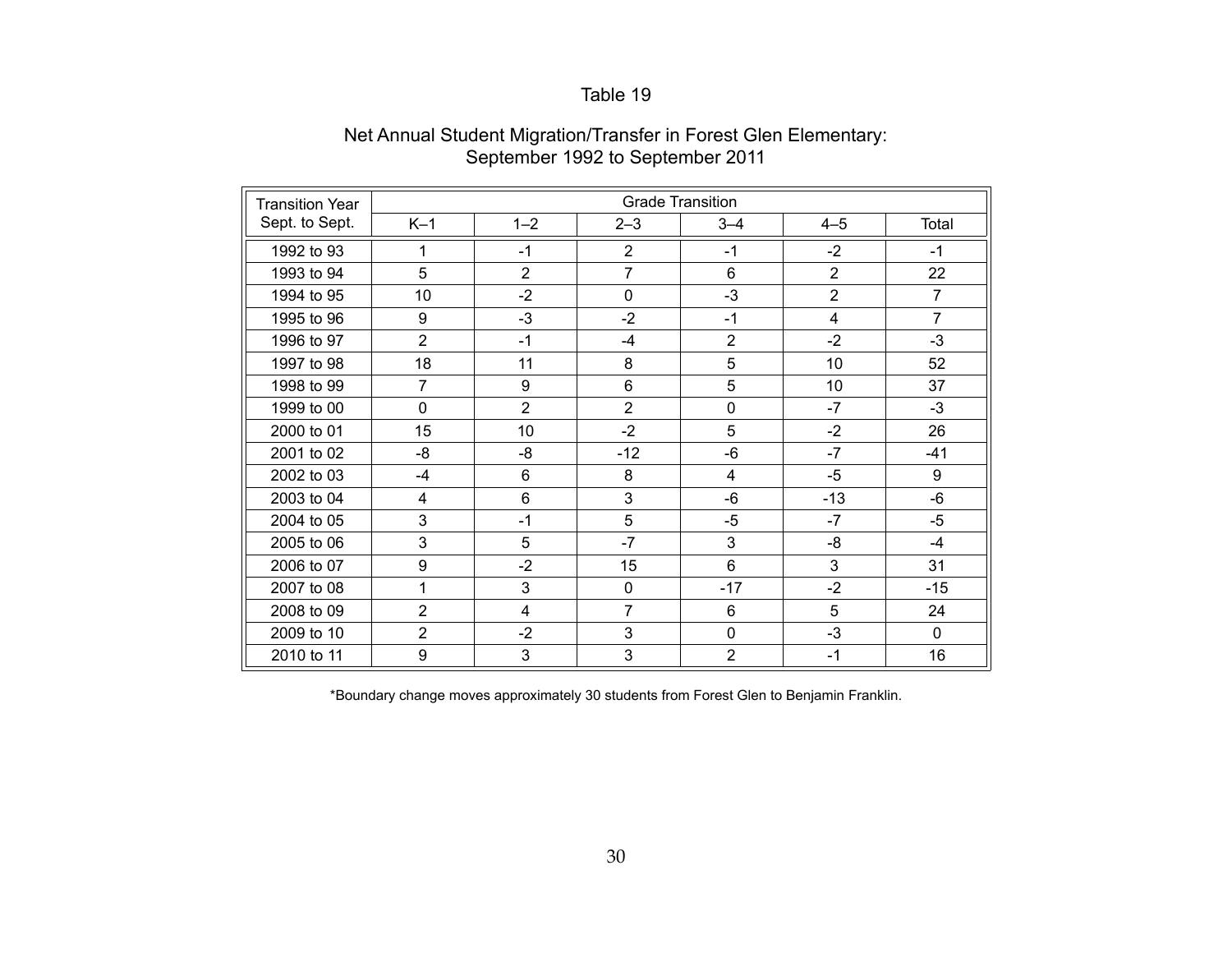Table 19

Net Annual Student Migration/Transfer in Forest Glen Elementary: September 1992 to September 2011

| Transition Year Sept. to Sept. | Grade Transition | | | | | |
|---|---|---|---|---|---|---|
| | K–1 | 1–2 | 2–3 | 3–4 | 4–5 | Total |
| 1992 to 93 | 1 | -1 | 2 | -1 | -2 | -1 |
| 1993 to 94 | 5 | 2 | 7 | 6 | 2 | 22 |
| 1994 to 95 | 10 | -2 | 0 | -3 | 2 | 7 |
| 1995 to 96 | 9 | -3 | -2 | -1 | 4 | 7 |
| 1996 to 97 | 2 | -1 | -4 | 2 | -2 | -3 |
| 1997 to 98 | 18 | 11 | 8 | 5 | 10 | 52 |
| 1998 to 99 | 7 | 9 | 6 | 5 | 10 | 37 |
| 1999 to 00 | 0 | 2 | 2 | 0 | -7 | -3 |
| 2000 to 01 | 15 | 10 | -2 | 5 | -2 | 26 |
| 2001 to 02 | -8 | -8 | -12 | -6 | -7 | -41 |
| 2002 to 03 | -4 | 6 | 8 | 4 | -5 | 9 |
| 2003 to 04 | 4 | 6 | 3 | -6 | -13 | -6 |
| 2004 to 05 | 3 | -1 | 5 | -5 | -7 | -5 |
| 2005 to 06 | 3 | 5 | -7 | 3 | -8 | -4 |
| 2006 to 07 | 9 | -2 | 15 | 6 | 3 | 31 |
| 2007 to 08 | 1 | 3 | 0 | -17 | -2 | -15 |
| 2008 to 09 | 2 | 4 | 7 | 6 | 5 | 24 |
| 2009 to 10 | 2 | -2 | 3 | 0 | -3 | 0 |
| 2010 to 11 | 9 | 3 | 3 | 2 | -1 | 16 |

*Boundary change moves approximately 30 students from Forest Glen to Benjamin Franklin.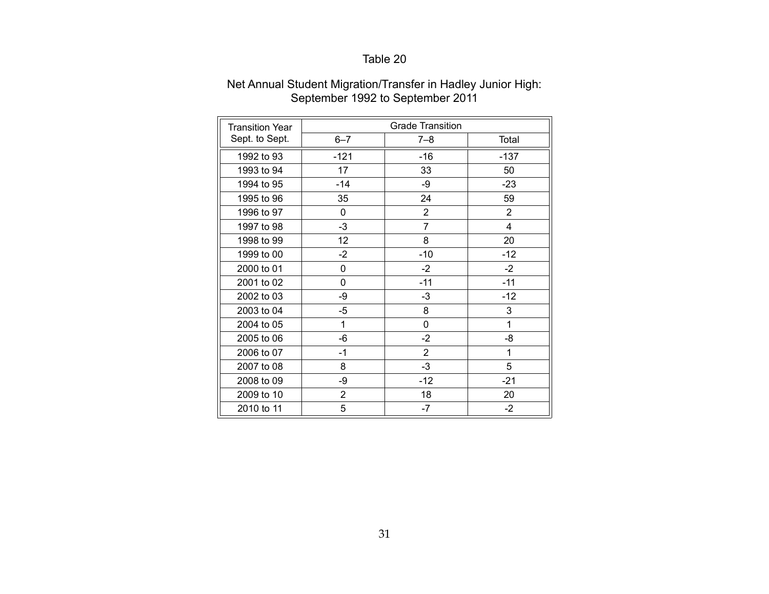Table 20

Net Annual Student Migration/Transfer in Hadley Junior High: September 1992 to September 2011

| Transition Year Sept. to Sept. | Grade Transition | | |
|---|---|---|---|
| | 6–7 | 7–8 | Total |
| 1992 to 93 | -121 | -16 | -137 |
| 1993 to 94 | 17 | 33 | 50 |
| 1994 to 95 | -14 | -9 | -23 |
| 1995 to 96 | 35 | 24 | 59 |
| 1996 to 97 | 0 | 2 | 2 |
| 1997 to 98 | -3 | 7 | 4 |
| 1998 to 99 | 12 | 8 | 20 |
| 1999 to 00 | -2 | -10 | -12 |
| 2000 to 01 | 0 | -2 | -2 |
| 2001 to 02 | 0 | -11 | -11 |
| 2002 to 03 | -9 | -3 | -12 |
| 2003 to 04 | -5 | 8 | 3 |
| 2004 to 05 | 1 | 0 | 1 |
| 2005 to 06 | -6 | -2 | -8 |
| 2006 to 07 | -1 | 2 | 1 |
| 2007 to 08 | 8 | -3 | 5 |
| 2008 to 09 | -9 | -12 | -21 |
| 2009 to 10 | 2 | 18 | 20 |
| 2010 to 11 | 5 | -7 | -2 |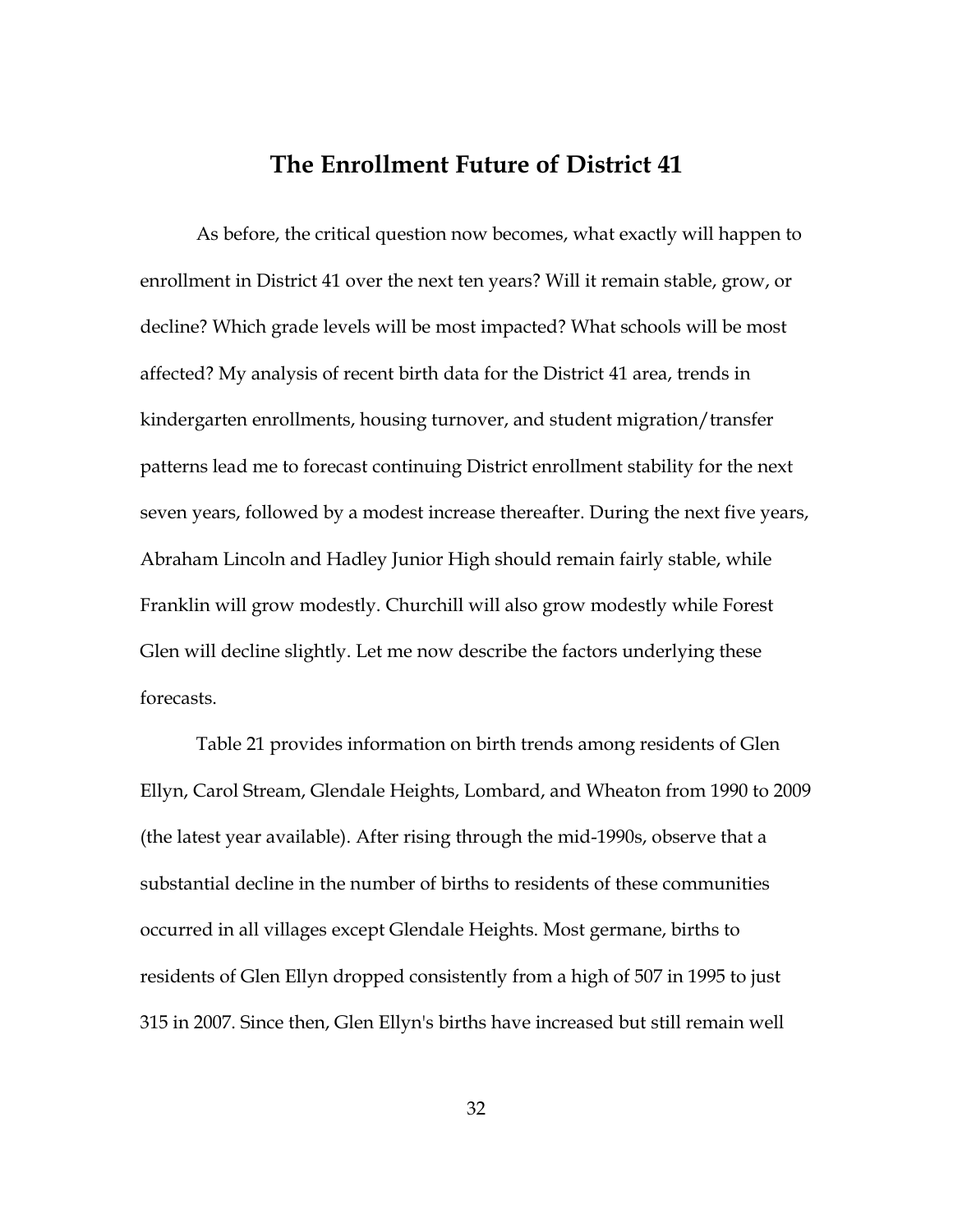## The Enrollment Future of District 41

As before, the critical question now becomes, what exactly will happen to enrollment in District 41 over the next ten years? Will it remain stable, grow, or decline? Which grade levels will be most impacted? What schools will be most affected? My analysis of recent birth data for the District 41 area, trends in kindergarten enrollments, housing turnover, and student migration/transfer patterns lead me to forecast continuing District enrollment stability for the next seven years, followed by a modest increase thereafter. During the next five years, Abraham Lincoln and Hadley Junior High should remain fairly stable, while Franklin will grow modestly. Churchill will also grow modestly while Forest Glen will decline slightly. Let me now describe the factors underlying these forecasts.

Table 21 provides information on birth trends among residents of Glen Ellyn, Carol Stream, Glendale Heights, Lombard, and Wheaton from 1990 to 2009 (the latest year available). After rising through the mid-1990s, observe that a substantial decline in the number of births to residents of these communities occurred in all villages except Glendale Heights. Most germane, births to residents of Glen Ellyn dropped consistently from a high of 507 in 1995 to just 315 in 2007. Since then, Glen Ellyn's births have increased but still remain well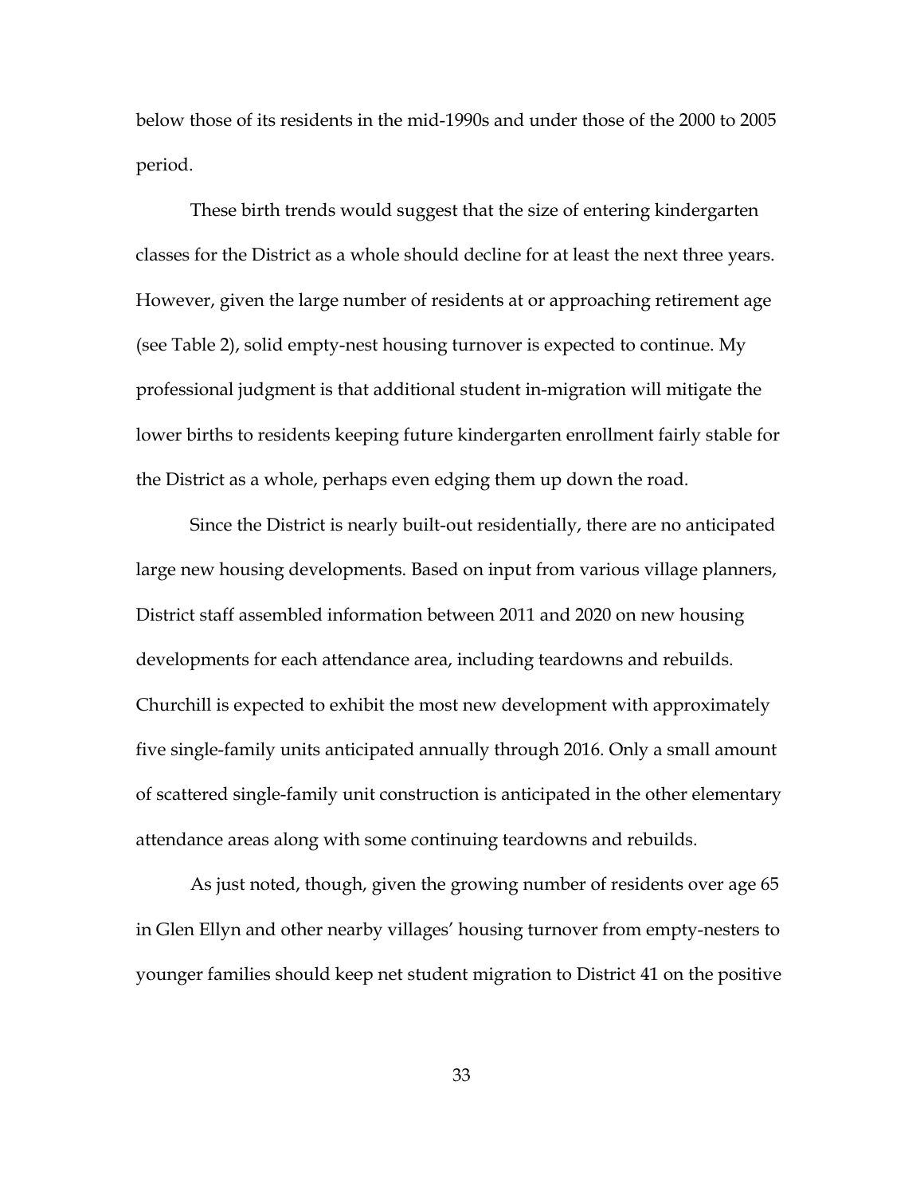below those of its residents in the mid-1990s and under those of the 2000 to 2005 period.

These birth trends would suggest that the size of entering kindergarten classes for the District as a whole should decline for at least the next three years. However, given the large number of residents at or approaching retirement age (see Table 2), solid empty-nest housing turnover is expected to continue. My professional judgment is that additional student in-migration will mitigate the lower births to residents keeping future kindergarten enrollment fairly stable for the District as a whole, perhaps even edging them up down the road.

Since the District is nearly built-out residentially, there are no anticipated large new housing developments. Based on input from various village planners, District staff assembled information between 2011 and 2020 on new housing developments for each attendance area, including teardowns and rebuilds. Churchill is expected to exhibit the most new development with approximately five single-family units anticipated annually through 2016. Only a small amount of scattered single-family unit construction is anticipated in the other elementary attendance areas along with some continuing teardowns and rebuilds.

As just noted, though, given the growing number of residents over age 65 in Glen Ellyn and other nearby villages' housing turnover from empty-nesters to younger families should keep net student migration to District 41 on the positive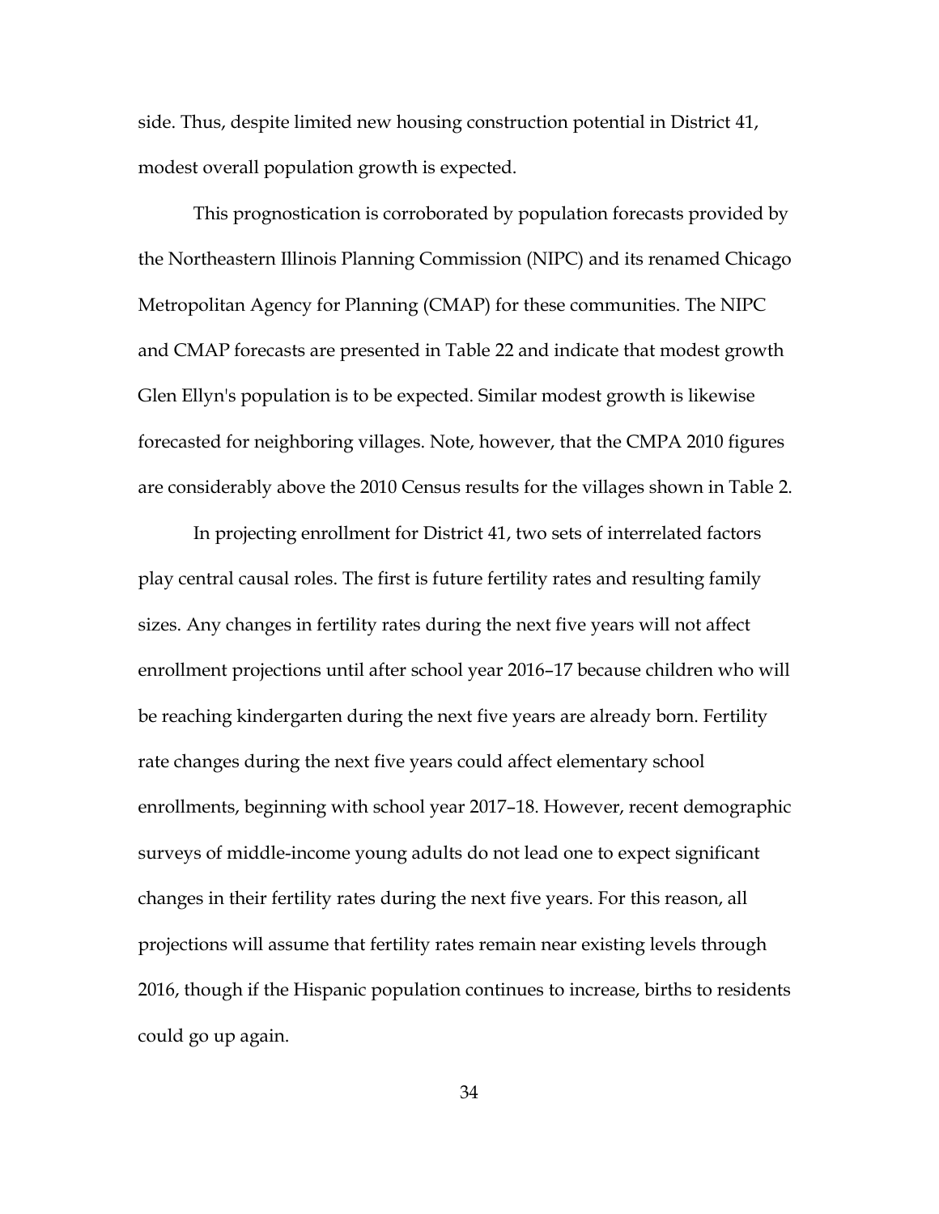side. Thus, despite limited new housing construction potential in District 41, modest overall population growth is expected.

This prognostication is corroborated by population forecasts provided by the Northeastern Illinois Planning Commission (NIPC) and its renamed Chicago Metropolitan Agency for Planning (CMAP) for these communities. The NIPC and CMAP forecasts are presented in Table 22 and indicate that modest growth Glen Ellyn's population is to be expected. Similar modest growth is likewise forecasted for neighboring villages. Note, however, that the CMPA 2010 figures are considerably above the 2010 Census results for the villages shown in Table 2.

In projecting enrollment for District 41, two sets of interrelated factors play central causal roles. The first is future fertility rates and resulting family sizes. Any changes in fertility rates during the next five years will not affect enrollment projections until after school year 2016–17 because children who will be reaching kindergarten during the next five years are already born. Fertility rate changes during the next five years could affect elementary school enrollments, beginning with school year 2017–18. However, recent demographic surveys of middle-income young adults do not lead one to expect significant changes in their fertility rates during the next five years. For this reason, all projections will assume that fertility rates remain near existing levels through 2016, though if the Hispanic population continues to increase, births to residents could go up again.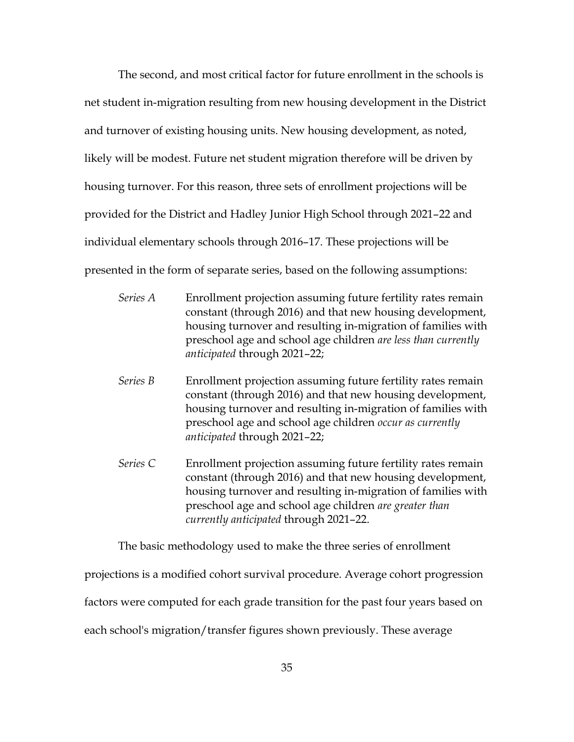The second, and most critical factor for future enrollment in the schools is net student in-migration resulting from new housing development in the District and turnover of existing housing units. New housing development, as noted, likely will be modest. Future net student migration therefore will be driven by housing turnover. For this reason, three sets of enrollment projections will be provided for the District and Hadley Junior High School through 2021–22 and individual elementary schools through 2016–17. These projections will be presented in the form of separate series, based on the following assumptions:

*Series A* — Enrollment projection assuming future fertility rates remain constant (through 2016) and that new housing development, housing turnover and resulting in-migration of families with preschool age and school age children *are less than currently anticipated* through 2021–22;

*Series B* — Enrollment projection assuming future fertility rates remain constant (through 2016) and that new housing development, housing turnover and resulting in-migration of families with preschool age and school age children *occur as currently anticipated* through 2021–22;

*Series C* — Enrollment projection assuming future fertility rates remain constant (through 2016) and that new housing development, housing turnover and resulting in-migration of families with preschool age and school age children *are greater than currently anticipated* through 2021–22.

The basic methodology used to make the three series of enrollment projections is a modified cohort survival procedure. Average cohort progression factors were computed for each grade transition for the past four years based on each school's migration/transfer figures shown previously. These average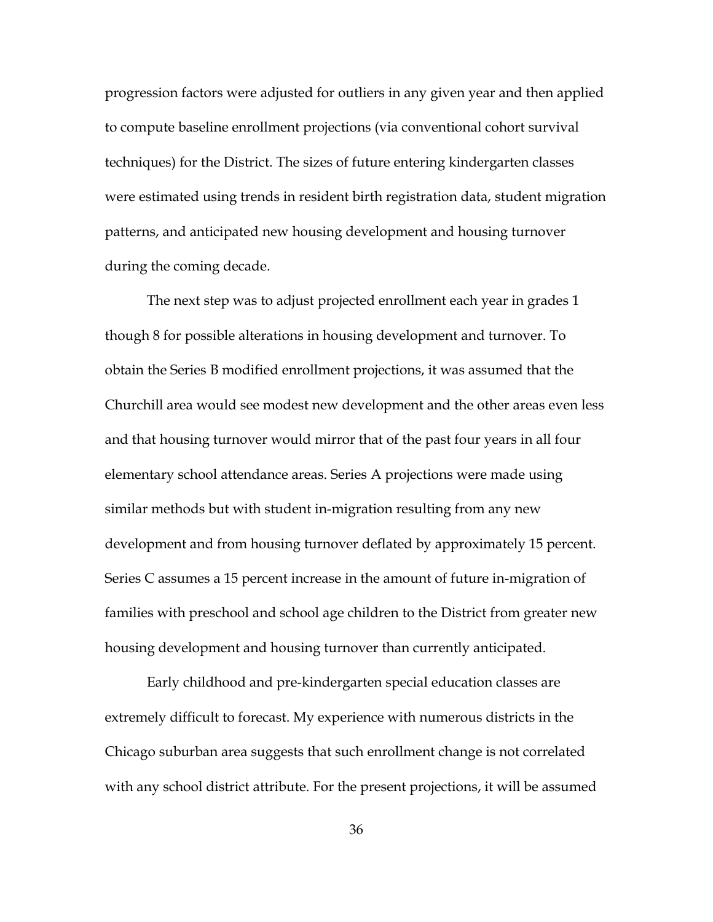progression factors were adjusted for outliers in any given year and then applied to compute baseline enrollment projections (via conventional cohort survival techniques) for the District. The sizes of future entering kindergarten classes were estimated using trends in resident birth registration data, student migration patterns, and anticipated new housing development and housing turnover during the coming decade.

The next step was to adjust projected enrollment each year in grades 1 though 8 for possible alterations in housing development and turnover. To obtain the Series B modified enrollment projections, it was assumed that the Churchill area would see modest new development and the other areas even less and that housing turnover would mirror that of the past four years in all four elementary school attendance areas. Series A projections were made using similar methods but with student in-migration resulting from any new development and from housing turnover deflated by approximately 15 percent. Series C assumes a 15 percent increase in the amount of future in-migration of families with preschool and school age children to the District from greater new housing development and housing turnover than currently anticipated.

Early childhood and pre-kindergarten special education classes are extremely difficult to forecast. My experience with numerous districts in the Chicago suburban area suggests that such enrollment change is not correlated with any school district attribute. For the present projections, it will be assumed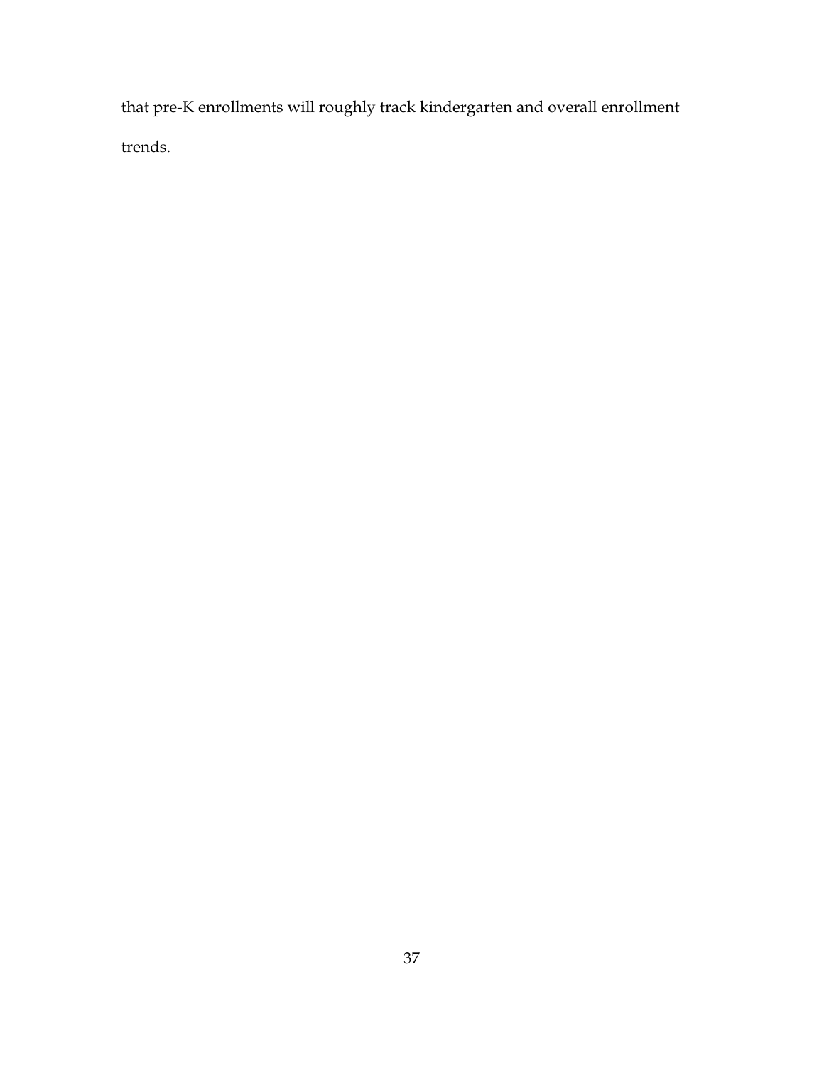that pre-K enrollments will roughly track kindergarten and overall enrollment trends.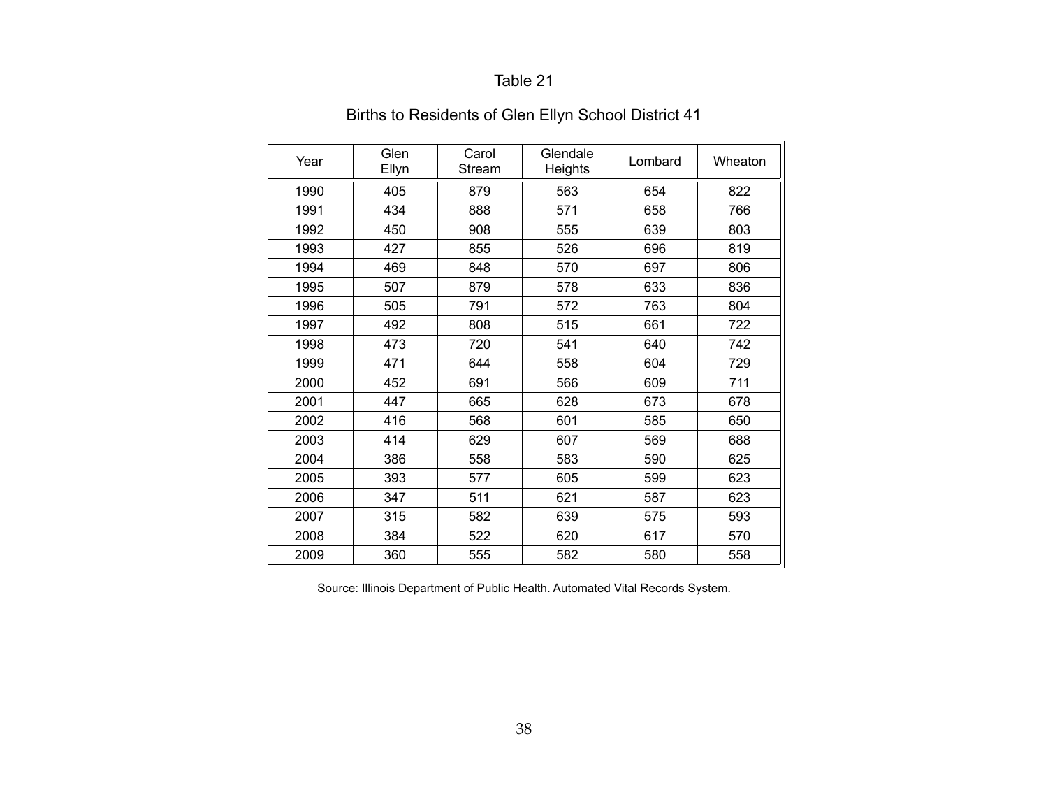Table 21

Births to Residents of Glen Ellyn School District 41

| Year | Glen Ellyn | Carol Stream | Glendale Heights | Lombard | Wheaton |
|---|---|---|---|---|---|
| 1990 | 405 | 879 | 563 | 654 | 822 |
| 1991 | 434 | 888 | 571 | 658 | 766 |
| 1992 | 450 | 908 | 555 | 639 | 803 |
| 1993 | 427 | 855 | 526 | 696 | 819 |
| 1994 | 469 | 848 | 570 | 697 | 806 |
| 1995 | 507 | 879 | 578 | 633 | 836 |
| 1996 | 505 | 791 | 572 | 763 | 804 |
| 1997 | 492 | 808 | 515 | 661 | 722 |
| 1998 | 473 | 720 | 541 | 640 | 742 |
| 1999 | 471 | 644 | 558 | 604 | 729 |
| 2000 | 452 | 691 | 566 | 609 | 711 |
| 2001 | 447 | 665 | 628 | 673 | 678 |
| 2002 | 416 | 568 | 601 | 585 | 650 |
| 2003 | 414 | 629 | 607 | 569 | 688 |
| 2004 | 386 | 558 | 583 | 590 | 625 |
| 2005 | 393 | 577 | 605 | 599 | 623 |
| 2006 | 347 | 511 | 621 | 587 | 623 |
| 2007 | 315 | 582 | 639 | 575 | 593 |
| 2008 | 384 | 522 | 620 | 617 | 570 |
| 2009 | 360 | 555 | 582 | 580 | 558 |

Source: Illinois Department of Public Health. Automated Vital Records System.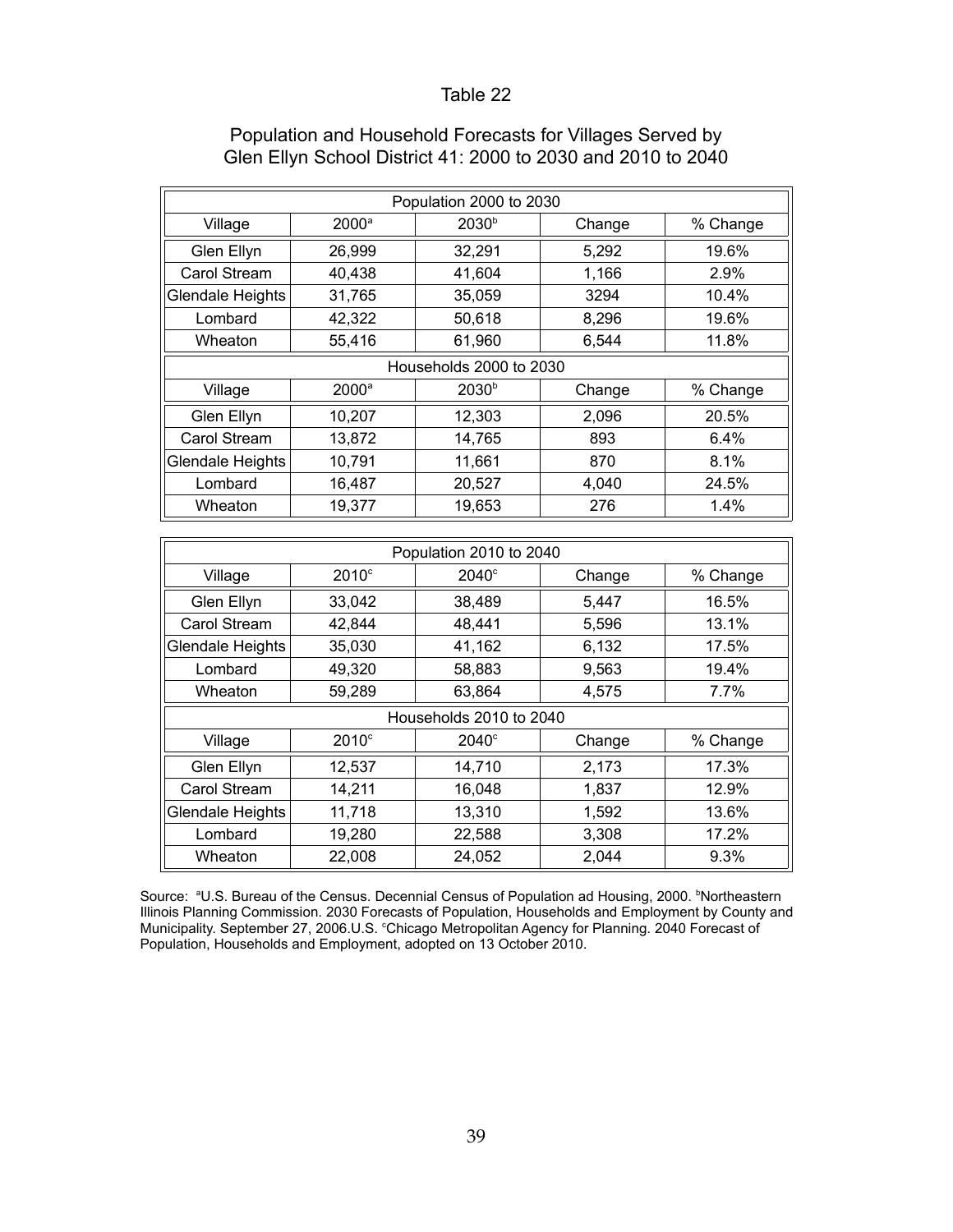Table 22

Population and Household Forecasts for Villages Served by Glen Ellyn School District 41: 2000 to 2030 and 2010 to 2040

| Population 2000 to 2030 | | | | |
|---|---|---|---|---|
| Village | 2000[a] | 2030[b] | Change | % Change |
| Glen Ellyn | 26,999 | 32,291 | 5,292 | 19.6% |
| Carol Stream | 40,438 | 41,604 | 1,166 | 2.9% |
| Glendale Heights | 31,765 | 35,059 | 3294 | 10.4% |
| Lombard | 42,322 | 50,618 | 8,296 | 19.6% |
| Wheaton | 55,416 | 61,960 | 6,544 | 11.8% |
| **Households 2000 to 2030** | | | | |
| Village | 2000[a] | 2030[b] | Change | % Change |
| Glen Ellyn | 10,207 | 12,303 | 2,096 | 20.5% |
| Carol Stream | 13,872 | 14,765 | 893 | 6.4% |
| Glendale Heights | 10,791 | 11,661 | 870 | 8.1% |
| Lombard | 16,487 | 20,527 | 4,040 | 24.5% |
| Wheaton | 19,377 | 19,653 | 276 | 1.4% |

| Population 2010 to 2040 | | | | |
|---|---|---|---|---|
| Village | 2010[c] | 2040[c] | Change | % Change |
| Glen Ellyn | 33,042 | 38,489 | 5,447 | 16.5% |
| Carol Stream | 42,844 | 48,441 | 5,596 | 13.1% |
| Glendale Heights | 35,030 | 41,162 | 6,132 | 17.5% |
| Lombard | 49,320 | 58,883 | 9,563 | 19.4% |
| Wheaton | 59,289 | 63,864 | 4,575 | 7.7% |
| **Households 2010 to 2040** | | | | |
| Village | 2010[c] | 2040[c] | Change | % Change |
| Glen Ellyn | 12,537 | 14,710 | 2,173 | 17.3% |
| Carol Stream | 14,211 | 16,048 | 1,837 | 12.9% |
| Glendale Heights | 11,718 | 13,310 | 1,592 | 13.6% |
| Lombard | 19,280 | 22,588 | 3,308 | 17.2% |
| Wheaton | 22,008 | 24,052 | 2,044 | 9.3% |

Source: [a]U.S. Bureau of the Census. Decennial Census of Population ad Housing, 2000. [b]Northeastern Illinois Planning Commission. 2030 Forecasts of Population, Households and Employment by County and Municipality. September 27, 2006.U.S. [c]Chicago Metropolitan Agency for Planning. 2040 Forecast of Population, Households and Employment, adopted on 13 October 2010.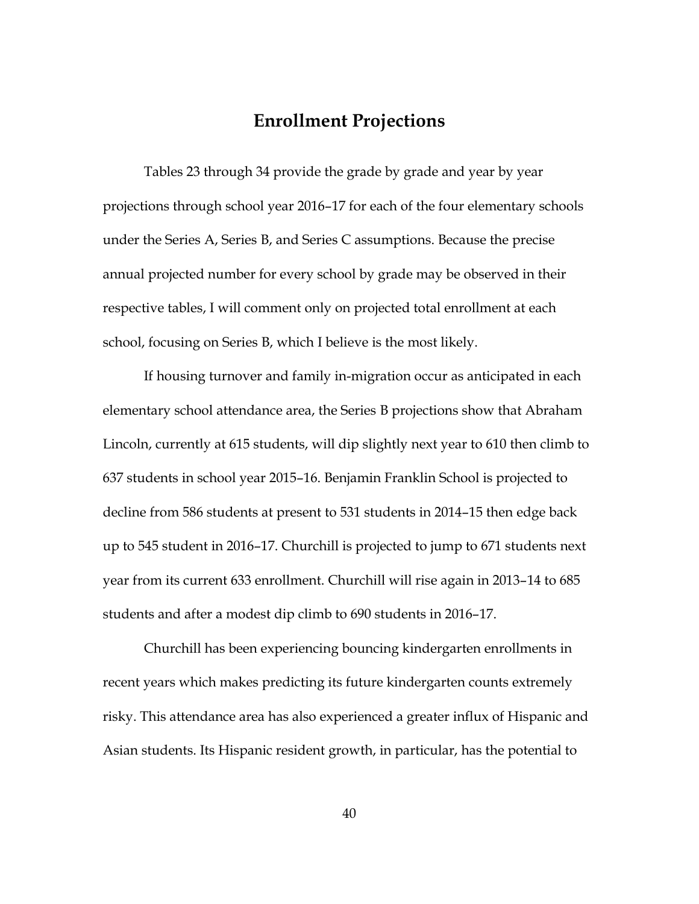# Enrollment Projections

Tables 23 through 34 provide the grade by grade and year by year projections through school year 2016–17 for each of the four elementary schools under the Series A, Series B, and Series C assumptions. Because the precise annual projected number for every school by grade may be observed in their respective tables, I will comment only on projected total enrollment at each school, focusing on Series B, which I believe is the most likely.

If housing turnover and family in-migration occur as anticipated in each elementary school attendance area, the Series B projections show that Abraham Lincoln, currently at 615 students, will dip slightly next year to 610 then climb to 637 students in school year 2015–16. Benjamin Franklin School is projected to decline from 586 students at present to 531 students in 2014–15 then edge back up to 545 student in 2016–17. Churchill is projected to jump to 671 students next year from its current 633 enrollment. Churchill will rise again in 2013–14 to 685 students and after a modest dip climb to 690 students in 2016–17.

Churchill has been experiencing bouncing kindergarten enrollments in recent years which makes predicting its future kindergarten counts extremely risky. This attendance area has also experienced a greater influx of Hispanic and Asian students. Its Hispanic resident growth, in particular, has the potential to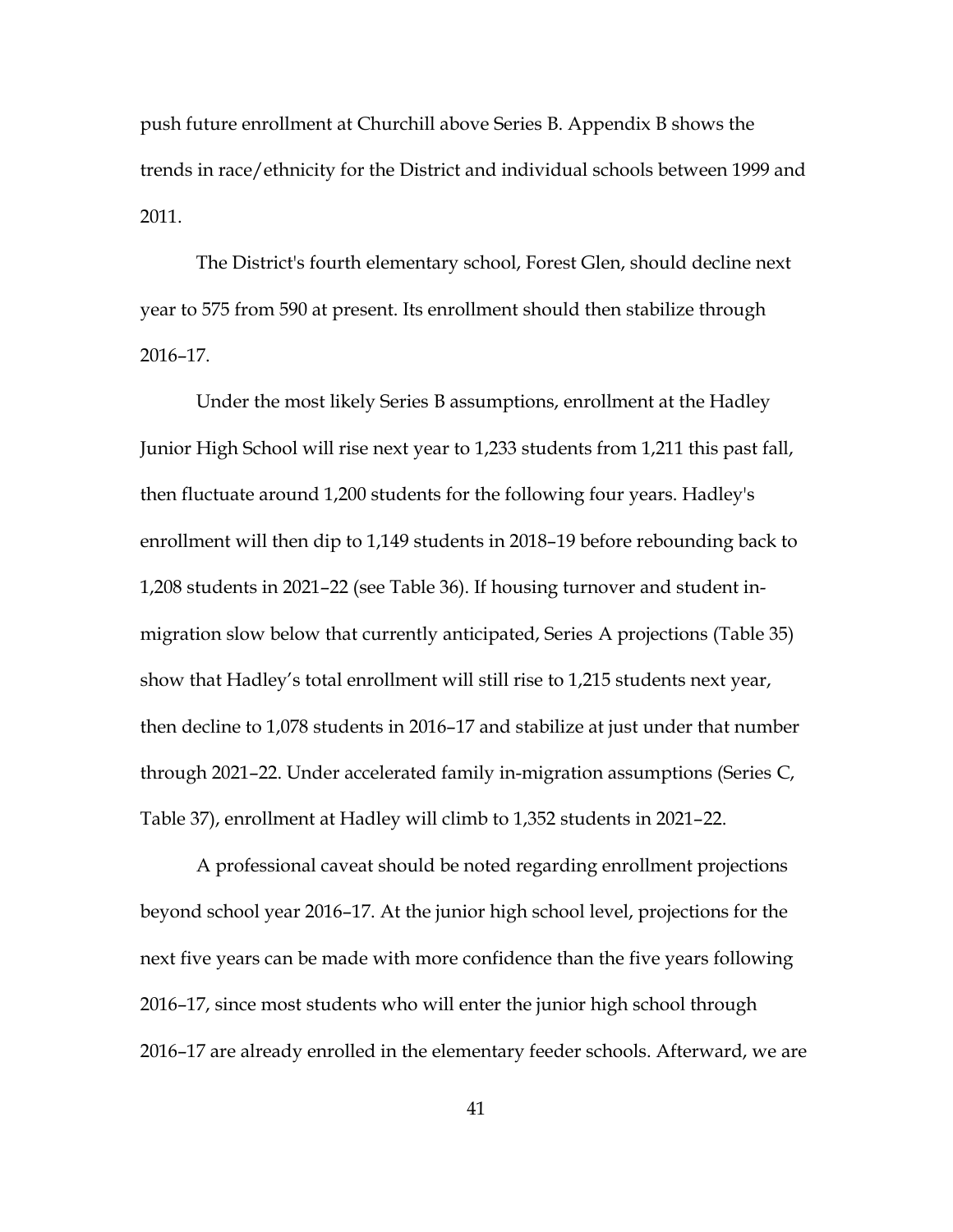push future enrollment at Churchill above Series B. Appendix B shows the trends in race/ethnicity for the District and individual schools between 1999 and 2011.

The District's fourth elementary school, Forest Glen, should decline next year to 575 from 590 at present. Its enrollment should then stabilize through 2016–17.

Under the most likely Series B assumptions, enrollment at the Hadley Junior High School will rise next year to 1,233 students from 1,211 this past fall, then fluctuate around 1,200 students for the following four years. Hadley's enrollment will then dip to 1,149 students in 2018–19 before rebounding back to 1,208 students in 2021–22 (see Table 36). If housing turnover and student in-migration slow below that currently anticipated, Series A projections (Table 35) show that Hadley's total enrollment will still rise to 1,215 students next year, then decline to 1,078 students in 2016–17 and stabilize at just under that number through 2021–22. Under accelerated family in-migration assumptions (Series C, Table 37), enrollment at Hadley will climb to 1,352 students in 2021–22.

A professional caveat should be noted regarding enrollment projections beyond school year 2016–17. At the junior high school level, projections for the next five years can be made with more confidence than the five years following 2016–17, since most students who will enter the junior high school through 2016–17 are already enrolled in the elementary feeder schools. Afterward, we are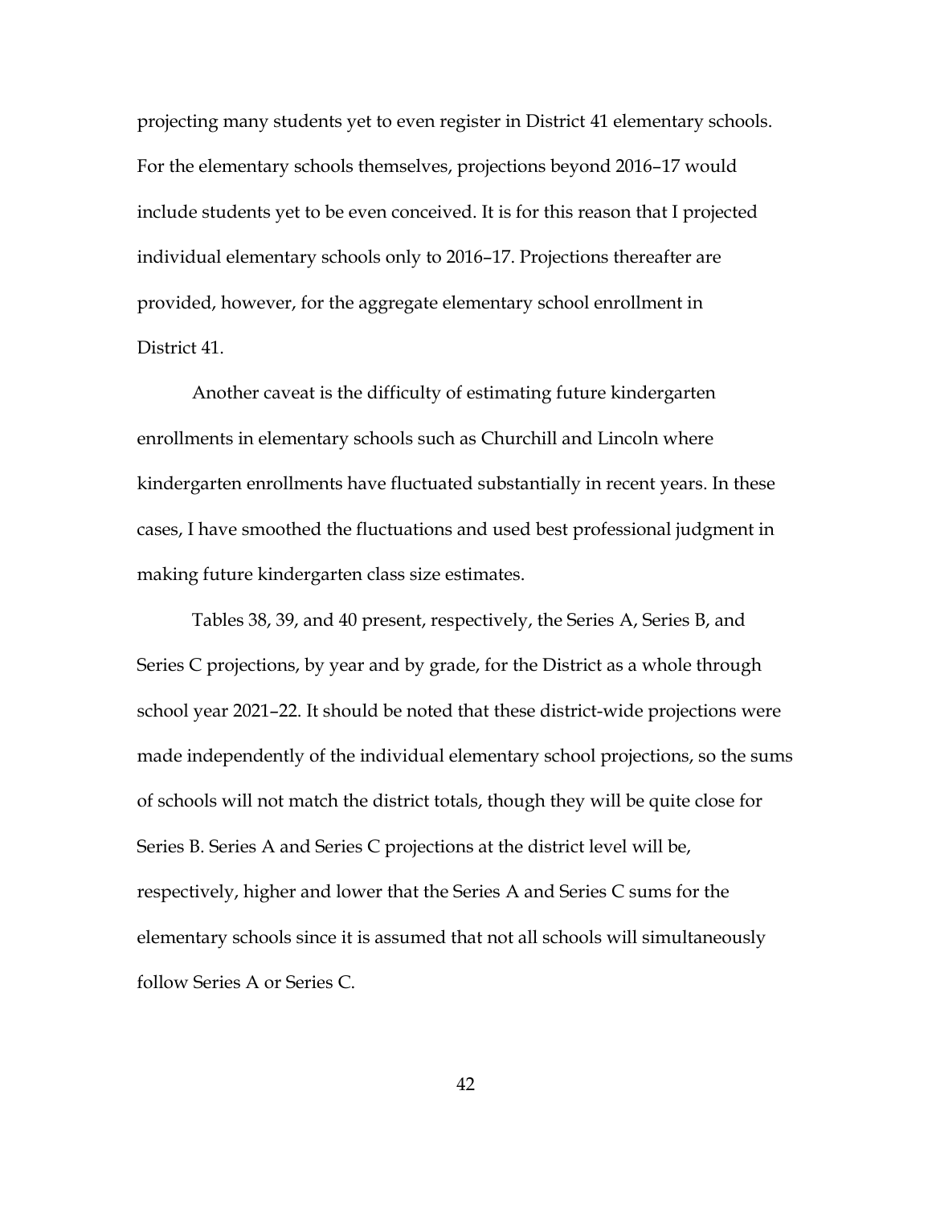projecting many students yet to even register in District 41 elementary schools. For the elementary schools themselves, projections beyond 2016–17 would include students yet to be even conceived. It is for this reason that I projected individual elementary schools only to 2016–17. Projections thereafter are provided, however, for the aggregate elementary school enrollment in District 41.

Another caveat is the difficulty of estimating future kindergarten enrollments in elementary schools such as Churchill and Lincoln where kindergarten enrollments have fluctuated substantially in recent years. In these cases, I have smoothed the fluctuations and used best professional judgment in making future kindergarten class size estimates.

Tables 38, 39, and 40 present, respectively, the Series A, Series B, and Series C projections, by year and by grade, for the District as a whole through school year 2021–22. It should be noted that these district-wide projections were made independently of the individual elementary school projections, so the sums of schools will not match the district totals, though they will be quite close for Series B. Series A and Series C projections at the district level will be, respectively, higher and lower that the Series A and Series C sums for the elementary schools since it is assumed that not all schools will simultaneously follow Series A or Series C.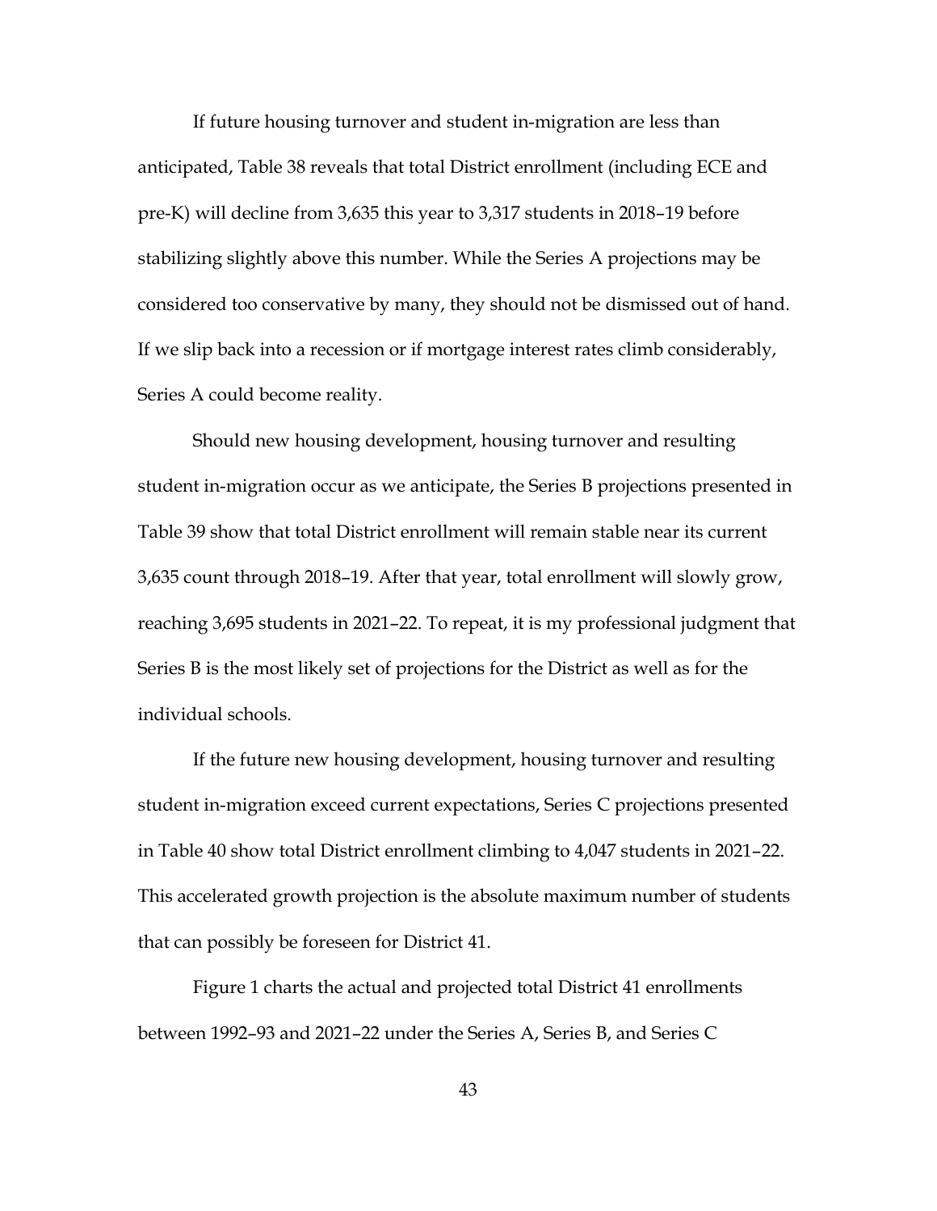If future housing turnover and student in-migration are less than anticipated, Table 38 reveals that total District enrollment (including ECE and pre-K) will decline from 3,635 this year to 3,317 students in 2018–19 before stabilizing slightly above this number. While the Series A projections may be considered too conservative by many, they should not be dismissed out of hand. If we slip back into a recession or if mortgage interest rates climb considerably, Series A could become reality.

Should new housing development, housing turnover and resulting student in-migration occur as we anticipate, the Series B projections presented in Table 39 show that total District enrollment will remain stable near its current 3,635 count through 2018–19. After that year, total enrollment will slowly grow, reaching 3,695 students in 2021–22. To repeat, it is my professional judgment that Series B is the most likely set of projections for the District as well as for the individual schools.

If the future new housing development, housing turnover and resulting student in-migration exceed current expectations, Series C projections presented in Table 40 show total District enrollment climbing to 4,047 students in 2021–22. This accelerated growth projection is the absolute maximum number of students that can possibly be foreseen for District 41.

Figure 1 charts the actual and projected total District 41 enrollments between 1992–93 and 2021–22 under the Series A, Series B, and Series C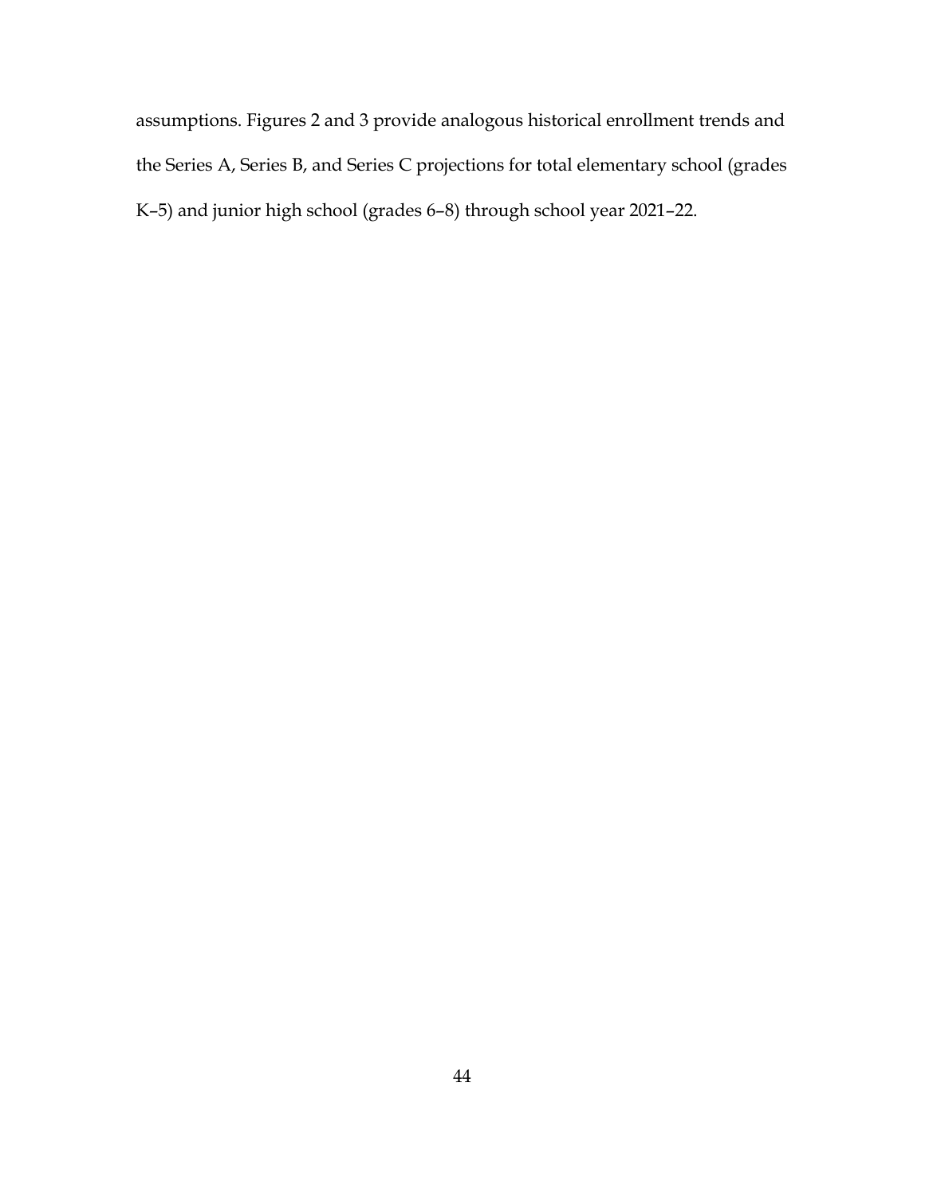assumptions. Figures 2 and 3 provide analogous historical enrollment trends and the Series A, Series B, and Series C projections for total elementary school (grades K–5) and junior high school (grades 6–8) through school year 2021–22.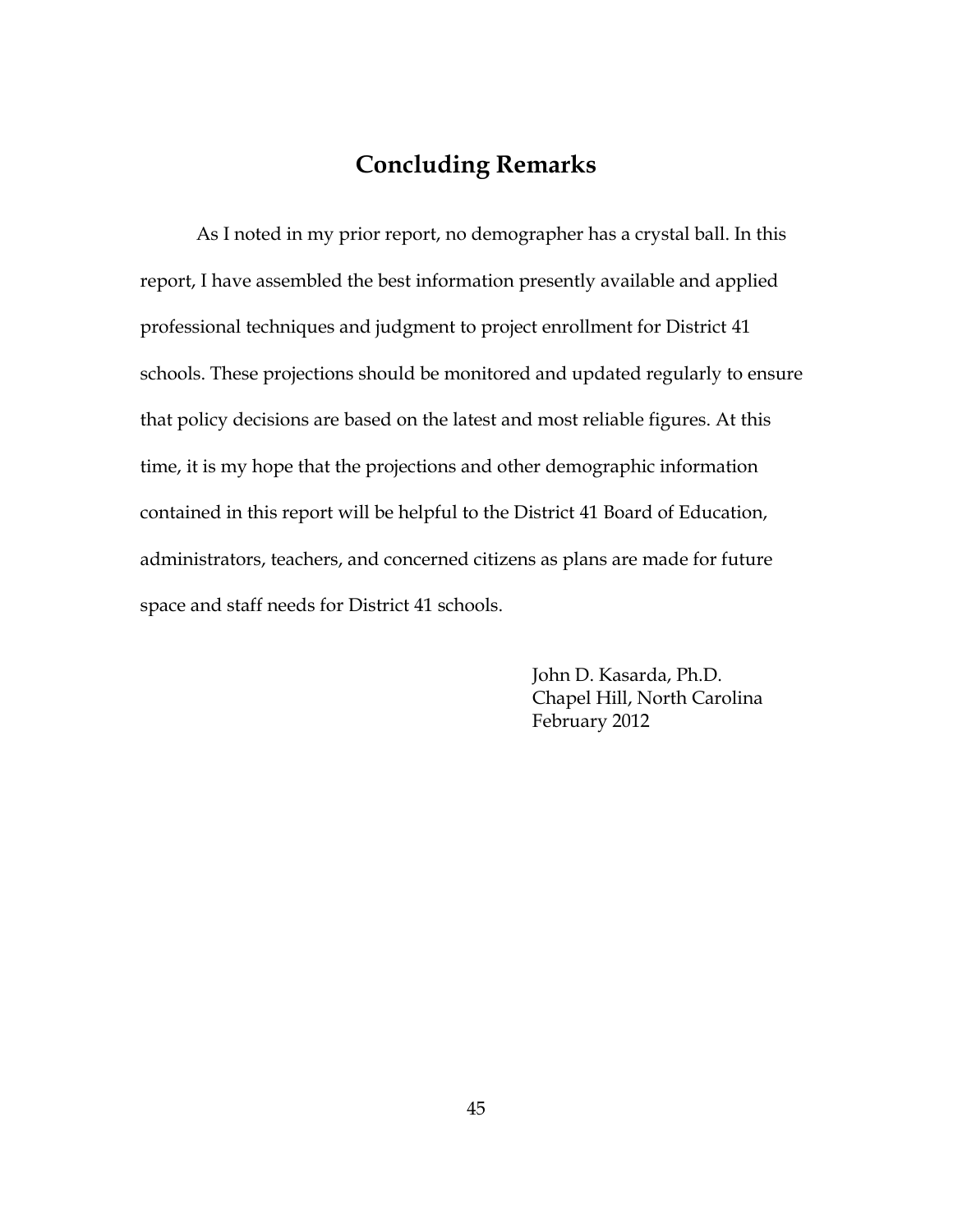## Concluding Remarks

As I noted in my prior report, no demographer has a crystal ball. In this report, I have assembled the best information presently available and applied professional techniques and judgment to project enrollment for District 41 schools. These projections should be monitored and updated regularly to ensure that policy decisions are based on the latest and most reliable figures. At this time, it is my hope that the projections and other demographic information contained in this report will be helpful to the District 41 Board of Education, administrators, teachers, and concerned citizens as plans are made for future space and staff needs for District 41 schools.

John D. Kasarda, Ph.D.  
Chapel Hill, North Carolina  
February 2012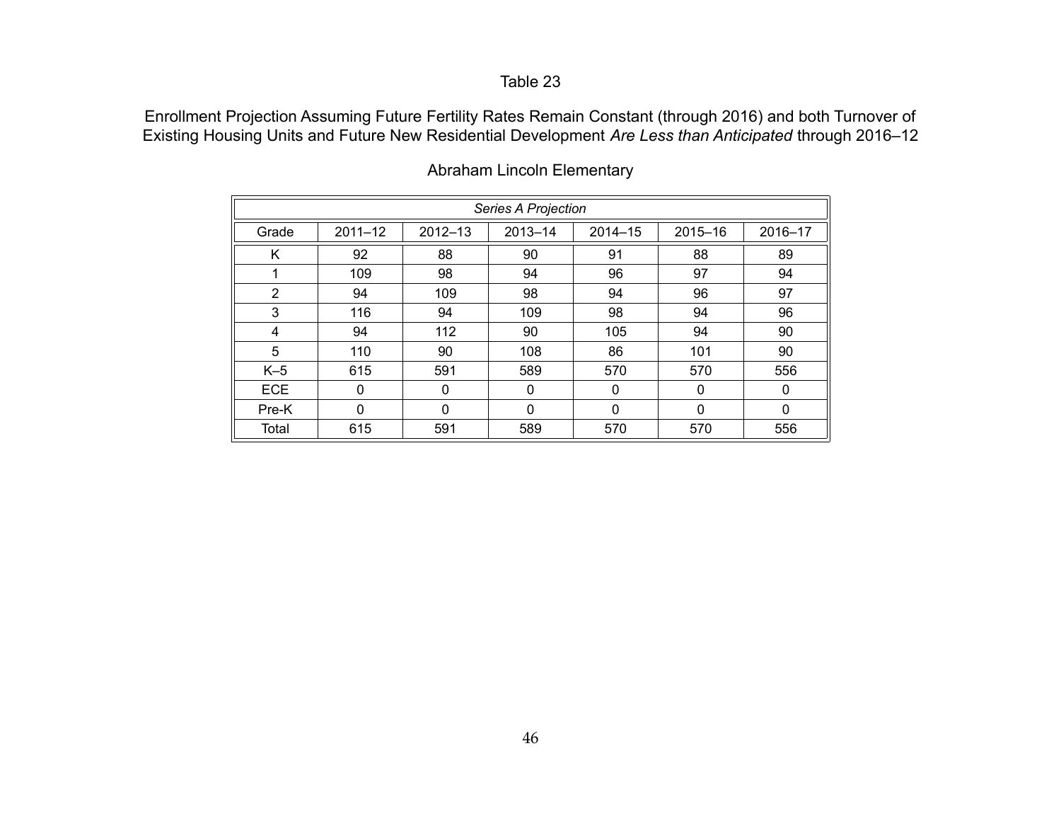Table 23

Enrollment Projection Assuming Future Fertility Rates Remain Constant (through 2016) and both Turnover of Existing Housing Units and Future New Residential Development *Are Less than Anticipated* through 2016–12

Abraham Lincoln Elementary

| *Series A Projection* | | | | | | |
|---|---|---|---|---|---|---|
| Grade | 2011–12 | 2012–13 | 2013–14 | 2014–15 | 2015–16 | 2016–17 |
| K | 92 | 88 | 90 | 91 | 88 | 89 |
| 1 | 109 | 98 | 94 | 96 | 97 | 94 |
| 2 | 94 | 109 | 98 | 94 | 96 | 97 |
| 3 | 116 | 94 | 109 | 98 | 94 | 96 |
| 4 | 94 | 112 | 90 | 105 | 94 | 90 |
| 5 | 110 | 90 | 108 | 86 | 101 | 90 |
| K–5 | 615 | 591 | 589 | 570 | 570 | 556 |
| ECE | 0 | 0 | 0 | 0 | 0 | 0 |
| Pre-K | 0 | 0 | 0 | 0 | 0 | 0 |
| Total | 615 | 591 | 589 | 570 | 570 | 556 |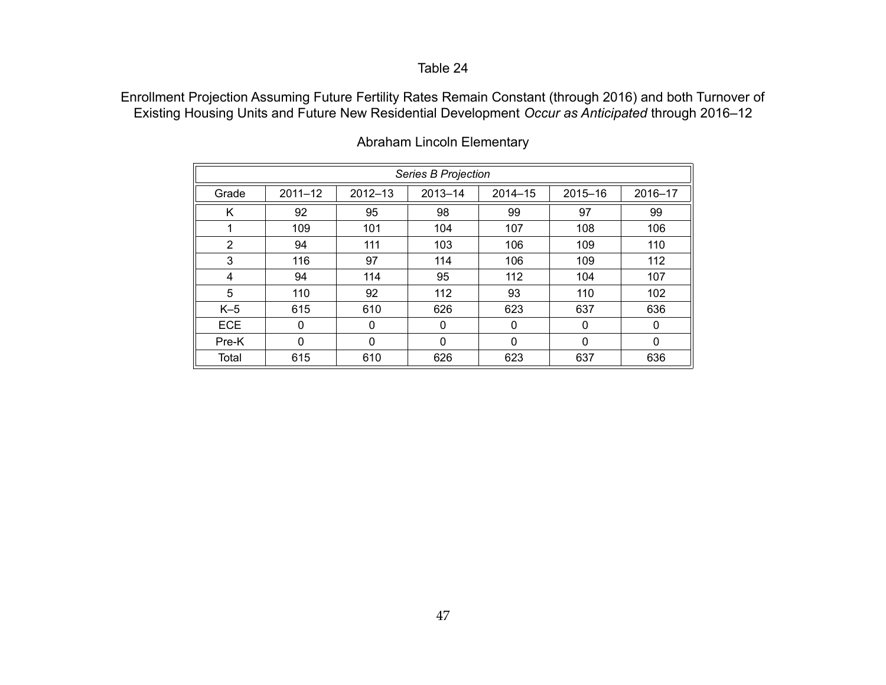Table 24

Enrollment Projection Assuming Future Fertility Rates Remain Constant (through 2016) and both Turnover of Existing Housing Units and Future New Residential Development *Occur as Anticipated* through 2016–12

Abraham Lincoln Elementary

| *Series B Projection* | | | | | | |
|---|---|---|---|---|---|---|
| Grade | 2011–12 | 2012–13 | 2013–14 | 2014–15 | 2015–16 | 2016–17 |
| K | 92 | 95 | 98 | 99 | 97 | 99 |
| 1 | 109 | 101 | 104 | 107 | 108 | 106 |
| 2 | 94 | 111 | 103 | 106 | 109 | 110 |
| 3 | 116 | 97 | 114 | 106 | 109 | 112 |
| 4 | 94 | 114 | 95 | 112 | 104 | 107 |
| 5 | 110 | 92 | 112 | 93 | 110 | 102 |
| K–5 | 615 | 610 | 626 | 623 | 637 | 636 |
| ECE | 0 | 0 | 0 | 0 | 0 | 0 |
| Pre-K | 0 | 0 | 0 | 0 | 0 | 0 |
| Total | 615 | 610 | 626 | 623 | 637 | 636 |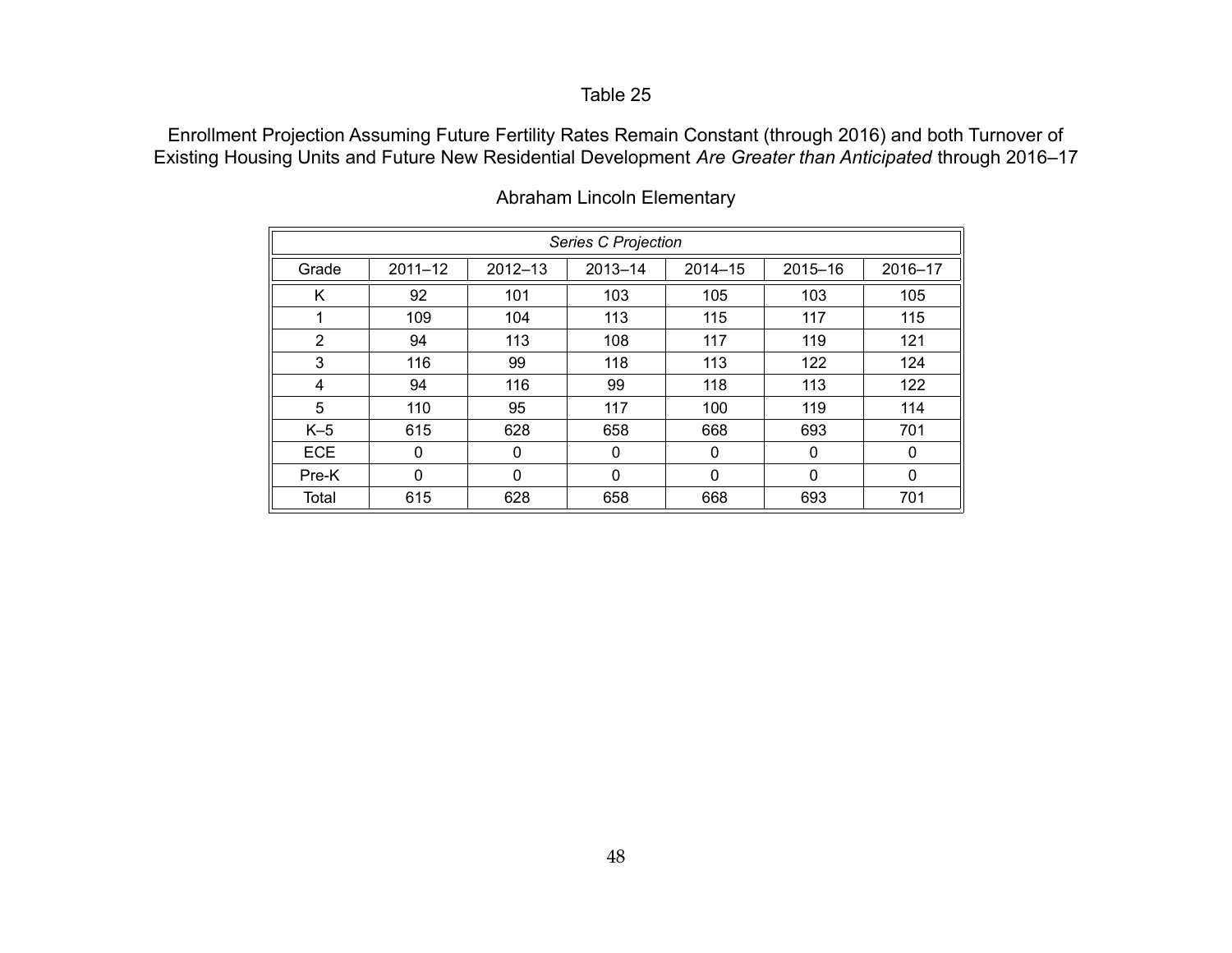Table 25

Enrollment Projection Assuming Future Fertility Rates Remain Constant (through 2016) and both Turnover of Existing Housing Units and Future New Residential Development *Are Greater than Anticipated* through 2016–17

Abraham Lincoln Elementary

| *Series C Projection* | | | | | | |
|---|---|---|---|---|---|---|
| Grade | 2011–12 | 2012–13 | 2013–14 | 2014–15 | 2015–16 | 2016–17 |
| K | 92 | 101 | 103 | 105 | 103 | 105 |
| 1 | 109 | 104 | 113 | 115 | 117 | 115 |
| 2 | 94 | 113 | 108 | 117 | 119 | 121 |
| 3 | 116 | 99 | 118 | 113 | 122 | 124 |
| 4 | 94 | 116 | 99 | 118 | 113 | 122 |
| 5 | 110 | 95 | 117 | 100 | 119 | 114 |
| K–5 | 615 | 628 | 658 | 668 | 693 | 701 |
| ECE | 0 | 0 | 0 | 0 | 0 | 0 |
| Pre-K | 0 | 0 | 0 | 0 | 0 | 0 |
| Total | 615 | 628 | 658 | 668 | 693 | 701 |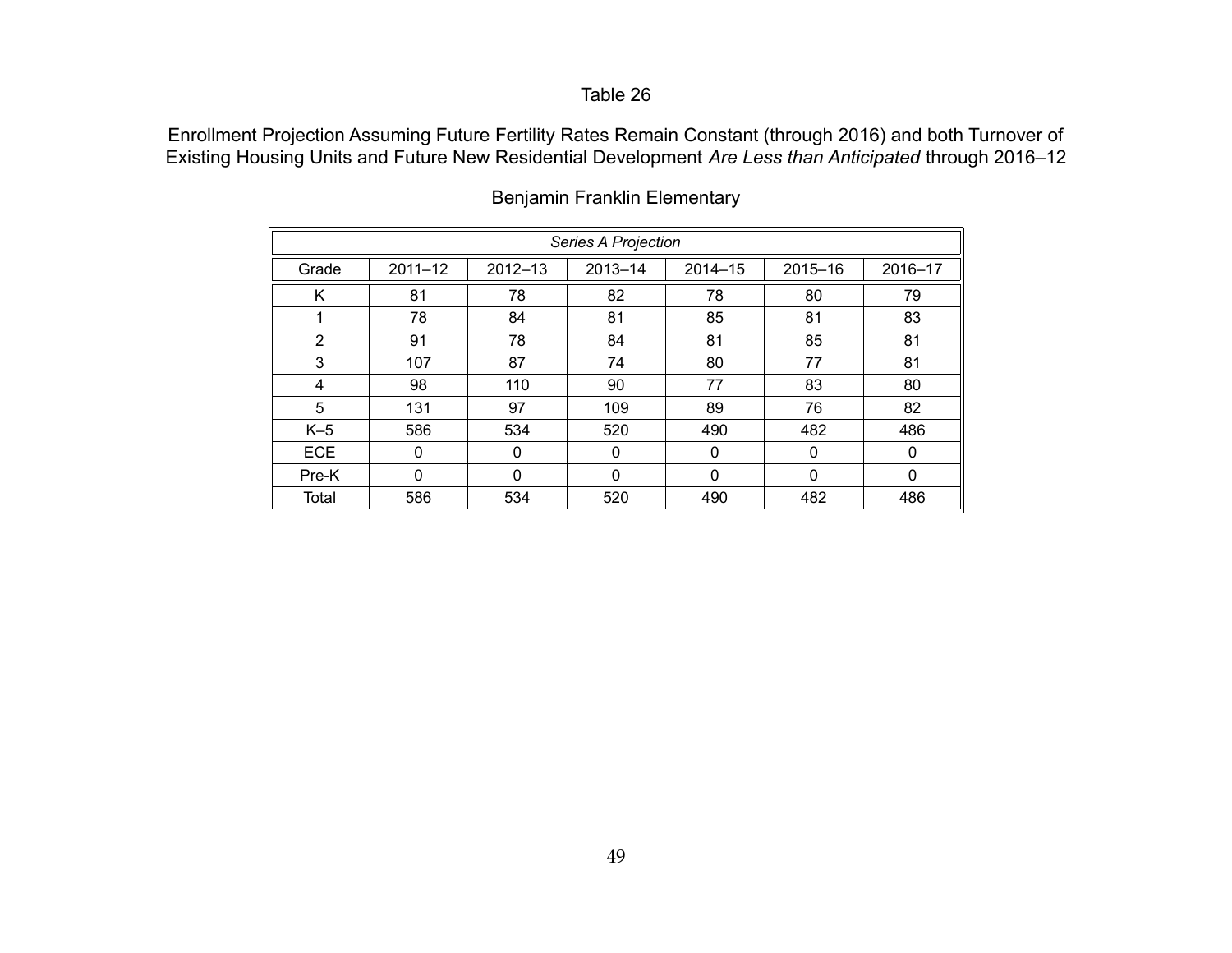Table 26

Enrollment Projection Assuming Future Fertility Rates Remain Constant (through 2016) and both Turnover of Existing Housing Units and Future New Residential Development *Are Less than Anticipated* through 2016–12

Benjamin Franklin Elementary

| *Series A Projection* | | | | | | |
|---|---|---|---|---|---|---|
| Grade | 2011–12 | 2012–13 | 2013–14 | 2014–15 | 2015–16 | 2016–17 |
| K | 81 | 78 | 82 | 78 | 80 | 79 |
| 1 | 78 | 84 | 81 | 85 | 81 | 83 |
| 2 | 91 | 78 | 84 | 81 | 85 | 81 |
| 3 | 107 | 87 | 74 | 80 | 77 | 81 |
| 4 | 98 | 110 | 90 | 77 | 83 | 80 |
| 5 | 131 | 97 | 109 | 89 | 76 | 82 |
| K–5 | 586 | 534 | 520 | 490 | 482 | 486 |
| ECE | 0 | 0 | 0 | 0 | 0 | 0 |
| Pre-K | 0 | 0 | 0 | 0 | 0 | 0 |
| Total | 586 | 534 | 520 | 490 | 482 | 486 |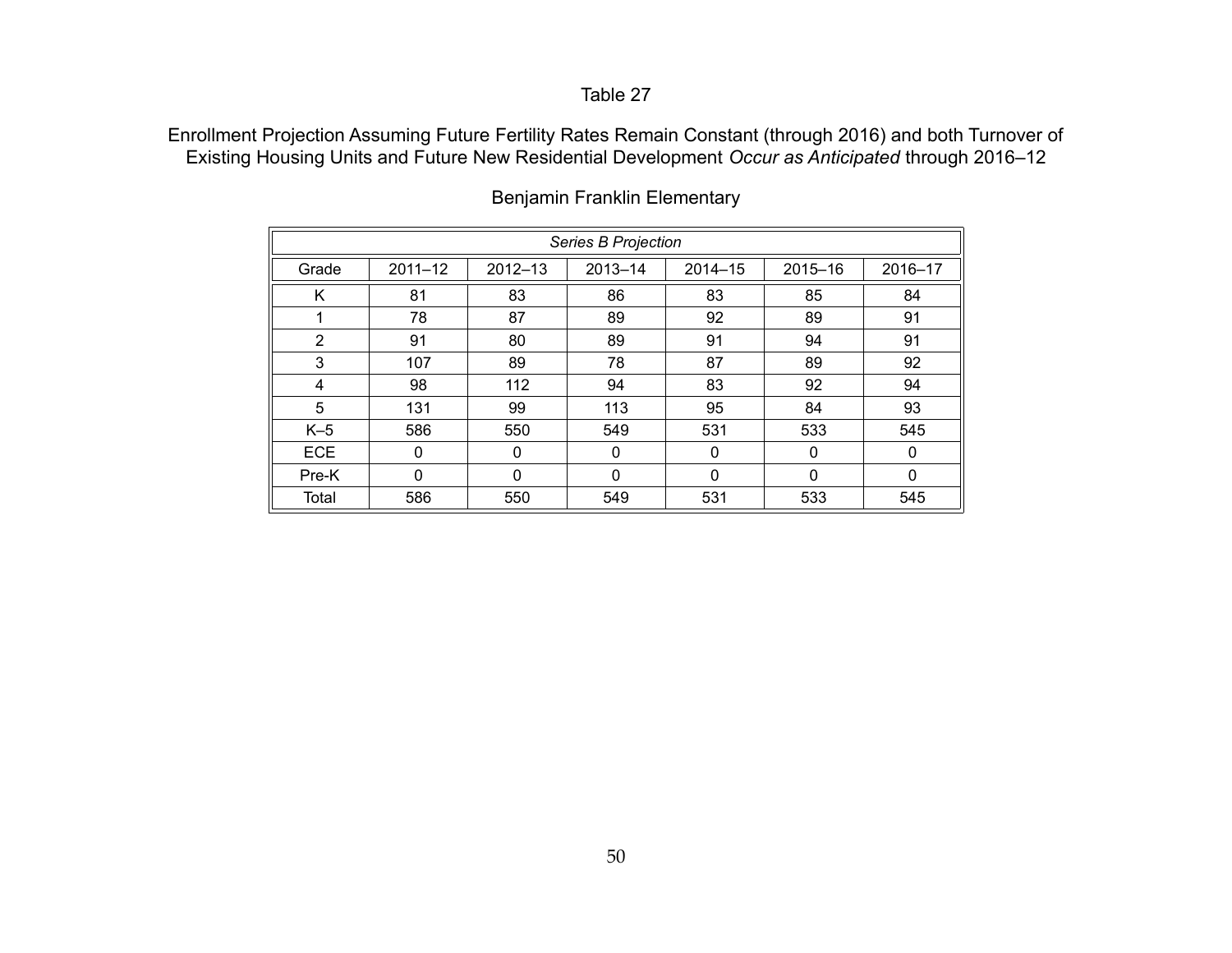Table 27

Enrollment Projection Assuming Future Fertility Rates Remain Constant (through 2016) and both Turnover of Existing Housing Units and Future New Residential Development *Occur as Anticipated* through 2016–12

Benjamin Franklin Elementary

| *Series B Projection* | | | | | | |
|---|---|---|---|---|---|---|
| Grade | 2011–12 | 2012–13 | 2013–14 | 2014–15 | 2015–16 | 2016–17 |
| K | 81 | 83 | 86 | 83 | 85 | 84 |
| 1 | 78 | 87 | 89 | 92 | 89 | 91 |
| 2 | 91 | 80 | 89 | 91 | 94 | 91 |
| 3 | 107 | 89 | 78 | 87 | 89 | 92 |
| 4 | 98 | 112 | 94 | 83 | 92 | 94 |
| 5 | 131 | 99 | 113 | 95 | 84 | 93 |
| K–5 | 586 | 550 | 549 | 531 | 533 | 545 |
| ECE | 0 | 0 | 0 | 0 | 0 | 0 |
| Pre-K | 0 | 0 | 0 | 0 | 0 | 0 |
| Total | 586 | 550 | 549 | 531 | 533 | 545 |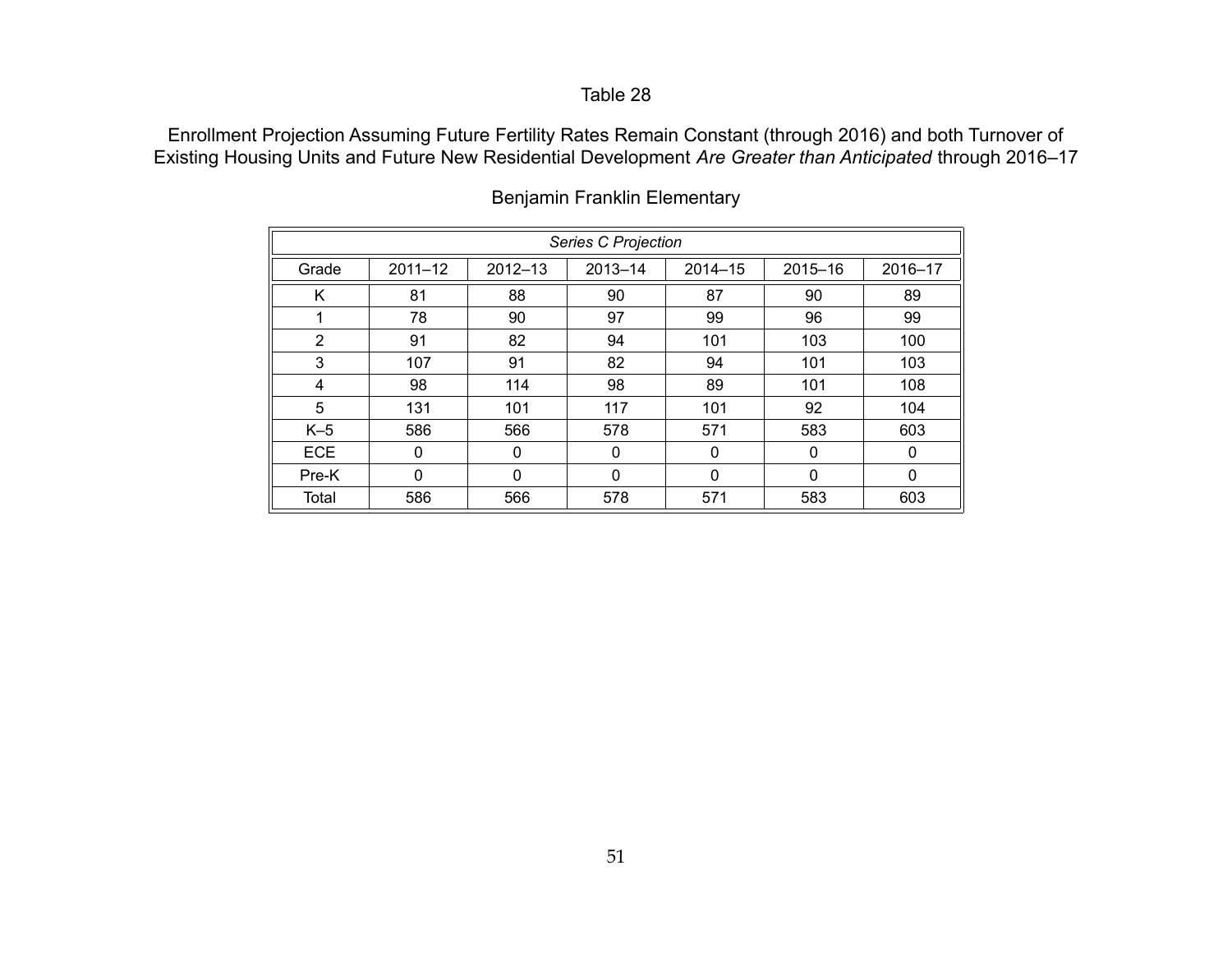Table 28

Enrollment Projection Assuming Future Fertility Rates Remain Constant (through 2016) and both Turnover of Existing Housing Units and Future New Residential Development *Are Greater than Anticipated* through 2016–17

Benjamin Franklin Elementary

| *Series C Projection* | | | | | | |
|---|---|---|---|---|---|---|
| Grade | 2011–12 | 2012–13 | 2013–14 | 2014–15 | 2015–16 | 2016–17 |
| K | 81 | 88 | 90 | 87 | 90 | 89 |
| 1 | 78 | 90 | 97 | 99 | 96 | 99 |
| 2 | 91 | 82 | 94 | 101 | 103 | 100 |
| 3 | 107 | 91 | 82 | 94 | 101 | 103 |
| 4 | 98 | 114 | 98 | 89 | 101 | 108 |
| 5 | 131 | 101 | 117 | 101 | 92 | 104 |
| K–5 | 586 | 566 | 578 | 571 | 583 | 603 |
| ECE | 0 | 0 | 0 | 0 | 0 | 0 |
| Pre-K | 0 | 0 | 0 | 0 | 0 | 0 |
| Total | 586 | 566 | 578 | 571 | 583 | 603 |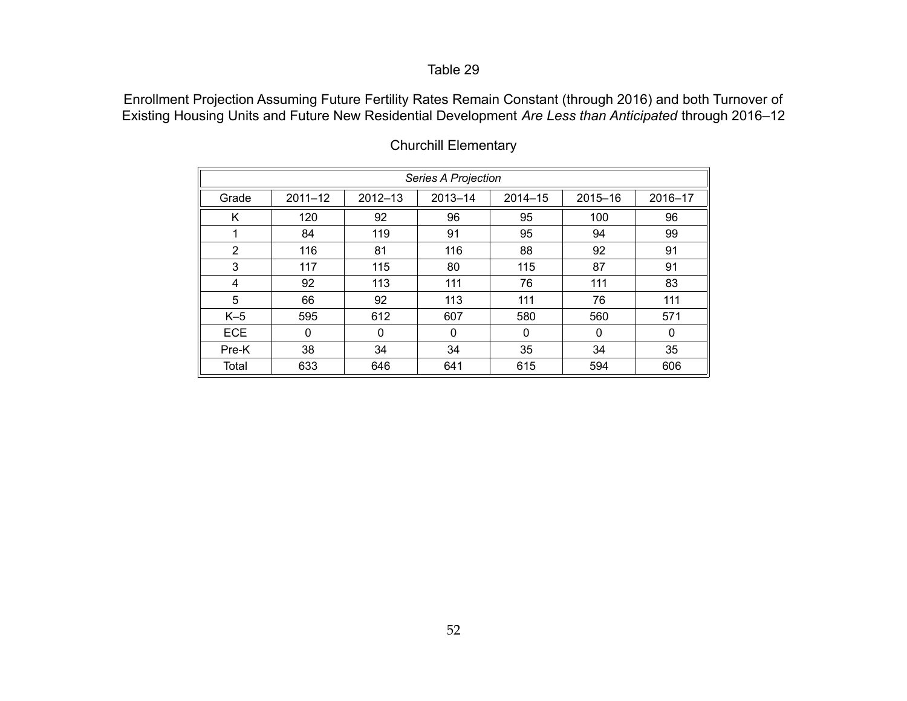Table 29

Enrollment Projection Assuming Future Fertility Rates Remain Constant (through 2016) and both Turnover of Existing Housing Units and Future New Residential Development *Are Less than Anticipated* through 2016–12

Churchill Elementary

| *Series A Projection* | | | | | | |
|---|---|---|---|---|---|---|
| Grade | 2011–12 | 2012–13 | 2013–14 | 2014–15 | 2015–16 | 2016–17 |
| K | 120 | 92 | 96 | 95 | 100 | 96 |
| 1 | 84 | 119 | 91 | 95 | 94 | 99 |
| 2 | 116 | 81 | 116 | 88 | 92 | 91 |
| 3 | 117 | 115 | 80 | 115 | 87 | 91 |
| 4 | 92 | 113 | 111 | 76 | 111 | 83 |
| 5 | 66 | 92 | 113 | 111 | 76 | 111 |
| K–5 | 595 | 612 | 607 | 580 | 560 | 571 |
| ECE | 0 | 0 | 0 | 0 | 0 | 0 |
| Pre-K | 38 | 34 | 34 | 35 | 34 | 35 |
| Total | 633 | 646 | 641 | 615 | 594 | 606 |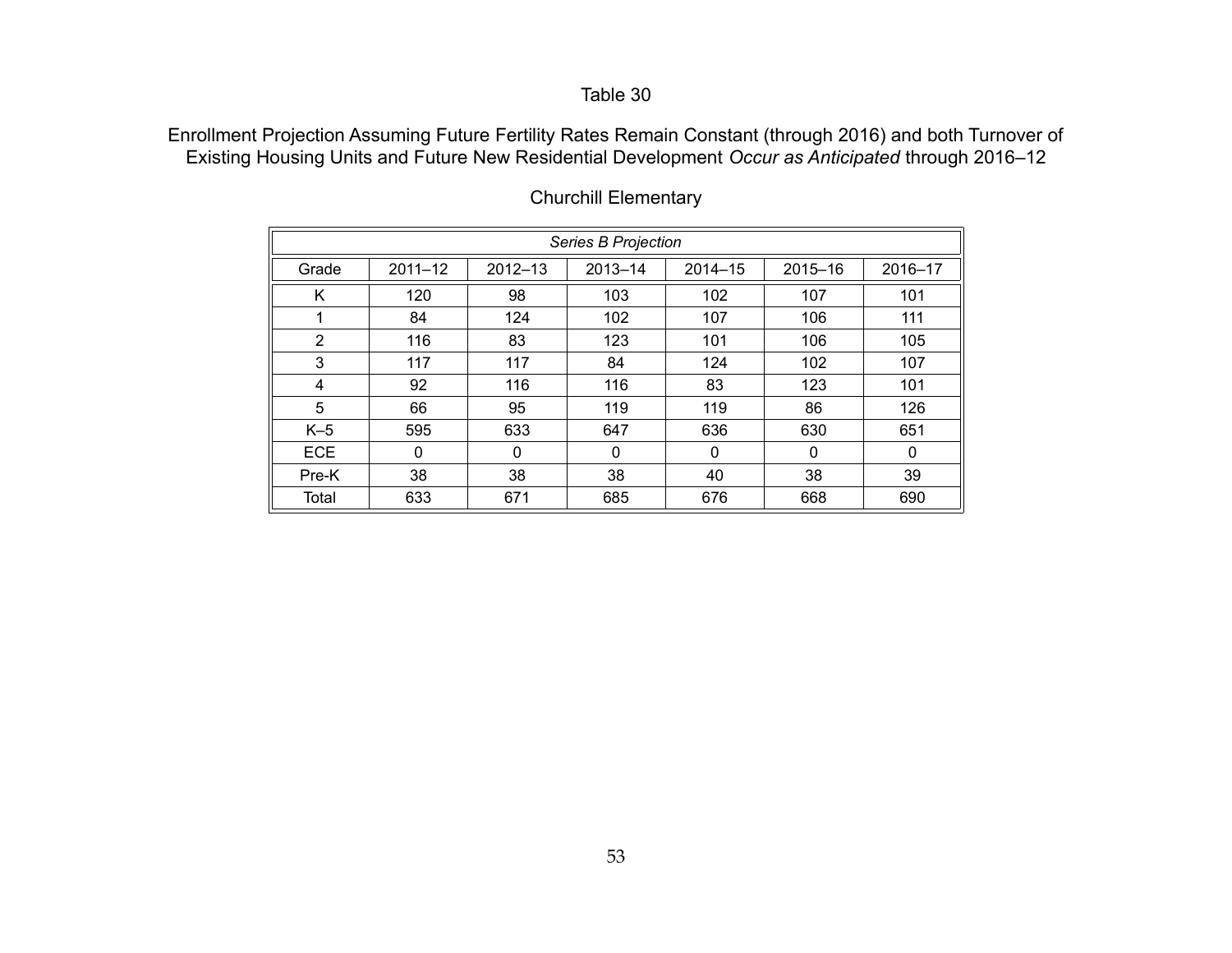Table 30

Enrollment Projection Assuming Future Fertility Rates Remain Constant (through 2016) and both Turnover of Existing Housing Units and Future New Residential Development *Occur as Anticipated* through 2016–12

Churchill Elementary

| *Series B Projection* | | | | | | |
|---|---|---|---|---|---|---|
| Grade | 2011–12 | 2012–13 | 2013–14 | 2014–15 | 2015–16 | 2016–17 |
| K | 120 | 98 | 103 | 102 | 107 | 101 |
| 1 | 84 | 124 | 102 | 107 | 106 | 111 |
| 2 | 116 | 83 | 123 | 101 | 106 | 105 |
| 3 | 117 | 117 | 84 | 124 | 102 | 107 |
| 4 | 92 | 116 | 116 | 83 | 123 | 101 |
| 5 | 66 | 95 | 119 | 119 | 86 | 126 |
| K–5 | 595 | 633 | 647 | 636 | 630 | 651 |
| ECE | 0 | 0 | 0 | 0 | 0 | 0 |
| Pre-K | 38 | 38 | 38 | 40 | 38 | 39 |
| Total | 633 | 671 | 685 | 676 | 668 | 690 |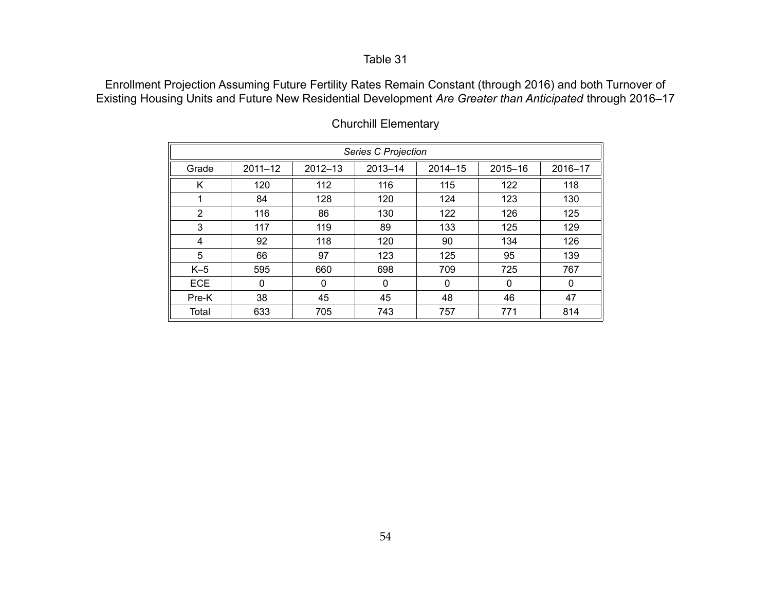Table 31

Enrollment Projection Assuming Future Fertility Rates Remain Constant (through 2016) and both Turnover of Existing Housing Units and Future New Residential Development *Are Greater than Anticipated* through 2016–17

Churchill Elementary

| *Series C Projection* | | | | | | |
|---|---|---|---|---|---|---|
| Grade | 2011–12 | 2012–13 | 2013–14 | 2014–15 | 2015–16 | 2016–17 |
| K | 120 | 112 | 116 | 115 | 122 | 118 |
| 1 | 84 | 128 | 120 | 124 | 123 | 130 |
| 2 | 116 | 86 | 130 | 122 | 126 | 125 |
| 3 | 117 | 119 | 89 | 133 | 125 | 129 |
| 4 | 92 | 118 | 120 | 90 | 134 | 126 |
| 5 | 66 | 97 | 123 | 125 | 95 | 139 |
| K–5 | 595 | 660 | 698 | 709 | 725 | 767 |
| ECE | 0 | 0 | 0 | 0 | 0 | 0 |
| Pre-K | 38 | 45 | 45 | 48 | 46 | 47 |
| Total | 633 | 705 | 743 | 757 | 771 | 814 |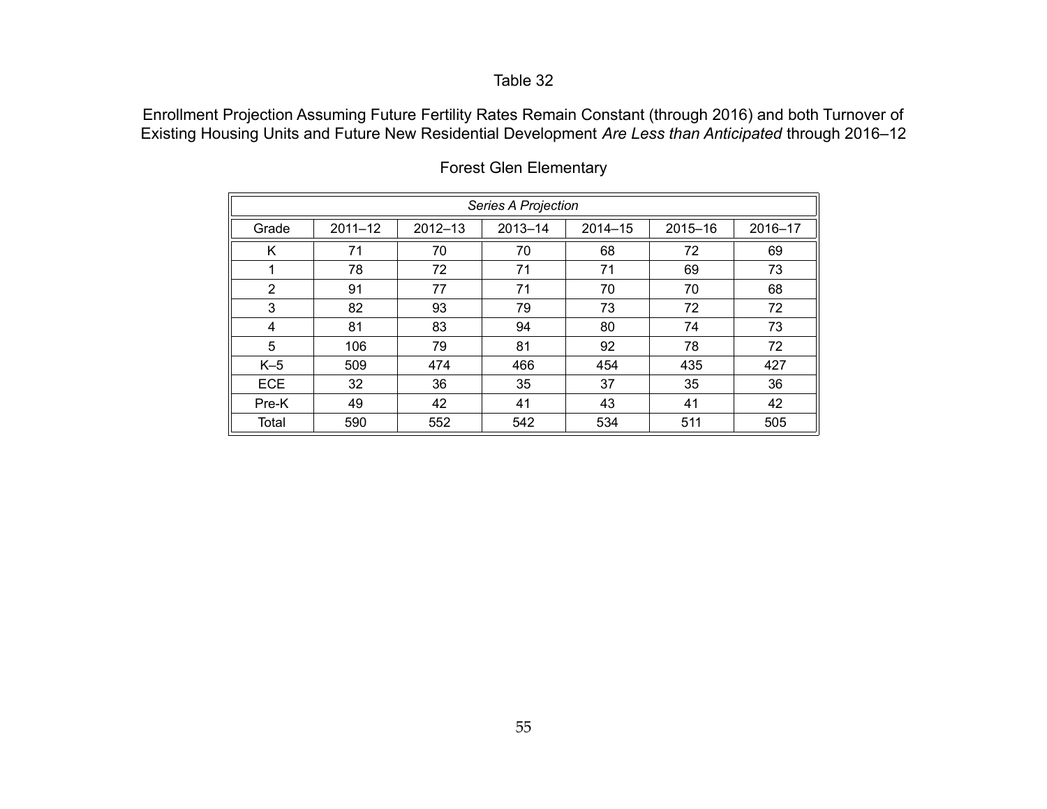Table 32

Enrollment Projection Assuming Future Fertility Rates Remain Constant (through 2016) and both Turnover of Existing Housing Units and Future New Residential Development *Are Less than Anticipated* through 2016–12

Forest Glen Elementary

| *Series A Projection* | | | | | | |
|---|---|---|---|---|---|---|
| Grade | 2011–12 | 2012–13 | 2013–14 | 2014–15 | 2015–16 | 2016–17 |
| K | 71 | 70 | 70 | 68 | 72 | 69 |
| 1 | 78 | 72 | 71 | 71 | 69 | 73 |
| 2 | 91 | 77 | 71 | 70 | 70 | 68 |
| 3 | 82 | 93 | 79 | 73 | 72 | 72 |
| 4 | 81 | 83 | 94 | 80 | 74 | 73 |
| 5 | 106 | 79 | 81 | 92 | 78 | 72 |
| K–5 | 509 | 474 | 466 | 454 | 435 | 427 |
| ECE | 32 | 36 | 35 | 37 | 35 | 36 |
| Pre-K | 49 | 42 | 41 | 43 | 41 | 42 |
| Total | 590 | 552 | 542 | 534 | 511 | 505 |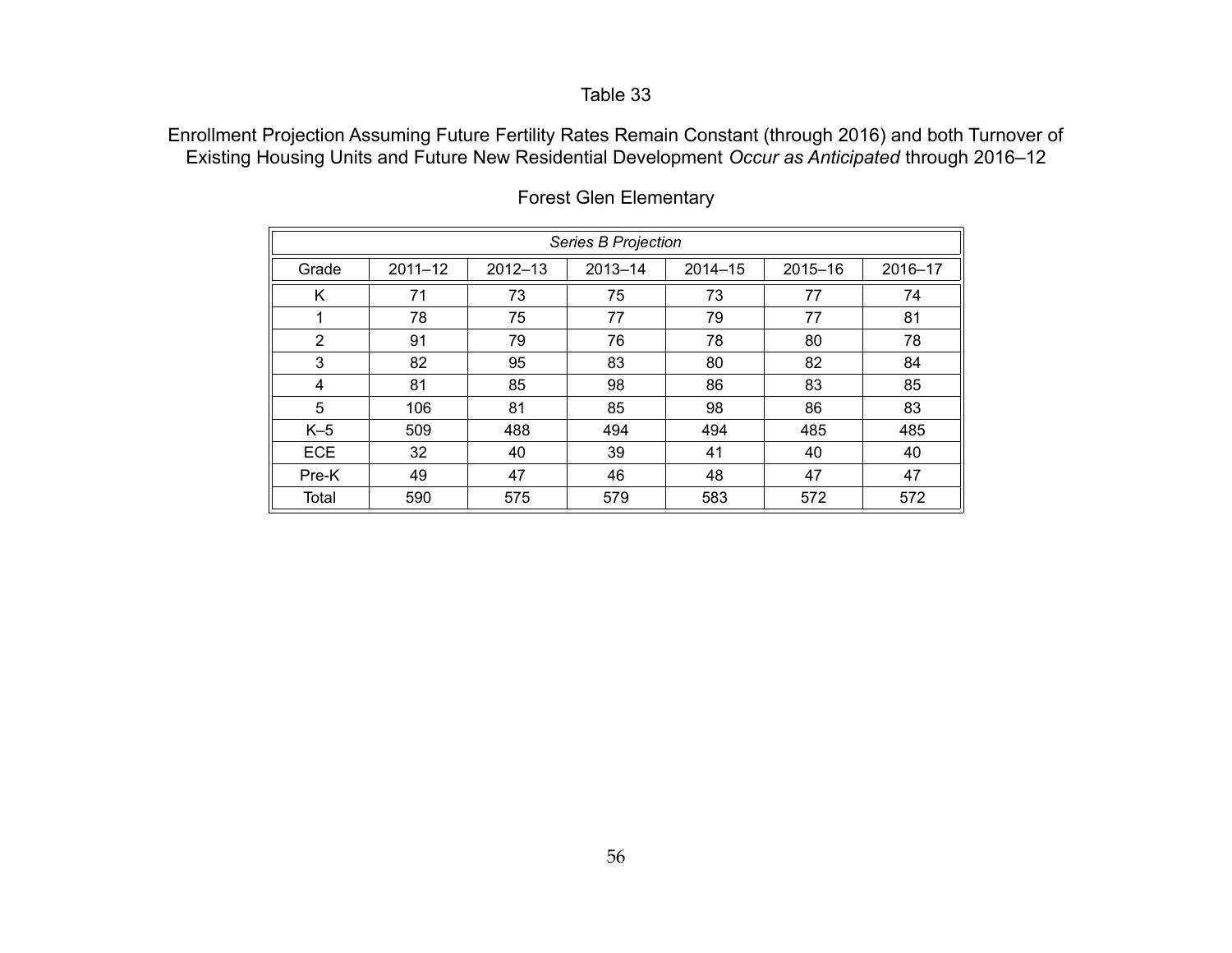Table 33

Enrollment Projection Assuming Future Fertility Rates Remain Constant (through 2016) and both Turnover of Existing Housing Units and Future New Residential Development *Occur as Anticipated* through 2016–12

Forest Glen Elementary

| *Series B Projection* | | | | | | |
|---|---|---|---|---|---|---|
| Grade | 2011–12 | 2012–13 | 2013–14 | 2014–15 | 2015–16 | 2016–17 |
| K | 71 | 73 | 75 | 73 | 77 | 74 |
| 1 | 78 | 75 | 77 | 79 | 77 | 81 |
| 2 | 91 | 79 | 76 | 78 | 80 | 78 |
| 3 | 82 | 95 | 83 | 80 | 82 | 84 |
| 4 | 81 | 85 | 98 | 86 | 83 | 85 |
| 5 | 106 | 81 | 85 | 98 | 86 | 83 |
| K–5 | 509 | 488 | 494 | 494 | 485 | 485 |
| ECE | 32 | 40 | 39 | 41 | 40 | 40 |
| Pre-K | 49 | 47 | 46 | 48 | 47 | 47 |
| Total | 590 | 575 | 579 | 583 | 572 | 572 |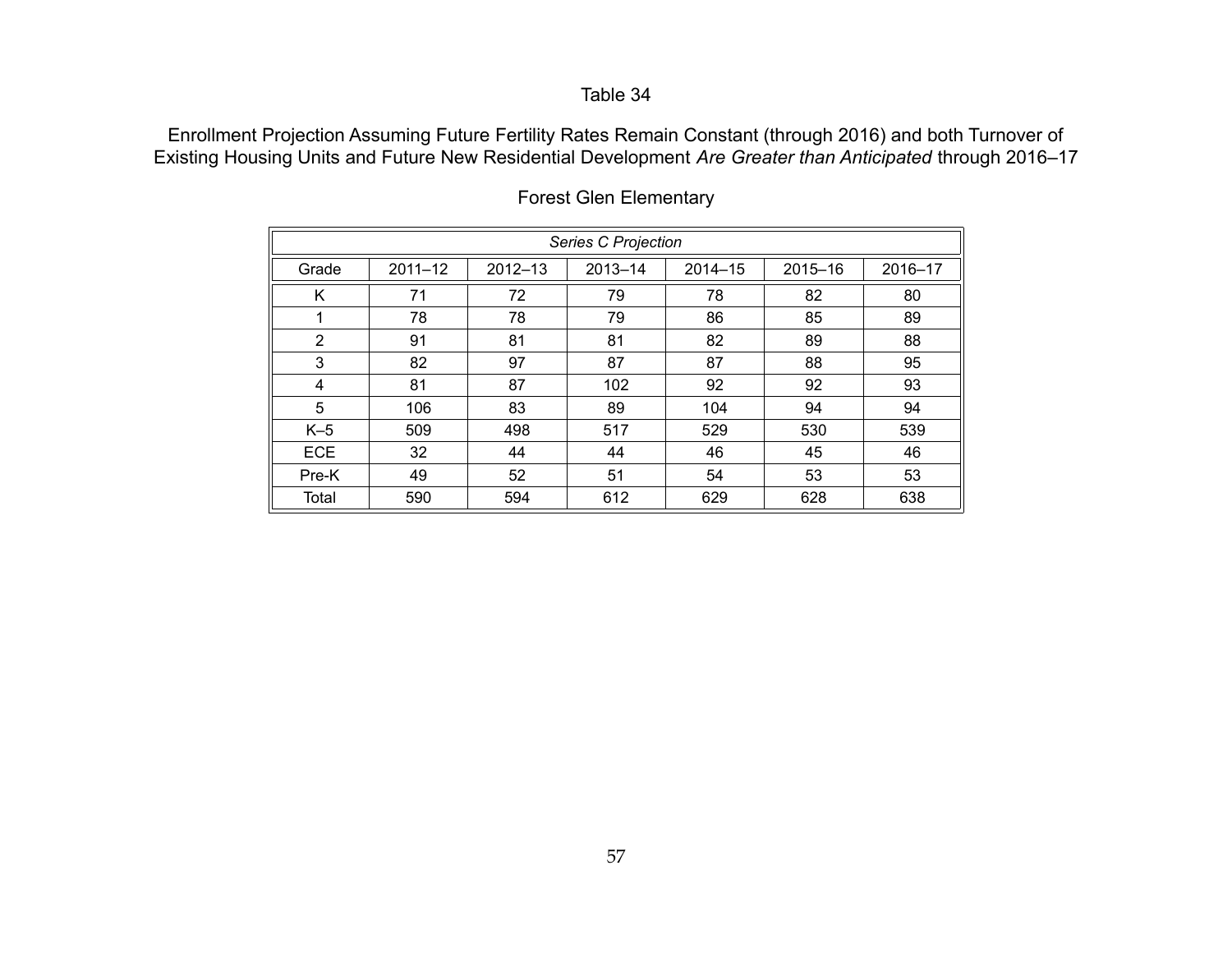Table 34

Enrollment Projection Assuming Future Fertility Rates Remain Constant (through 2016) and both Turnover of Existing Housing Units and Future New Residential Development *Are Greater than Anticipated* through 2016–17

Forest Glen Elementary

| *Series C Projection* | | | | | | |
|---|---|---|---|---|---|---|
| Grade | 2011–12 | 2012–13 | 2013–14 | 2014–15 | 2015–16 | 2016–17 |
| K | 71 | 72 | 79 | 78 | 82 | 80 |
| 1 | 78 | 78 | 79 | 86 | 85 | 89 |
| 2 | 91 | 81 | 81 | 82 | 89 | 88 |
| 3 | 82 | 97 | 87 | 87 | 88 | 95 |
| 4 | 81 | 87 | 102 | 92 | 92 | 93 |
| 5 | 106 | 83 | 89 | 104 | 94 | 94 |
| K–5 | 509 | 498 | 517 | 529 | 530 | 539 |
| ECE | 32 | 44 | 44 | 46 | 45 | 46 |
| Pre-K | 49 | 52 | 51 | 54 | 53 | 53 |
| Total | 590 | 594 | 612 | 629 | 628 | 638 |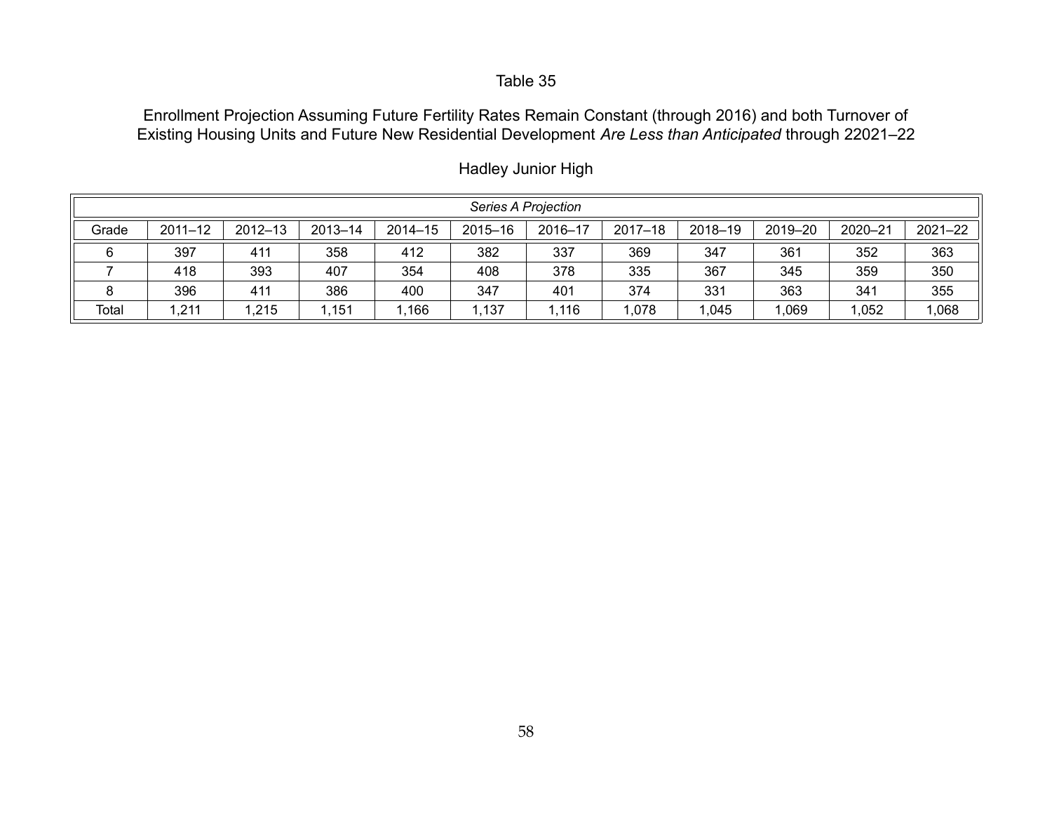Table 35

Enrollment Projection Assuming Future Fertility Rates Remain Constant (through 2016) and both Turnover of Existing Housing Units and Future New Residential Development *Are Less than Anticipated* through 22021–22

Hadley Junior High

| *Series A Projection* | | | | | | | | | | | |
|---|---|---|---|---|---|---|---|---|---|---|---|
| Grade | 2011–12 | 2012–13 | 2013–14 | 2014–15 | 2015–16 | 2016–17 | 2017–18 | 2018–19 | 2019–20 | 2020–21 | 2021–22 |
| 6 | 397 | 411 | 358 | 412 | 382 | 337 | 369 | 347 | 361 | 352 | 363 |
| 7 | 418 | 393 | 407 | 354 | 408 | 378 | 335 | 367 | 345 | 359 | 350 |
| 8 | 396 | 411 | 386 | 400 | 347 | 401 | 374 | 331 | 363 | 341 | 355 |
| Total | 1,211 | 1,215 | 1,151 | 1,166 | 1,137 | 1,116 | 1,078 | 1,045 | 1,069 | 1,052 | 1,068 |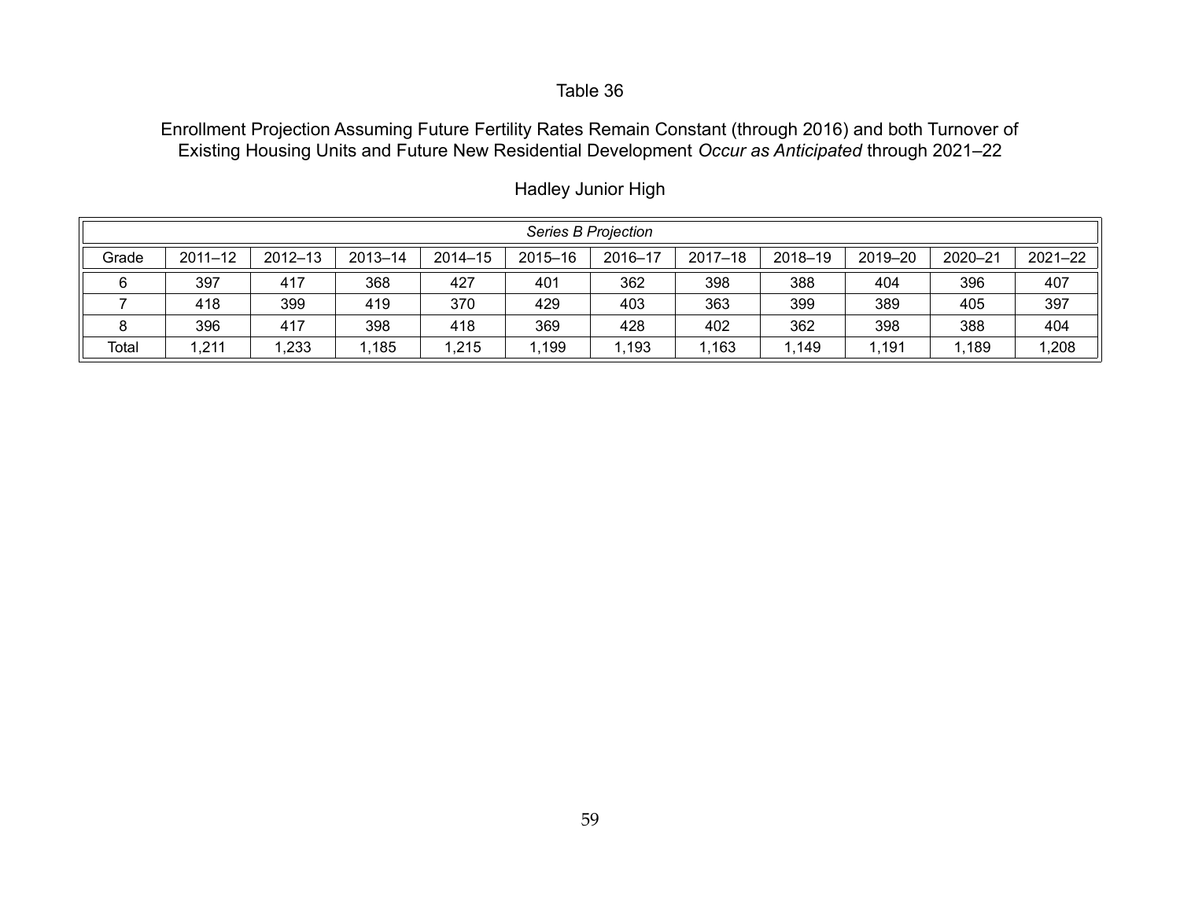Table 36

Enrollment Projection Assuming Future Fertility Rates Remain Constant (through 2016) and both Turnover of Existing Housing Units and Future New Residential Development *Occur as Anticipated* through 2021–22

Hadley Junior High

| *Series B Projection* | | | | | | | | | | | |
|---|---|---|---|---|---|---|---|---|---|---|---|
| Grade | 2011–12 | 2012–13 | 2013–14 | 2014–15 | 2015–16 | 2016–17 | 2017–18 | 2018–19 | 2019–20 | 2020–21 | 2021–22 |
| 6 | 397 | 417 | 368 | 427 | 401 | 362 | 398 | 388 | 404 | 396 | 407 |
| 7 | 418 | 399 | 419 | 370 | 429 | 403 | 363 | 399 | 389 | 405 | 397 |
| 8 | 396 | 417 | 398 | 418 | 369 | 428 | 402 | 362 | 398 | 388 | 404 |
| Total | 1,211 | 1,233 | 1,185 | 1,215 | 1,199 | 1,193 | 1,163 | 1,149 | 1,191 | 1,189 | 1,208 |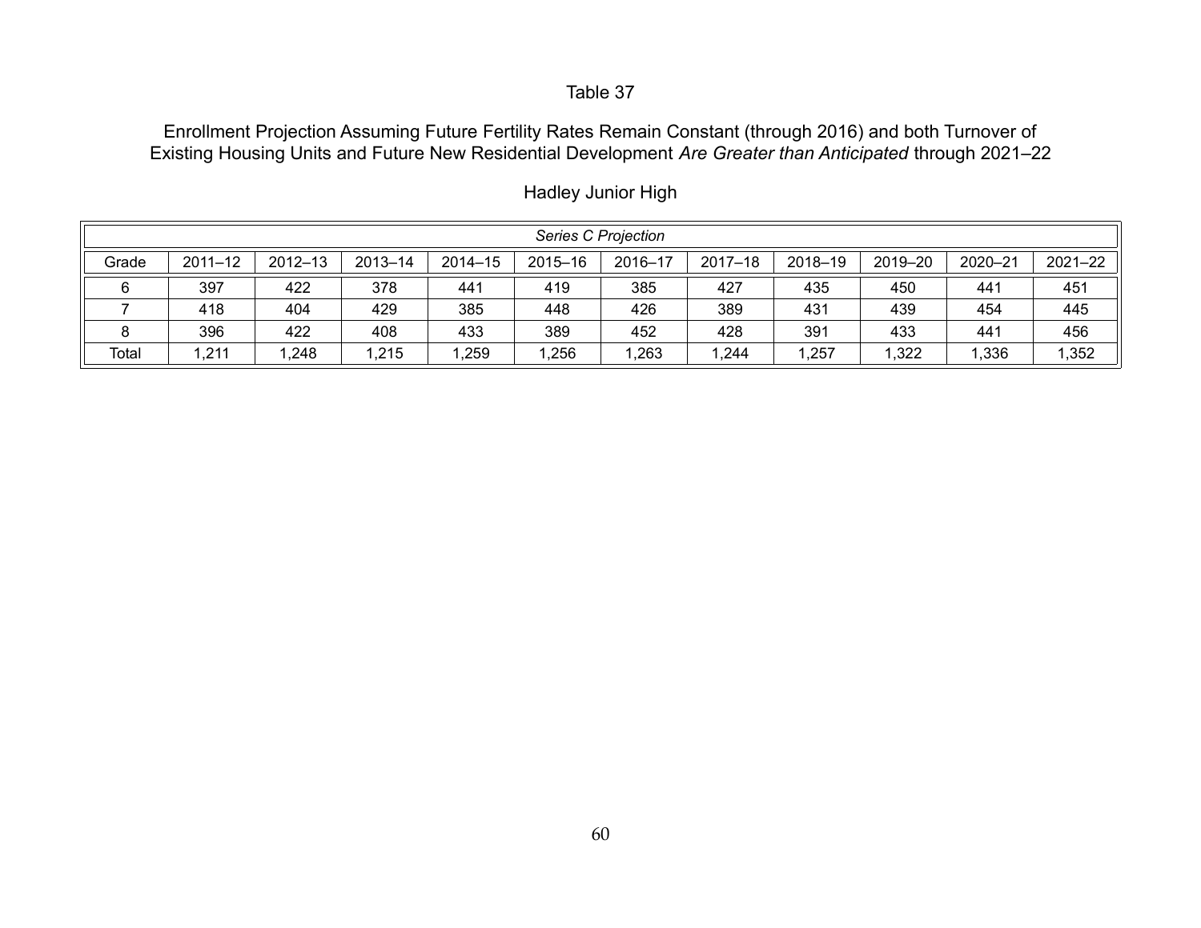Table 37

Enrollment Projection Assuming Future Fertility Rates Remain Constant (through 2016) and both Turnover of Existing Housing Units and Future New Residential Development *Are Greater than Anticipated* through 2021–22

Hadley Junior High

| *Series C Projection* | | | | | | | | | | | |
|---|---|---|---|---|---|---|---|---|---|---|---|
| Grade | 2011–12 | 2012–13 | 2013–14 | 2014–15 | 2015–16 | 2016–17 | 2017–18 | 2018–19 | 2019–20 | 2020–21 | 2021–22 |
| 6 | 397 | 422 | 378 | 441 | 419 | 385 | 427 | 435 | 450 | 441 | 451 |
| 7 | 418 | 404 | 429 | 385 | 448 | 426 | 389 | 431 | 439 | 454 | 445 |
| 8 | 396 | 422 | 408 | 433 | 389 | 452 | 428 | 391 | 433 | 441 | 456 |
| Total | 1,211 | 1,248 | 1,215 | 1,259 | 1,256 | 1,263 | 1,244 | 1,257 | 1,322 | 1,336 | 1,352 |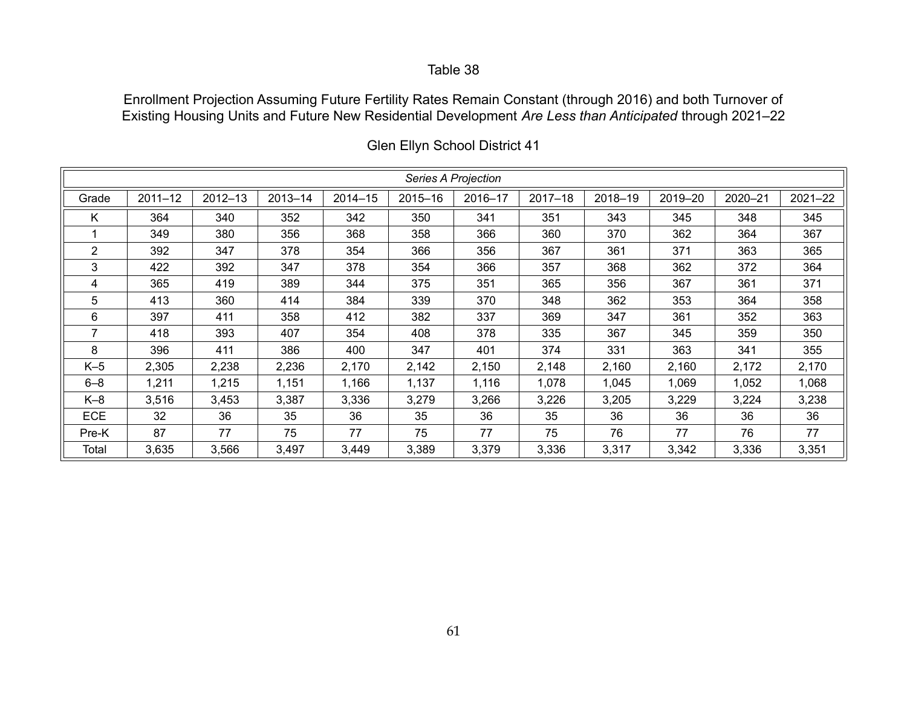Table 38

Enrollment Projection Assuming Future Fertility Rates Remain Constant (through 2016) and both Turnover of Existing Housing Units and Future New Residential Development *Are Less than Anticipated* through 2021–22

Glen Ellyn School District 41

| *Series A Projection* | | | | | | | | | | | |
|---|---|---|---|---|---|---|---|---|---|---|---|
| Grade | 2011–12 | 2012–13 | 2013–14 | 2014–15 | 2015–16 | 2016–17 | 2017–18 | 2018–19 | 2019–20 | 2020–21 | 2021–22 |
| K | 364 | 340 | 352 | 342 | 350 | 341 | 351 | 343 | 345 | 348 | 345 |
| 1 | 349 | 380 | 356 | 368 | 358 | 366 | 360 | 370 | 362 | 364 | 367 |
| 2 | 392 | 347 | 378 | 354 | 366 | 356 | 367 | 361 | 371 | 363 | 365 |
| 3 | 422 | 392 | 347 | 378 | 354 | 366 | 357 | 368 | 362 | 372 | 364 |
| 4 | 365 | 419 | 389 | 344 | 375 | 351 | 365 | 356 | 367 | 361 | 371 |
| 5 | 413 | 360 | 414 | 384 | 339 | 370 | 348 | 362 | 353 | 364 | 358 |
| 6 | 397 | 411 | 358 | 412 | 382 | 337 | 369 | 347 | 361 | 352 | 363 |
| 7 | 418 | 393 | 407 | 354 | 408 | 378 | 335 | 367 | 345 | 359 | 350 |
| 8 | 396 | 411 | 386 | 400 | 347 | 401 | 374 | 331 | 363 | 341 | 355 |
| K–5 | 2,305 | 2,238 | 2,236 | 2,170 | 2,142 | 2,150 | 2,148 | 2,160 | 2,160 | 2,172 | 2,170 |
| 6–8 | 1,211 | 1,215 | 1,151 | 1,166 | 1,137 | 1,116 | 1,078 | 1,045 | 1,069 | 1,052 | 1,068 |
| K–8 | 3,516 | 3,453 | 3,387 | 3,336 | 3,279 | 3,266 | 3,226 | 3,205 | 3,229 | 3,224 | 3,238 |
| ECE | 32 | 36 | 35 | 36 | 35 | 36 | 35 | 36 | 36 | 36 | 36 |
| Pre-K | 87 | 77 | 75 | 77 | 75 | 77 | 75 | 76 | 77 | 76 | 77 |
| Total | 3,635 | 3,566 | 3,497 | 3,449 | 3,389 | 3,379 | 3,336 | 3,317 | 3,342 | 3,336 | 3,351 |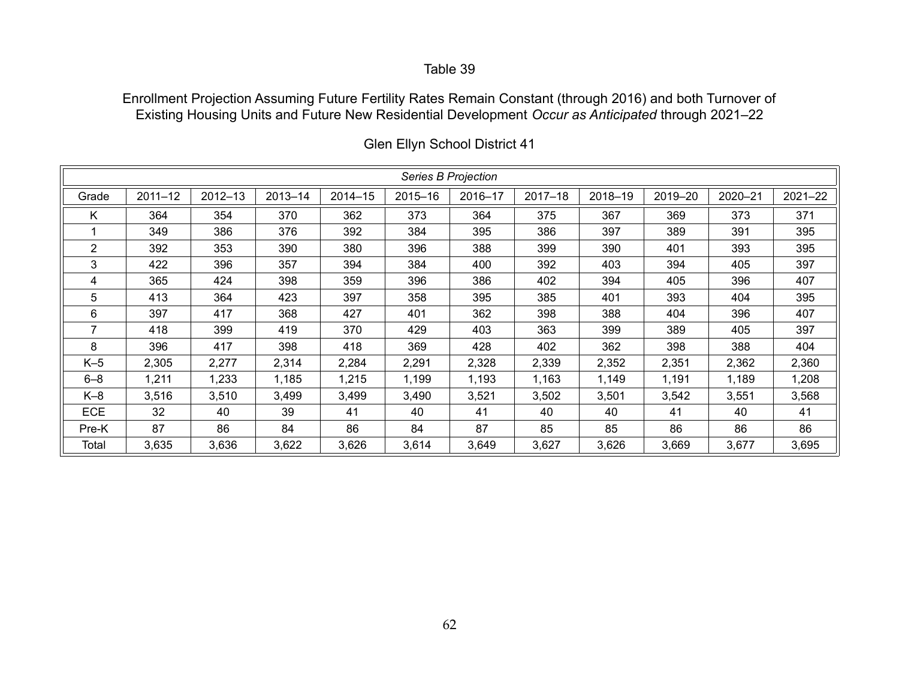Table 39

Enrollment Projection Assuming Future Fertility Rates Remain Constant (through 2016) and both Turnover of Existing Housing Units and Future New Residential Development *Occur as Anticipated* through 2021–22

Glen Ellyn School District 41

| *Series B Projection* | | | | | | | | | | | |
|---|---|---|---|---|---|---|---|---|---|---|---|
| Grade | 2011–12 | 2012–13 | 2013–14 | 2014–15 | 2015–16 | 2016–17 | 2017–18 | 2018–19 | 2019–20 | 2020–21 | 2021–22 |
| K | 364 | 354 | 370 | 362 | 373 | 364 | 375 | 367 | 369 | 373 | 371 |
| 1 | 349 | 386 | 376 | 392 | 384 | 395 | 386 | 397 | 389 | 391 | 395 |
| 2 | 392 | 353 | 390 | 380 | 396 | 388 | 399 | 390 | 401 | 393 | 395 |
| 3 | 422 | 396 | 357 | 394 | 384 | 400 | 392 | 403 | 394 | 405 | 397 |
| 4 | 365 | 424 | 398 | 359 | 396 | 386 | 402 | 394 | 405 | 396 | 407 |
| 5 | 413 | 364 | 423 | 397 | 358 | 395 | 385 | 401 | 393 | 404 | 395 |
| 6 | 397 | 417 | 368 | 427 | 401 | 362 | 398 | 388 | 404 | 396 | 407 |
| 7 | 418 | 399 | 419 | 370 | 429 | 403 | 363 | 399 | 389 | 405 | 397 |
| 8 | 396 | 417 | 398 | 418 | 369 | 428 | 402 | 362 | 398 | 388 | 404 |
| K–5 | 2,305 | 2,277 | 2,314 | 2,284 | 2,291 | 2,328 | 2,339 | 2,352 | 2,351 | 2,362 | 2,360 |
| 6–8 | 1,211 | 1,233 | 1,185 | 1,215 | 1,199 | 1,193 | 1,163 | 1,149 | 1,191 | 1,189 | 1,208 |
| K–8 | 3,516 | 3,510 | 3,499 | 3,499 | 3,490 | 3,521 | 3,502 | 3,501 | 3,542 | 3,551 | 3,568 |
| ECE | 32 | 40 | 39 | 41 | 40 | 41 | 40 | 40 | 41 | 40 | 41 |
| Pre-K | 87 | 86 | 84 | 86 | 84 | 87 | 85 | 85 | 86 | 86 | 86 |
| Total | 3,635 | 3,636 | 3,622 | 3,626 | 3,614 | 3,649 | 3,627 | 3,626 | 3,669 | 3,677 | 3,695 |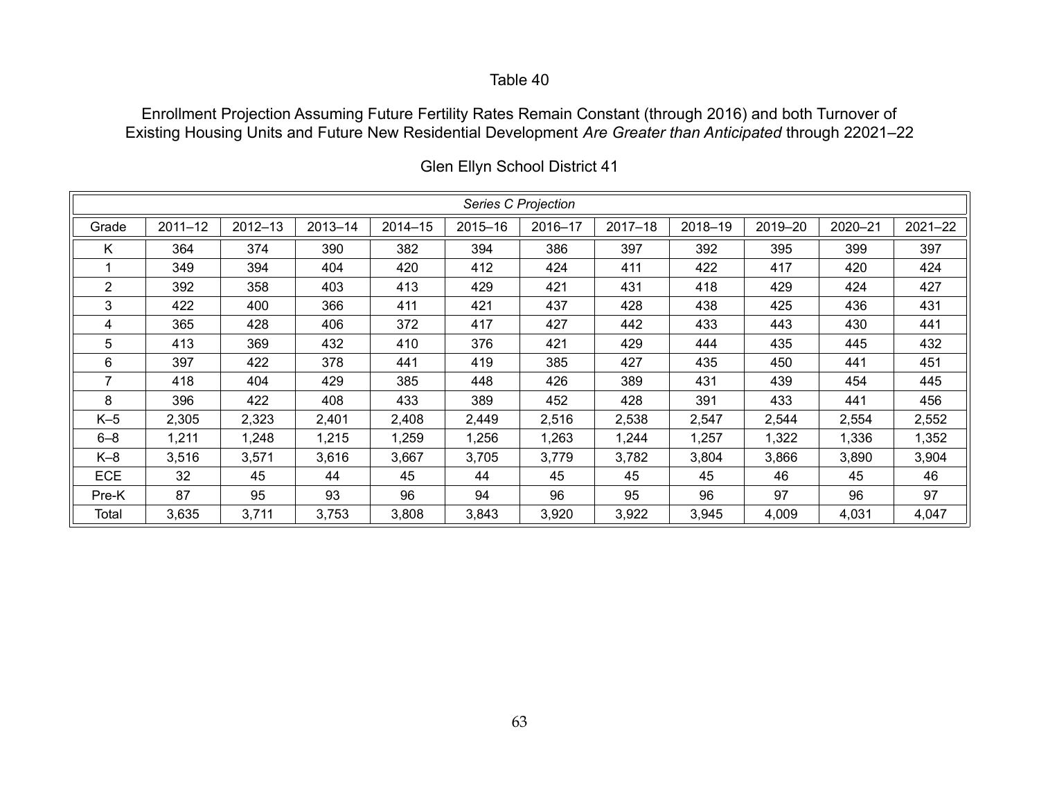Table 40

Enrollment Projection Assuming Future Fertility Rates Remain Constant (through 2016) and both Turnover of Existing Housing Units and Future New Residential Development *Are Greater than Anticipated* through 22021–22

Glen Ellyn School District 41

| *Series C Projection* | | | | | | | | | | | |
|---|---|---|---|---|---|---|---|---|---|---|---|
| Grade | 2011–12 | 2012–13 | 2013–14 | 2014–15 | 2015–16 | 2016–17 | 2017–18 | 2018–19 | 2019–20 | 2020–21 | 2021–22 |
| K | 364 | 374 | 390 | 382 | 394 | 386 | 397 | 392 | 395 | 399 | 397 |
| 1 | 349 | 394 | 404 | 420 | 412 | 424 | 411 | 422 | 417 | 420 | 424 |
| 2 | 392 | 358 | 403 | 413 | 429 | 421 | 431 | 418 | 429 | 424 | 427 |
| 3 | 422 | 400 | 366 | 411 | 421 | 437 | 428 | 438 | 425 | 436 | 431 |
| 4 | 365 | 428 | 406 | 372 | 417 | 427 | 442 | 433 | 443 | 430 | 441 |
| 5 | 413 | 369 | 432 | 410 | 376 | 421 | 429 | 444 | 435 | 445 | 432 |
| 6 | 397 | 422 | 378 | 441 | 419 | 385 | 427 | 435 | 450 | 441 | 451 |
| 7 | 418 | 404 | 429 | 385 | 448 | 426 | 389 | 431 | 439 | 454 | 445 |
| 8 | 396 | 422 | 408 | 433 | 389 | 452 | 428 | 391 | 433 | 441 | 456 |
| K–5 | 2,305 | 2,323 | 2,401 | 2,408 | 2,449 | 2,516 | 2,538 | 2,547 | 2,544 | 2,554 | 2,552 |
| 6–8 | 1,211 | 1,248 | 1,215 | 1,259 | 1,256 | 1,263 | 1,244 | 1,257 | 1,322 | 1,336 | 1,352 |
| K–8 | 3,516 | 3,571 | 3,616 | 3,667 | 3,705 | 3,779 | 3,782 | 3,804 | 3,866 | 3,890 | 3,904 |
| ECE | 32 | 45 | 44 | 45 | 44 | 45 | 45 | 45 | 46 | 45 | 46 |
| Pre-K | 87 | 95 | 93 | 96 | 94 | 96 | 95 | 96 | 97 | 96 | 97 |
| Total | 3,635 | 3,711 | 3,753 | 3,808 | 3,843 | 3,920 | 3,922 | 3,945 | 4,009 | 4,031 | 4,047 |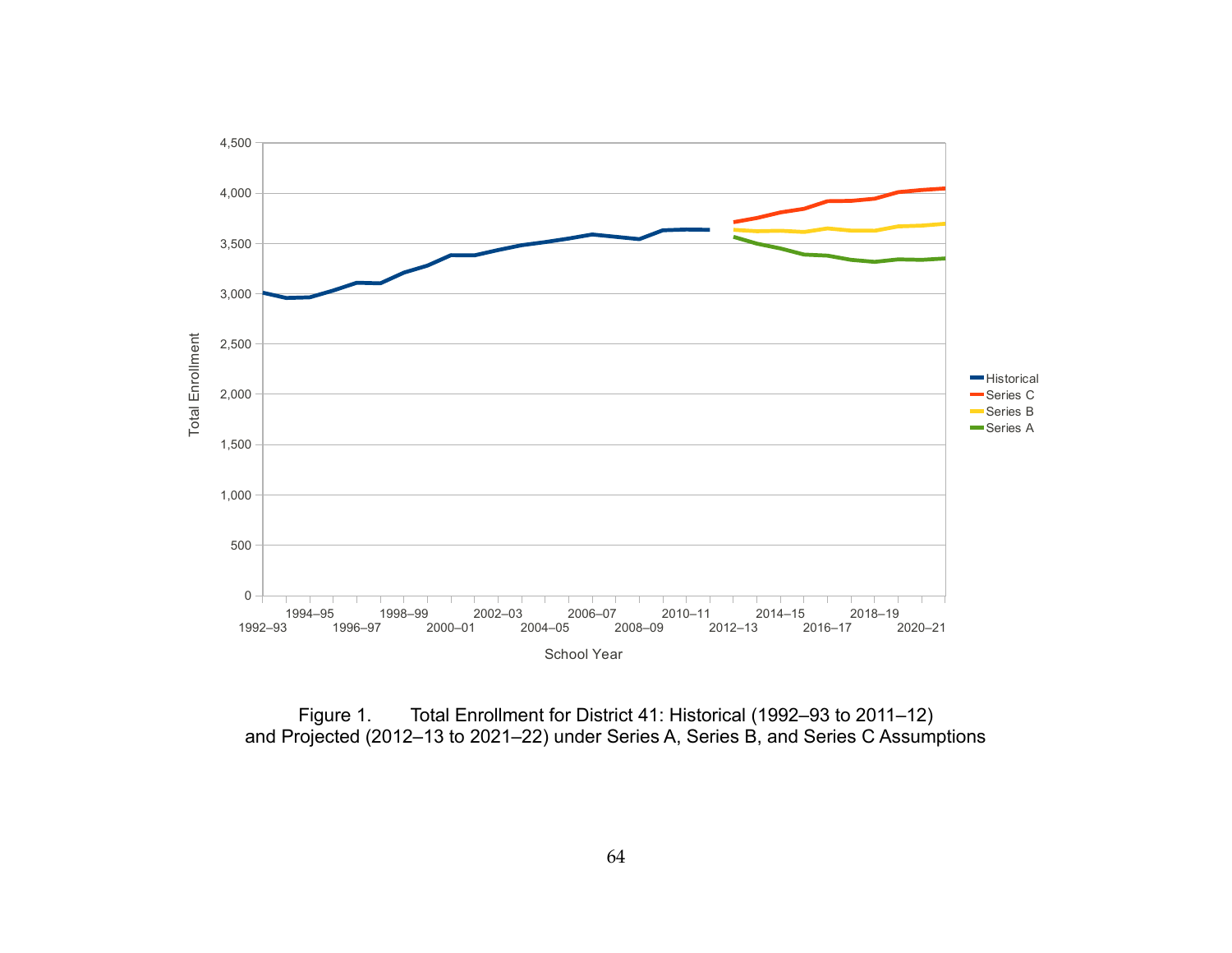Figure 1. Total Enrollment for District 41: Historical (1992–93 to 2011–12) and Projected (2012–13 to 2021–22) under Series A, Series B, and Series C Assumptions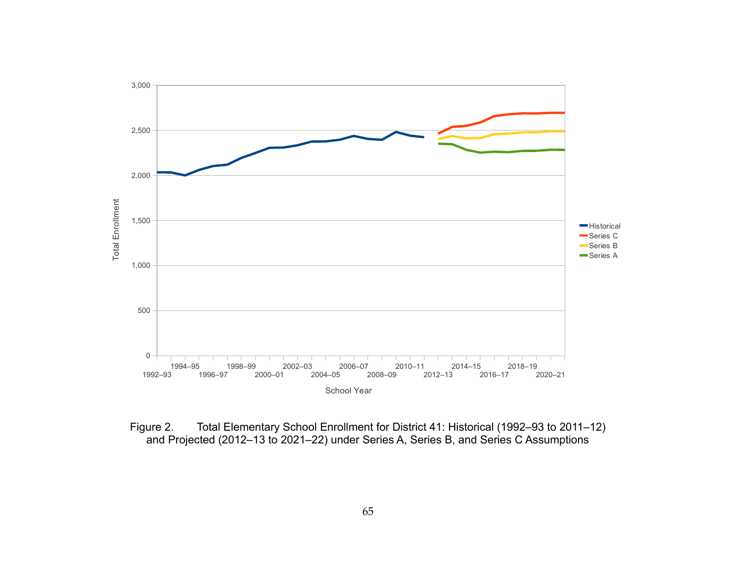Figure 2. Total Elementary School Enrollment for District 41: Historical (1992–93 to 2011–12) and Projected (2012–13 to 2021–22) under Series A, Series B, and Series C Assumptions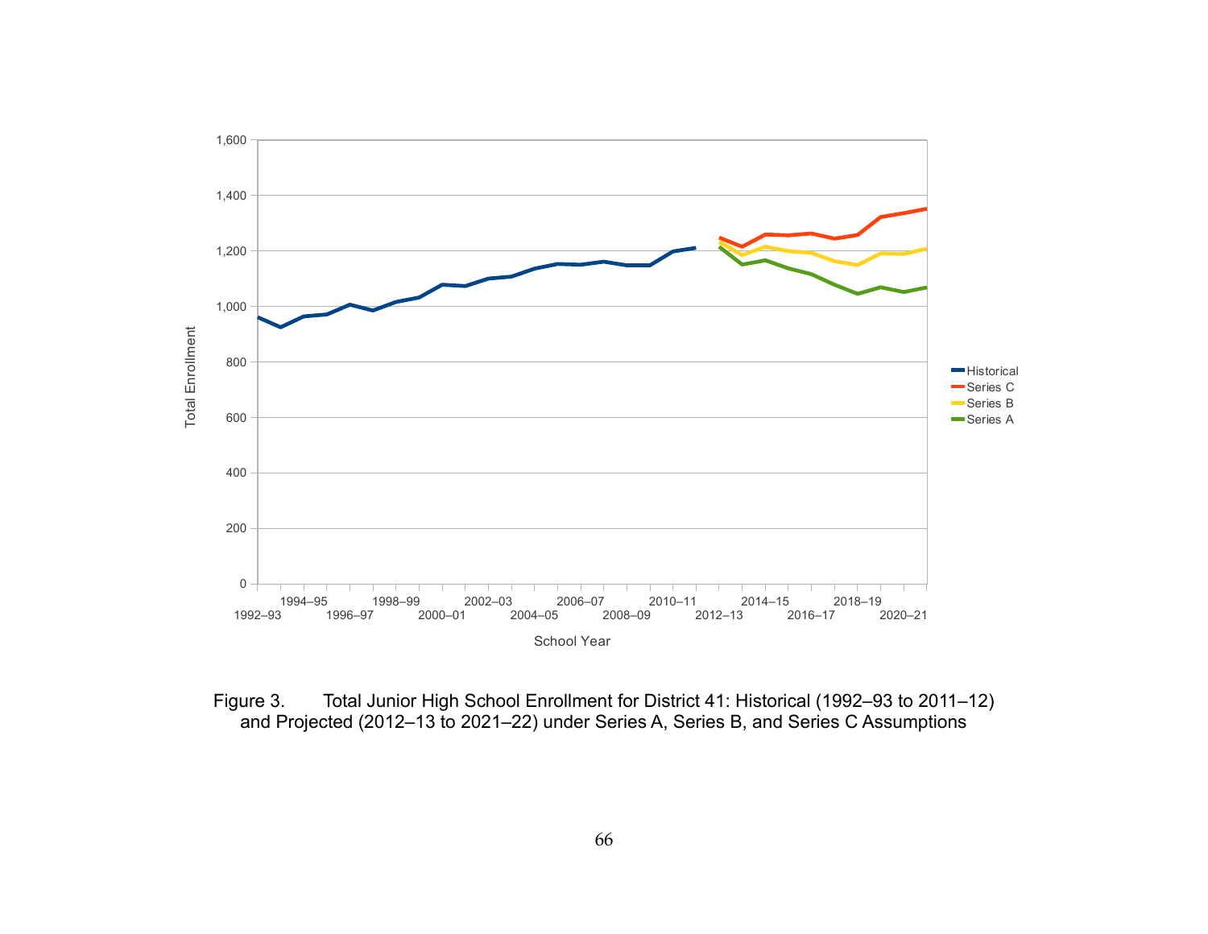Figure 3. Total Junior High School Enrollment for District 41: Historical (1992–93 to 2011–12) and Projected (2012–13 to 2021–22) under Series A, Series B, and Series C Assumptions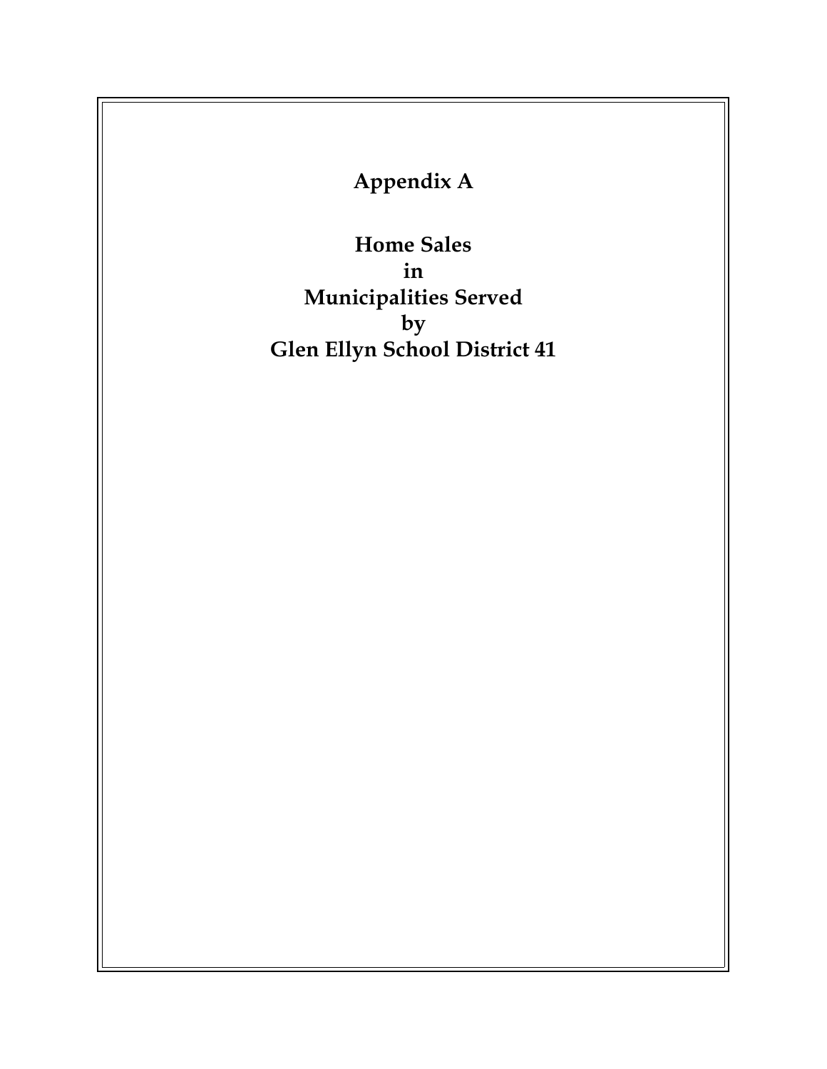# Appendix A

## Home Sales in Municipalities Served by Glen Ellyn School District 41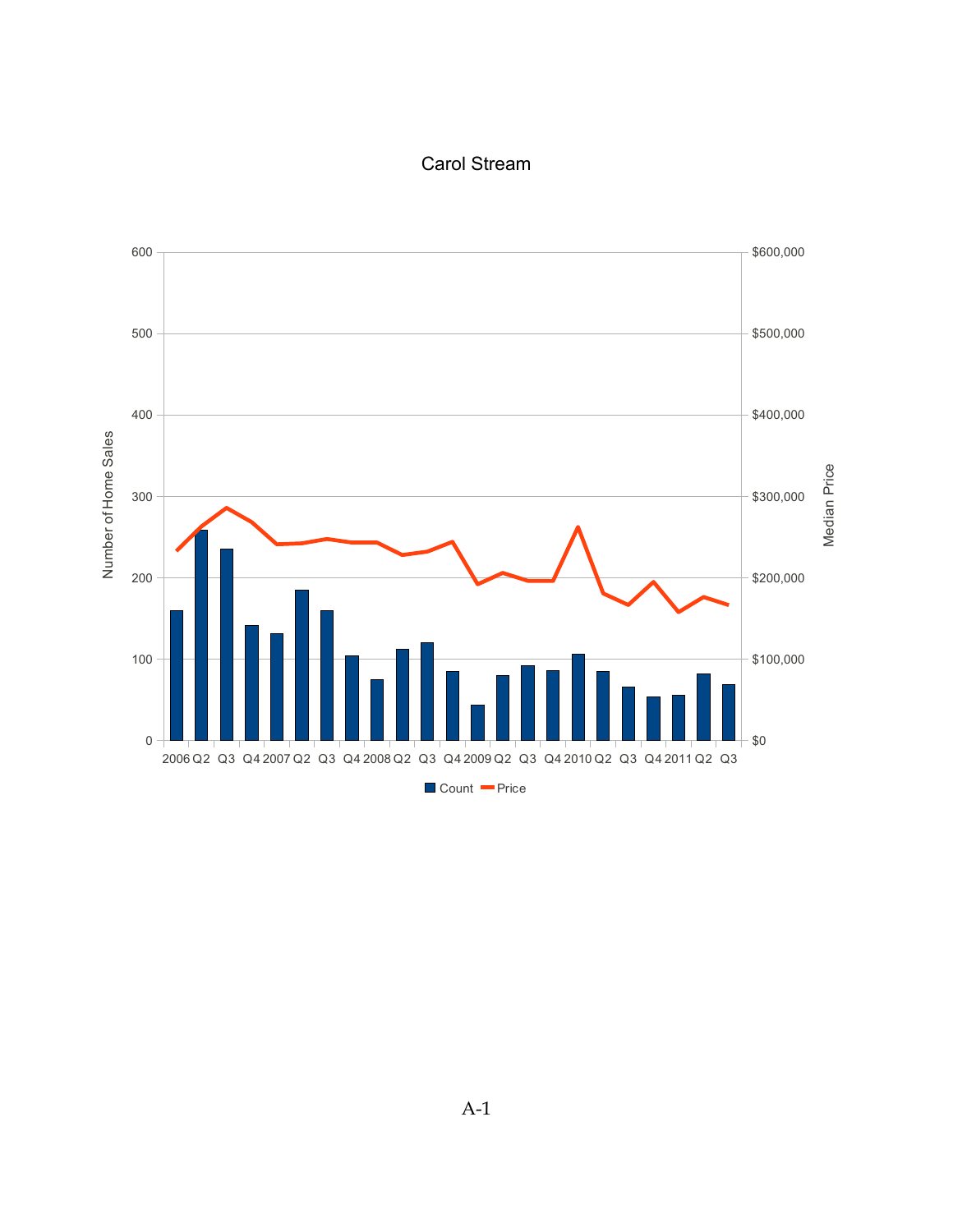# Carol Stream

Number of Home Sales

Median Price

Count Price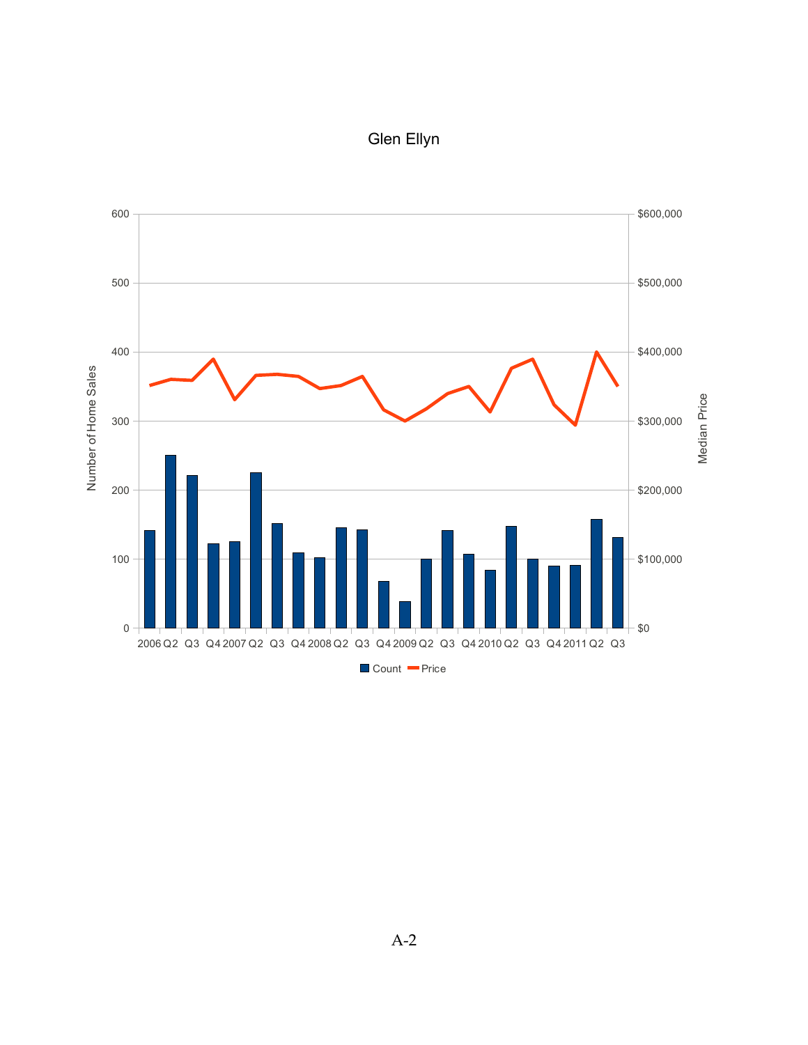# Glen Ellyn

Number of Home Sales | Median Price

0, 100, 200, 300, 400, 500, 600

$0, $100,000, $200,000, $300,000, $400,000, $500,000, $600,000

2006 Q2 Q3 Q4 2007 Q2 Q3 Q4 2008 Q2 Q3 Q4 2009 Q2 Q3 Q4 2010 Q2 Q3 Q4 2011 Q2 Q3

Count  Price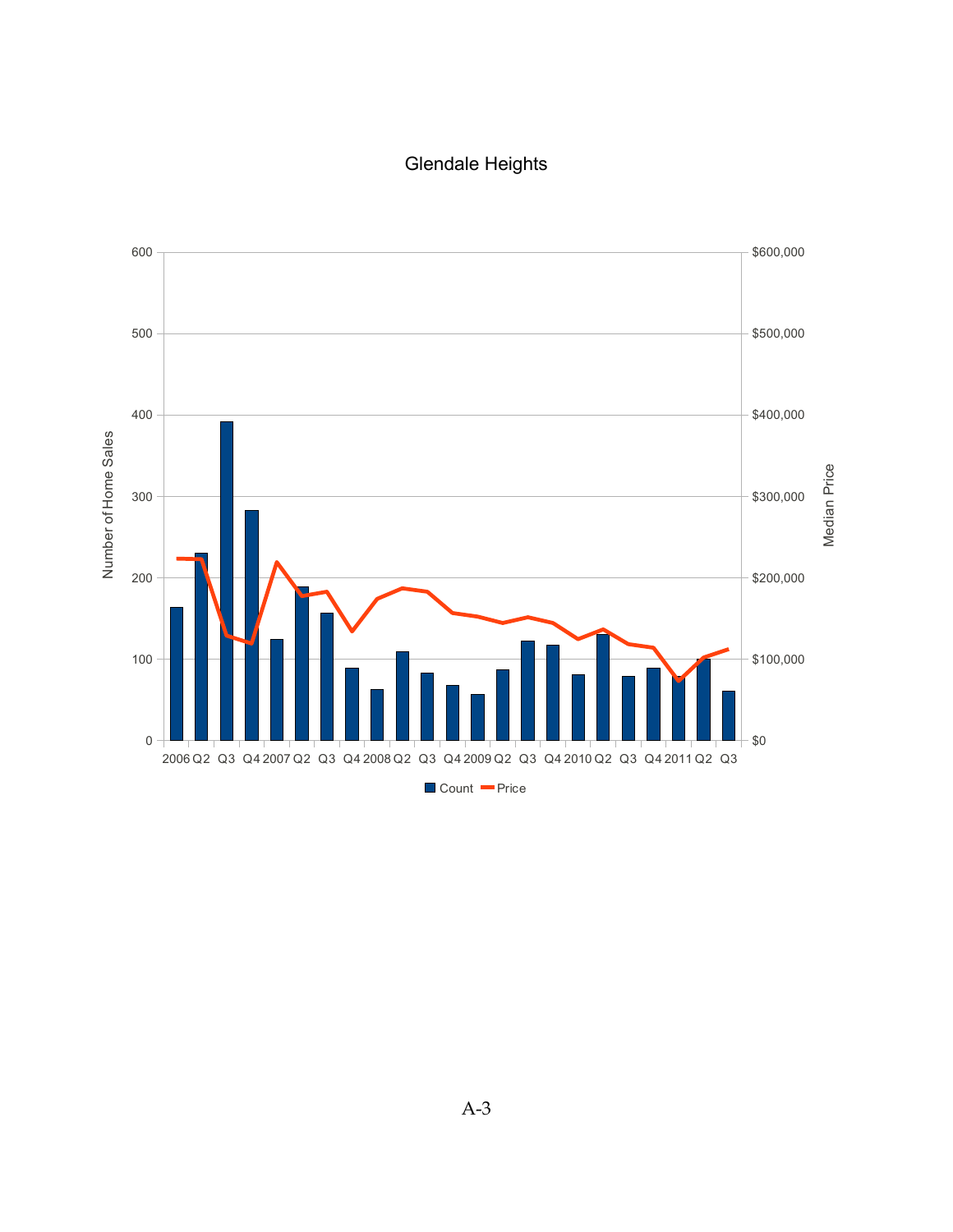# Glendale Heights

Number of Home Sales

Median Price

| Quarter | Count | Price |
|---|---|---|
| 2006 | | |
| Q2 | | |
| Q3 | | |
| Q4 | | |
| 2007 | | |
| Q2 | | |
| Q3 | | |
| Q4 | | |
| 2008 | | |
| Q2 | | |
| Q3 | | |
| Q4 | | |
| 2009 | | |
| Q2 | | |
| Q3 | | |
| Q4 | | |
| 2010 | | |
| Q2 | | |
| Q3 | | |
| Q4 | | |
| 2011 | | |
| Q2 | | |
| Q3 | | |

Count — Price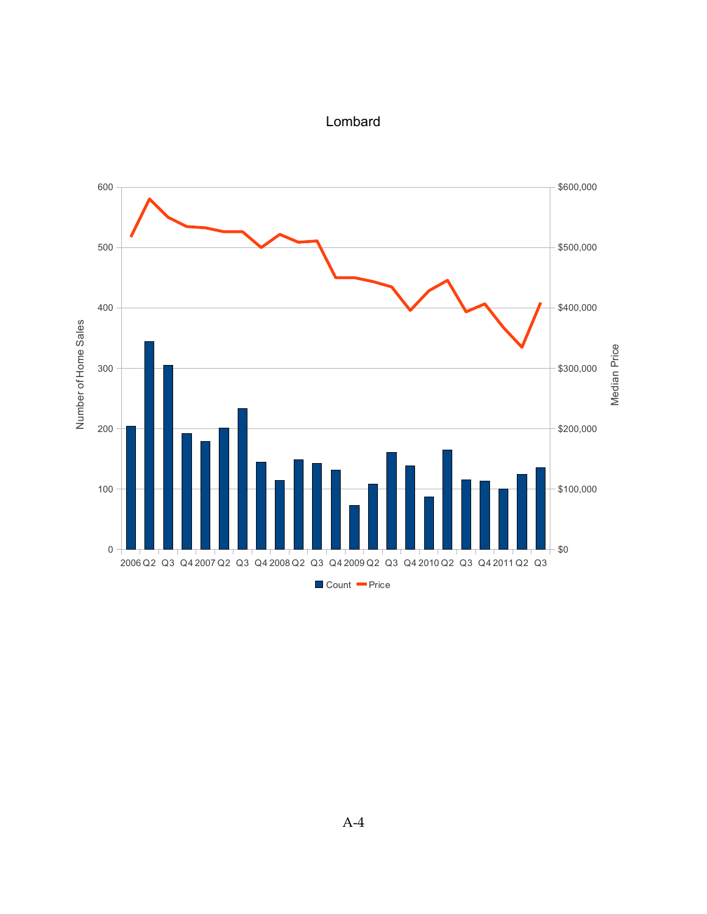Lombard

600 | 500 | 400 | 300 | 200 | 100 | 0

Number of Home Sales

$600,000 | $500,000 | $400,000 | $300,000 | $200,000 | $100,000 | $0

Median Price

2006 Q2 Q3 Q4 2007 Q2 Q3 Q4 2008 Q2 Q3 Q4 2009 Q2 Q3 Q4 2010 Q2 Q3 Q4 2011 Q2 Q3

Count Price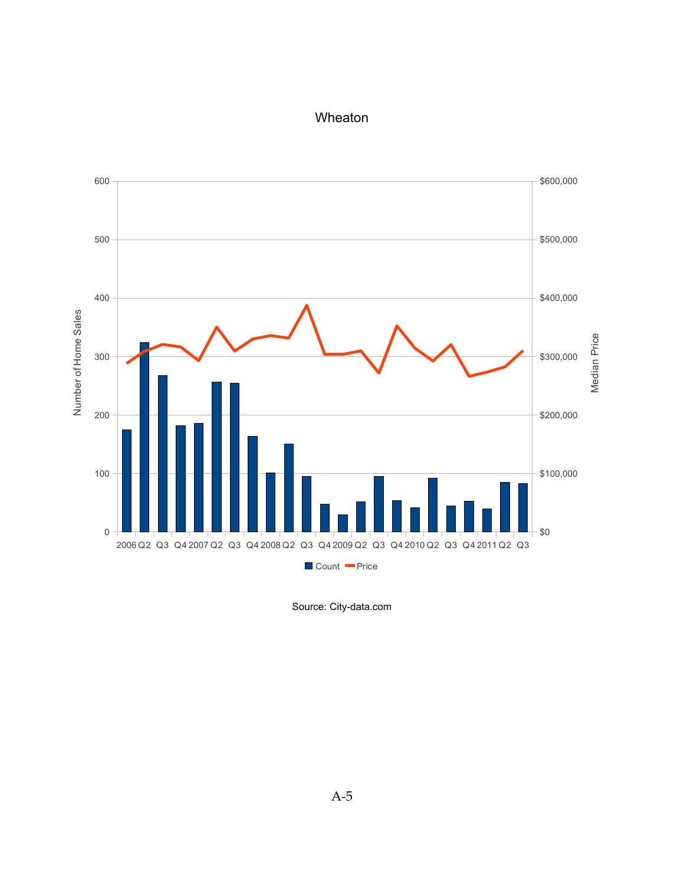Wheaton

Source: City-data.com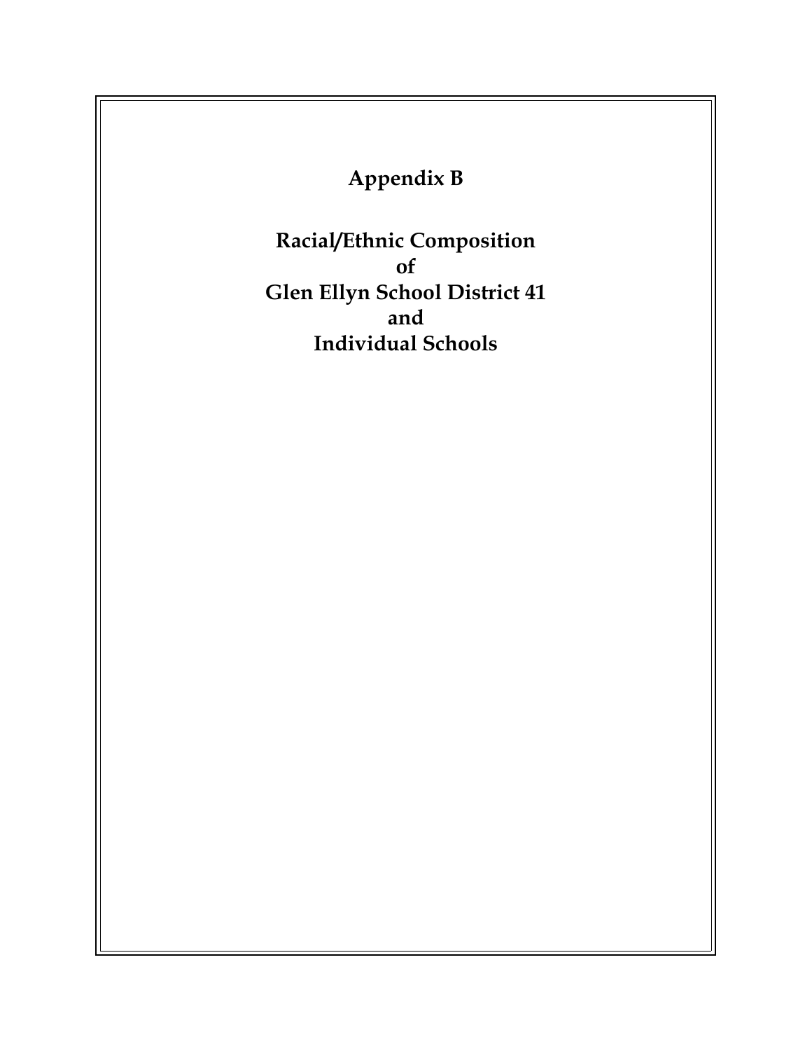# Appendix B

## Racial/Ethnic Composition of Glen Ellyn School District 41 and Individual Schools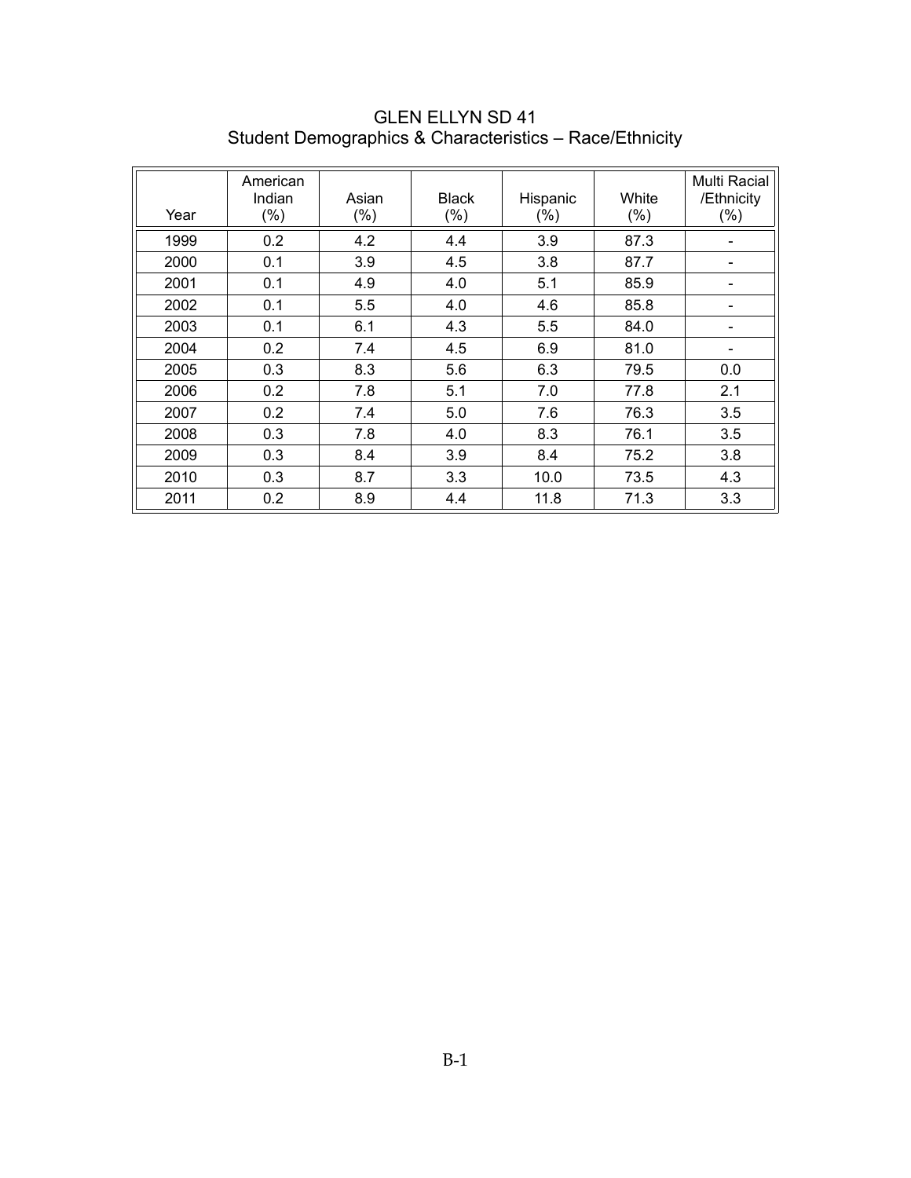# GLEN ELLYN SD 41
## Student Demographics & Characteristics – Race/Ethnicity

| Year | American Indian (%) | Asian (%) | Black (%) | Hispanic (%) | White (%) | Multi Racial /Ethnicity (%) |
|---|---|---|---|---|---|---|
| 1999 | 0.2 | 4.2 | 4.4 | 3.9 | 87.3 | - |
| 2000 | 0.1 | 3.9 | 4.5 | 3.8 | 87.7 | - |
| 2001 | 0.1 | 4.9 | 4.0 | 5.1 | 85.9 | - |
| 2002 | 0.1 | 5.5 | 4.0 | 4.6 | 85.8 | - |
| 2003 | 0.1 | 6.1 | 4.3 | 5.5 | 84.0 | - |
| 2004 | 0.2 | 7.4 | 4.5 | 6.9 | 81.0 | - |
| 2005 | 0.3 | 8.3 | 5.6 | 6.3 | 79.5 | 0.0 |
| 2006 | 0.2 | 7.8 | 5.1 | 7.0 | 77.8 | 2.1 |
| 2007 | 0.2 | 7.4 | 5.0 | 7.6 | 76.3 | 3.5 |
| 2008 | 0.3 | 7.8 | 4.0 | 8.3 | 76.1 | 3.5 |
| 2009 | 0.3 | 8.4 | 3.9 | 8.4 | 75.2 | 3.8 |
| 2010 | 0.3 | 8.7 | 3.3 | 10.0 | 73.5 | 4.3 |
| 2011 | 0.2 | 8.9 | 4.4 | 11.8 | 71.3 | 3.3 |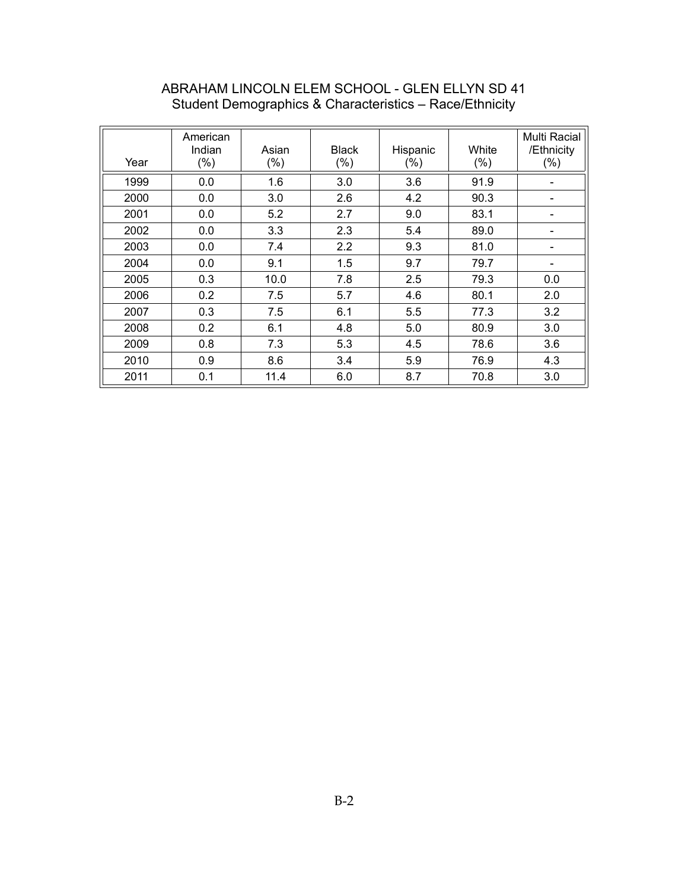## ABRAHAM LINCOLN ELEM SCHOOL - GLEN ELLYN SD 41
### Student Demographics & Characteristics – Race/Ethnicity

| Year | American Indian (%) | Asian (%) | Black (%) | Hispanic (%) | White (%) | Multi Racial /Ethnicity (%) |
|---|---|---|---|---|---|---|
| 1999 | 0.0 | 1.6 | 3.0 | 3.6 | 91.9 | - |
| 2000 | 0.0 | 3.0 | 2.6 | 4.2 | 90.3 | - |
| 2001 | 0.0 | 5.2 | 2.7 | 9.0 | 83.1 | - |
| 2002 | 0.0 | 3.3 | 2.3 | 5.4 | 89.0 | - |
| 2003 | 0.0 | 7.4 | 2.2 | 9.3 | 81.0 | - |
| 2004 | 0.0 | 9.1 | 1.5 | 9.7 | 79.7 | - |
| 2005 | 0.3 | 10.0 | 7.8 | 2.5 | 79.3 | 0.0 |
| 2006 | 0.2 | 7.5 | 5.7 | 4.6 | 80.1 | 2.0 |
| 2007 | 0.3 | 7.5 | 6.1 | 5.5 | 77.3 | 3.2 |
| 2008 | 0.2 | 6.1 | 4.8 | 5.0 | 80.9 | 3.0 |
| 2009 | 0.8 | 7.3 | 5.3 | 4.5 | 78.6 | 3.6 |
| 2010 | 0.9 | 8.6 | 3.4 | 5.9 | 76.9 | 4.3 |
| 2011 | 0.1 | 11.4 | 6.0 | 8.7 | 70.8 | 3.0 |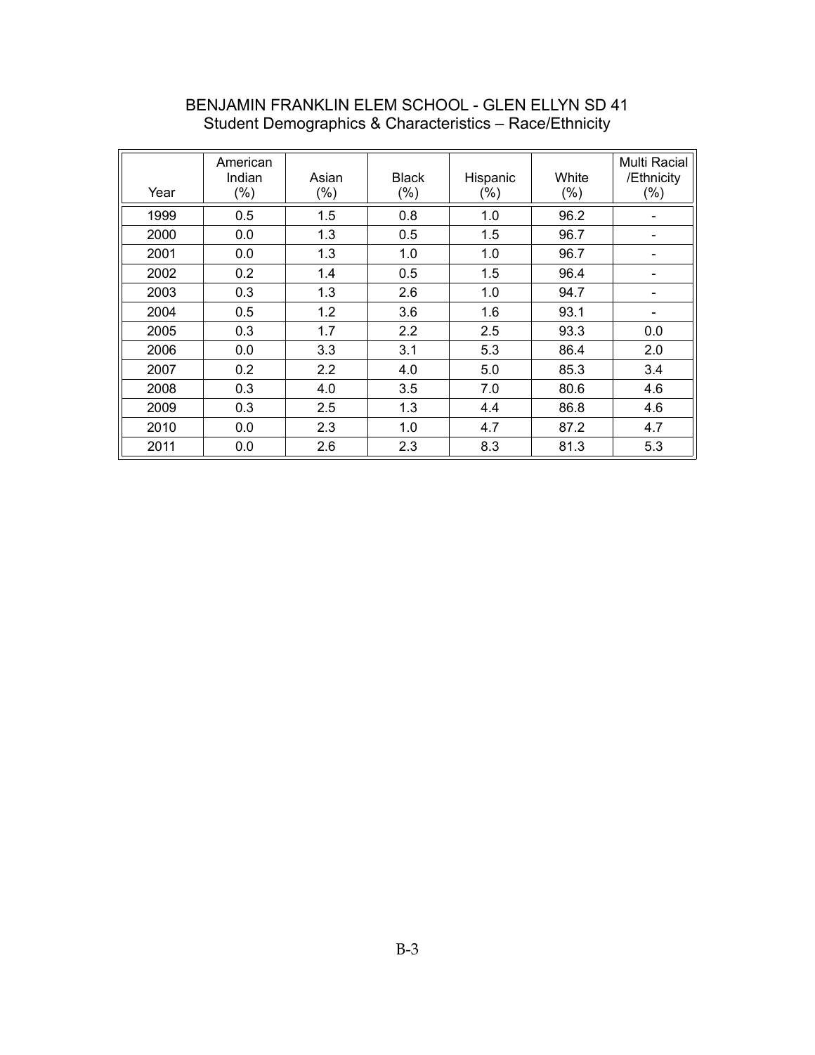# BENJAMIN FRANKLIN ELEM SCHOOL - GLEN ELLYN SD 41

## Student Demographics & Characteristics – Race/Ethnicity

| Year | American Indian (%) | Asian (%) | Black (%) | Hispanic (%) | White (%) | Multi Racial /Ethnicity (%) |
|---|---|---|---|---|---|---|
| 1999 | 0.5 | 1.5 | 0.8 | 1.0 | 96.2 | - |
| 2000 | 0.0 | 1.3 | 0.5 | 1.5 | 96.7 | - |
| 2001 | 0.0 | 1.3 | 1.0 | 1.0 | 96.7 | - |
| 2002 | 0.2 | 1.4 | 0.5 | 1.5 | 96.4 | - |
| 2003 | 0.3 | 1.3 | 2.6 | 1.0 | 94.7 | - |
| 2004 | 0.5 | 1.2 | 3.6 | 1.6 | 93.1 | - |
| 2005 | 0.3 | 1.7 | 2.2 | 2.5 | 93.3 | 0.0 |
| 2006 | 0.0 | 3.3 | 3.1 | 5.3 | 86.4 | 2.0 |
| 2007 | 0.2 | 2.2 | 4.0 | 5.0 | 85.3 | 3.4 |
| 2008 | 0.3 | 4.0 | 3.5 | 7.0 | 80.6 | 4.6 |
| 2009 | 0.3 | 2.5 | 1.3 | 4.4 | 86.8 | 4.6 |
| 2010 | 0.0 | 2.3 | 1.0 | 4.7 | 87.2 | 4.7 |
| 2011 | 0.0 | 2.6 | 2.3 | 8.3 | 81.3 | 5.3 |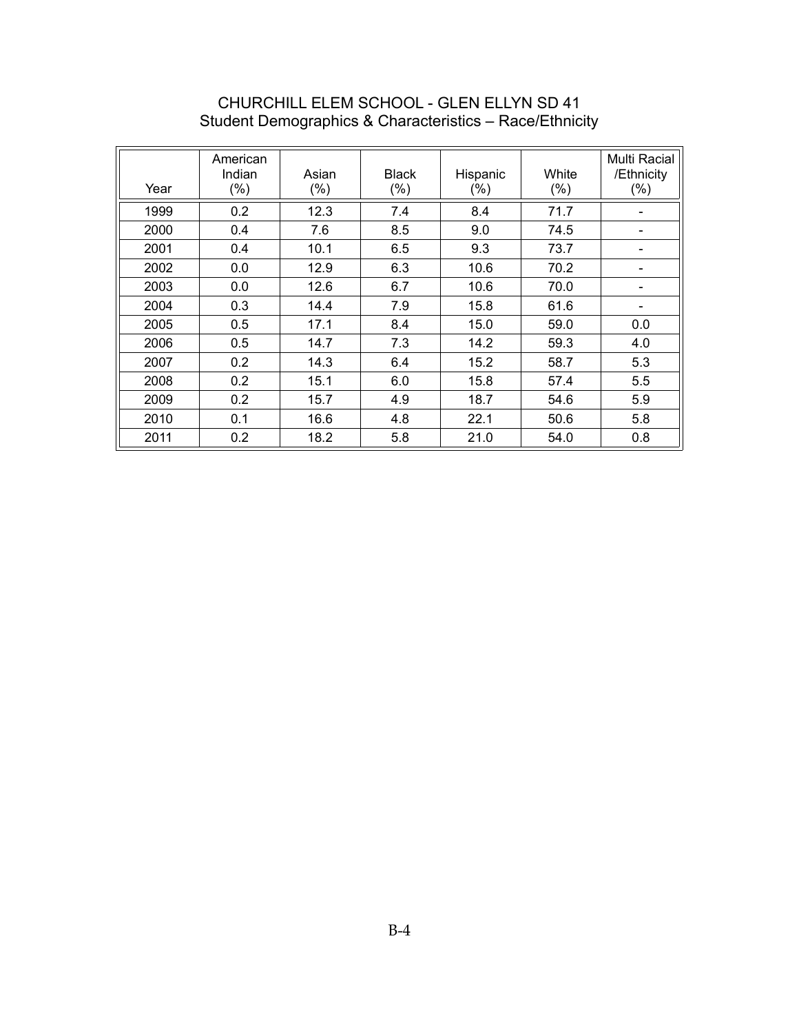# CHURCHILL ELEM SCHOOL - GLEN ELLYN SD 41

## Student Demographics & Characteristics – Race/Ethnicity

| Year | American Indian (%) | Asian (%) | Black (%) | Hispanic (%) | White (%) | Multi Racial /Ethnicity (%) |
|---|---|---|---|---|---|---|
| 1999 | 0.2 | 12.3 | 7.4 | 8.4 | 71.7 | - |
| 2000 | 0.4 | 7.6 | 8.5 | 9.0 | 74.5 | - |
| 2001 | 0.4 | 10.1 | 6.5 | 9.3 | 73.7 | - |
| 2002 | 0.0 | 12.9 | 6.3 | 10.6 | 70.2 | - |
| 2003 | 0.0 | 12.6 | 6.7 | 10.6 | 70.0 | - |
| 2004 | 0.3 | 14.4 | 7.9 | 15.8 | 61.6 | - |
| 2005 | 0.5 | 17.1 | 8.4 | 15.0 | 59.0 | 0.0 |
| 2006 | 0.5 | 14.7 | 7.3 | 14.2 | 59.3 | 4.0 |
| 2007 | 0.2 | 14.3 | 6.4 | 15.2 | 58.7 | 5.3 |
| 2008 | 0.2 | 15.1 | 6.0 | 15.8 | 57.4 | 5.5 |
| 2009 | 0.2 | 15.7 | 4.9 | 18.7 | 54.6 | 5.9 |
| 2010 | 0.1 | 16.6 | 4.8 | 22.1 | 50.6 | 5.8 |
| 2011 | 0.2 | 18.2 | 5.8 | 21.0 | 54.0 | 0.8 |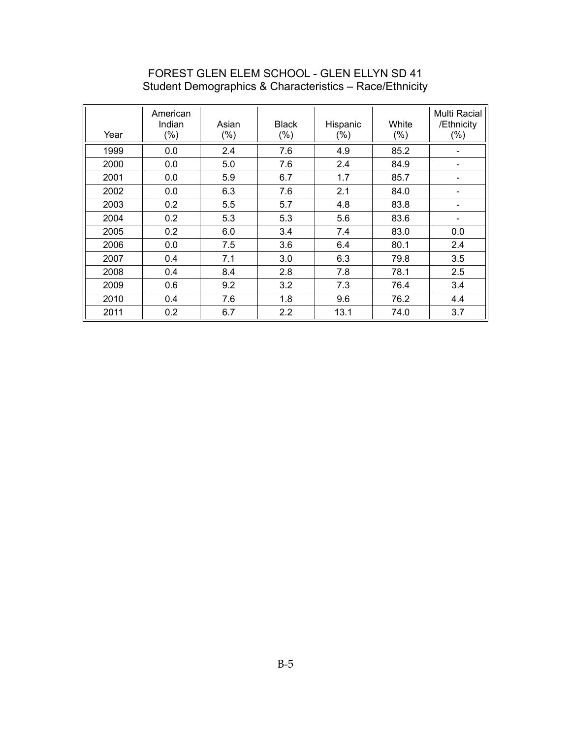# FOREST GLEN ELEM SCHOOL - GLEN ELLYN SD 41
## Student Demographics & Characteristics – Race/Ethnicity

| Year | American Indian (%) | Asian (%) | Black (%) | Hispanic (%) | White (%) | Multi Racial /Ethnicity (%) |
|---|---|---|---|---|---|---|
| 1999 | 0.0 | 2.4 | 7.6 | 4.9 | 85.2 | - |
| 2000 | 0.0 | 5.0 | 7.6 | 2.4 | 84.9 | - |
| 2001 | 0.0 | 5.9 | 6.7 | 1.7 | 85.7 | - |
| 2002 | 0.0 | 6.3 | 7.6 | 2.1 | 84.0 | - |
| 2003 | 0.2 | 5.5 | 5.7 | 4.8 | 83.8 | - |
| 2004 | 0.2 | 5.3 | 5.3 | 5.6 | 83.6 | - |
| 2005 | 0.2 | 6.0 | 3.4 | 7.4 | 83.0 | 0.0 |
| 2006 | 0.0 | 7.5 | 3.6 | 6.4 | 80.1 | 2.4 |
| 2007 | 0.4 | 7.1 | 3.0 | 6.3 | 79.8 | 3.5 |
| 2008 | 0.4 | 8.4 | 2.8 | 7.8 | 78.1 | 2.5 |
| 2009 | 0.6 | 9.2 | 3.2 | 7.3 | 76.4 | 3.4 |
| 2010 | 0.4 | 7.6 | 1.8 | 9.6 | 76.2 | 4.4 |
| 2011 | 0.2 | 6.7 | 2.2 | 13.1 | 74.0 | 3.7 |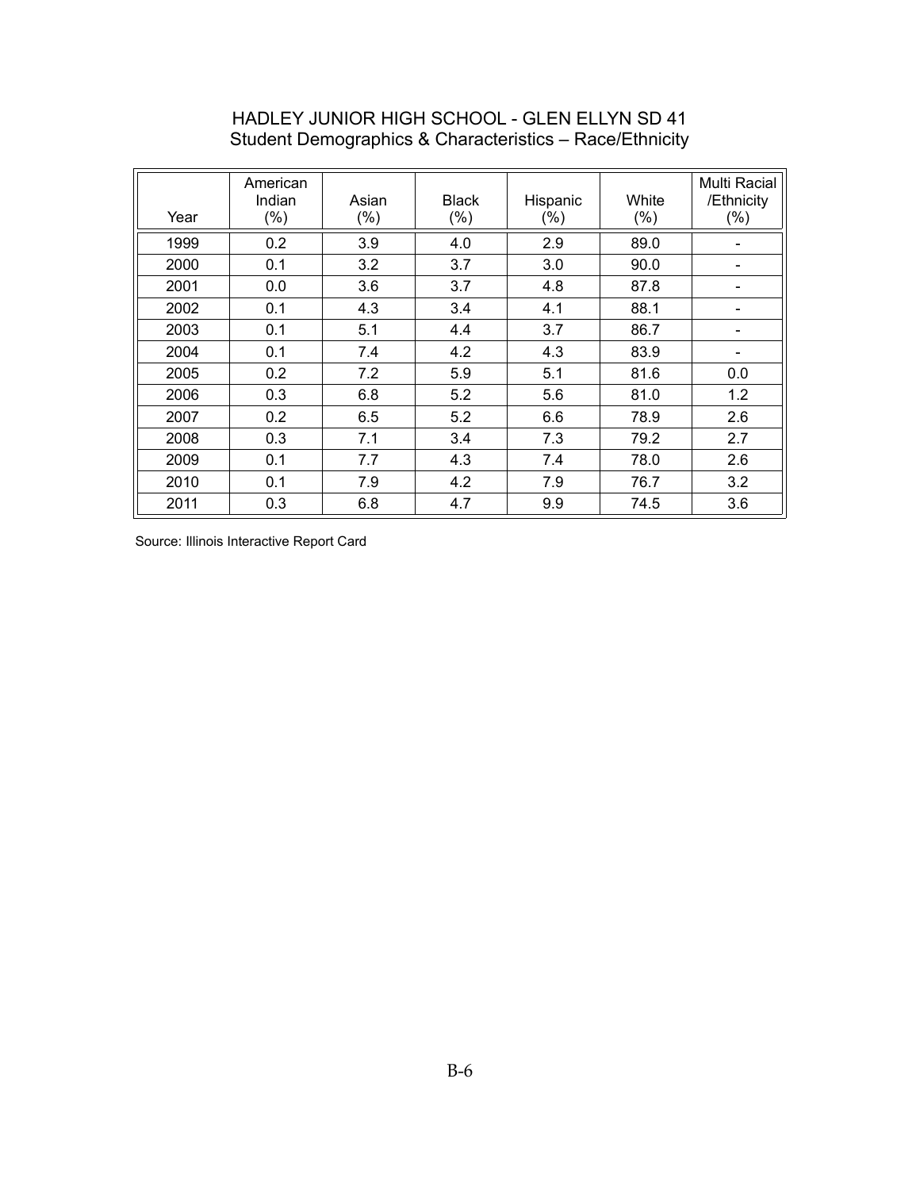# HADLEY JUNIOR HIGH SCHOOL - GLEN ELLYN SD 41

## Student Demographics & Characteristics – Race/Ethnicity

| Year | American Indian (%) | Asian (%) | Black (%) | Hispanic (%) | White (%) | Multi Racial /Ethnicity (%) |
|---|---|---|---|---|---|---|
| 1999 | 0.2 | 3.9 | 4.0 | 2.9 | 89.0 | - |
| 2000 | 0.1 | 3.2 | 3.7 | 3.0 | 90.0 | - |
| 2001 | 0.0 | 3.6 | 3.7 | 4.8 | 87.8 | - |
| 2002 | 0.1 | 4.3 | 3.4 | 4.1 | 88.1 | - |
| 2003 | 0.1 | 5.1 | 4.4 | 3.7 | 86.7 | - |
| 2004 | 0.1 | 7.4 | 4.2 | 4.3 | 83.9 | - |
| 2005 | 0.2 | 7.2 | 5.9 | 5.1 | 81.6 | 0.0 |
| 2006 | 0.3 | 6.8 | 5.2 | 5.6 | 81.0 | 1.2 |
| 2007 | 0.2 | 6.5 | 5.2 | 6.6 | 78.9 | 2.6 |
| 2008 | 0.3 | 7.1 | 3.4 | 7.3 | 79.2 | 2.7 |
| 2009 | 0.1 | 7.7 | 4.3 | 7.4 | 78.0 | 2.6 |
| 2010 | 0.1 | 7.9 | 4.2 | 7.9 | 76.7 | 3.2 |
| 2011 | 0.3 | 6.8 | 4.7 | 9.9 | 74.5 | 3.6 |

Source: Illinois Interactive Report Card